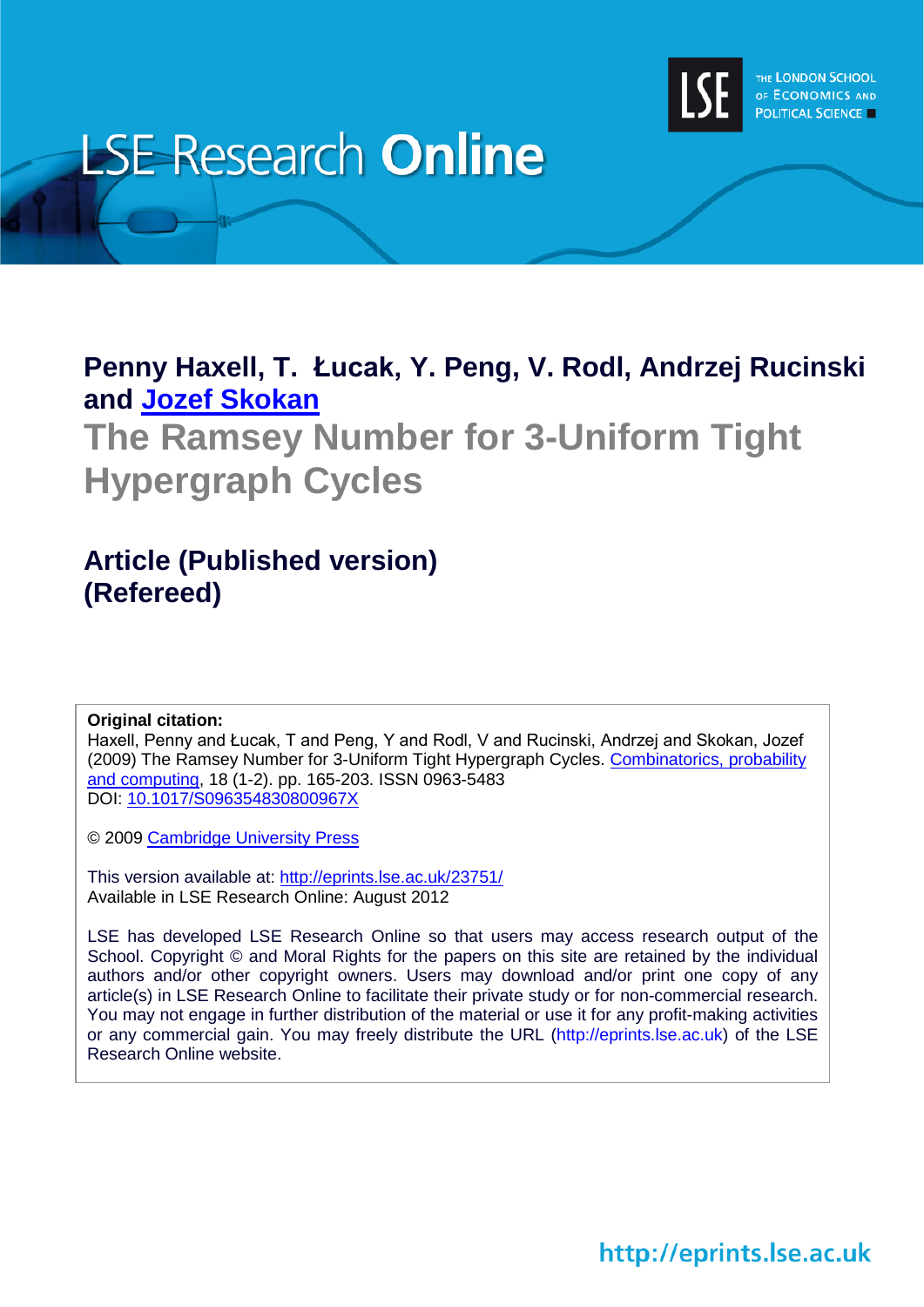# LSE Research Online

THE LONDON SCHOOL OF ECONOMICS AND POLITICAL SCIENCE

**Penny Haxell, T. Łucak, Y. Peng, V. Rodl, Andrzej Rucinski and Jozef Skokan**

# The Ramsey Number for 3-Uniform Tight Hypergraph Cycles

## Article (Published version) (Refereed)

**Original citation:**
Haxell, Penny and Łucak, T and Peng, Y and Rodl, V and Rucinski, Andrzej and Skokan, Jozef (2009) The Ramsey Number for 3-Uniform Tight Hypergraph Cycles. Combinatorics, probability and computing, 18 (1-2). pp. 165-203. ISSN 0963-5483
DOI: 10.1017/S096354830800967X

© 2009 Cambridge University Press

This version available at: http://eprints.lse.ac.uk/23751/
Available in LSE Research Online: August 2012

LSE has developed LSE Research Online so that users may access research output of the School. Copyright © and Moral Rights for the papers on this site are retained by the individual authors and/or other copyright owners. Users may download and/or print one copy of any article(s) in LSE Research Online to facilitate their private study or for non-commercial research. You may not engage in further distribution of the material or use it for any profit-making activities or any commercial gain. You may freely distribute the URL (http://eprints.lse.ac.uk) of the LSE Research Online website.

http://eprints.lse.ac.uk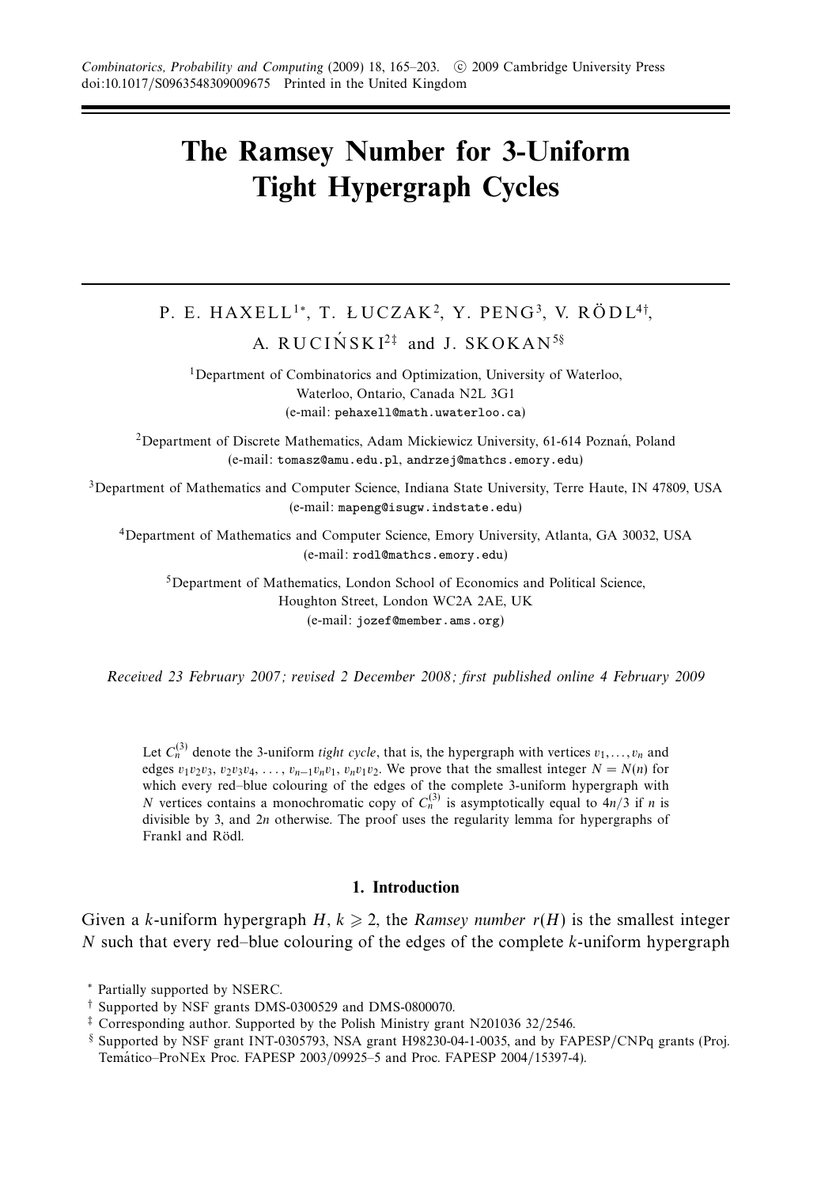Combinatorics, Probability and Computing (2009) 18, 165–203. © 2009 Cambridge University Press
doi:10.1017/S0963548309009675 Printed in the United Kingdom

# The Ramsey Number for 3-Uniform Tight Hypergraph Cycles

P. E. HAXELL[1*], T. ŁUCZAK[2], Y. PENG[3], V. RÖDL[4†], A. RUCIŃSKI[2‡] and J. SKOKAN[5§]

[1]Department of Combinatorics and Optimization, University of Waterloo, Waterloo, Ontario, Canada N2L 3G1
(e-mail: pehaxell@math.uwaterloo.ca)

[2]Department of Discrete Mathematics, Adam Mickiewicz University, 61-614 Poznań, Poland
(e-mail: tomasz@amu.edu.pl, andrzej@mathcs.emory.edu)

[3]Department of Mathematics and Computer Science, Indiana State University, Terre Haute, IN 47809, USA
(e-mail: mapeng@isugw.indstate.edu)

[4]Department of Mathematics and Computer Science, Emory University, Atlanta, GA 30032, USA
(e-mail: rodl@mathcs.emory.edu)

[5]Department of Mathematics, London School of Economics and Political Science, Houghton Street, London WC2A 2AE, UK
(e-mail: jozef@member.ams.org)

*Received 23 February 2007; revised 2 December 2008; first published online 4 February 2009*

Let $C_n^{(3)}$ denote the 3-uniform *tight cycle*, that is, the hypergraph with vertices $v_1, \ldots, v_n$ and edges $v_1v_2v_3$, $v_2v_3v_4$, $\ldots$, $v_{n-1}v_nv_1$, $v_nv_1v_2$. We prove that the smallest integer $N = N(n)$ for which every red–blue colouring of the edges of the complete 3-uniform hypergraph with $N$ vertices contains a monochromatic copy of $C_n^{(3)}$ is asymptotically equal to $4n/3$ if $n$ is divisible by 3, and $2n$ otherwise. The proof uses the regularity lemma for hypergraphs of Frankl and Rödl.

## 1. Introduction

Given a $k$-uniform hypergraph $H$, $k \geqslant 2$, the *Ramsey number* $r(H)$ is the smallest integer $N$ such that every red–blue colouring of the edges of the complete $k$-uniform hypergraph

* Partially supported by NSERC.

† Supported by NSF grants DMS-0300529 and DMS-0800070.

‡ Corresponding author. Supported by the Polish Ministry grant N201036 32/2546.

§ Supported by NSF grant INT-0305793, NSA grant H98230-04-1-0035, and by FAPESP/CNPq grants (Proj. Temático–ProNEx Proc. FAPESP 2003/09925–5 and Proc. FAPESP 2004/15397-4).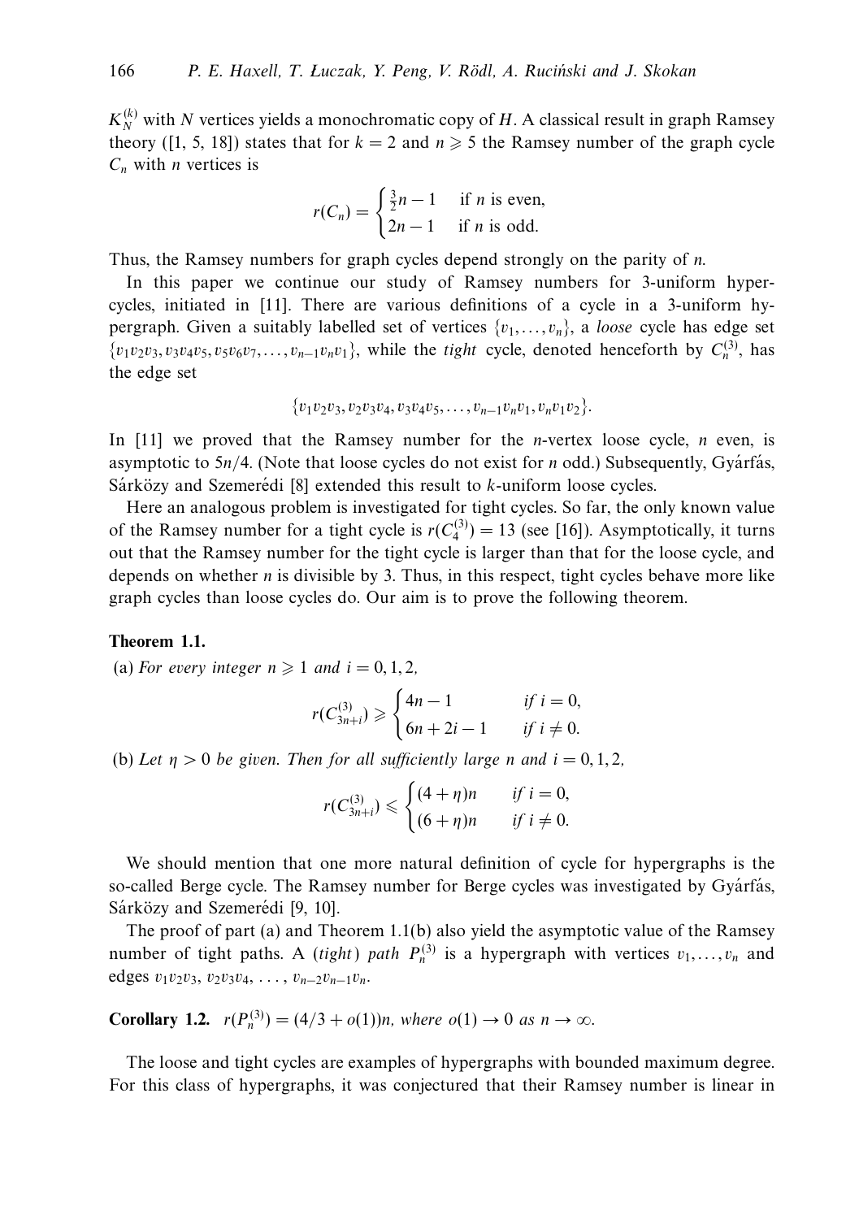$K_N^{(k)}$ with $N$ vertices yields a monochromatic copy of $H$. A classical result in graph Ramsey theory ([1, 5, 18]) states that for $k = 2$ and $n \geqslant 5$ the Ramsey number of the graph cycle $C_n$ with $n$ vertices is

$$r(C_n) = \begin{cases} \frac{3}{2}n - 1 & \text{if } n \text{ is even,} \\ 2n - 1 & \text{if } n \text{ is odd.} \end{cases}$$

Thus, the Ramsey numbers for graph cycles depend strongly on the parity of $n$.

In this paper we continue our study of Ramsey numbers for 3-uniform hypercycles, initiated in [11]. There are various definitions of a cycle in a 3-uniform hypergraph. Given a suitably labelled set of vertices $\{v_1, \ldots, v_n\}$, a *loose* cycle has edge set $\{v_1v_2v_3, v_3v_4v_5, v_5v_6v_7, \ldots, v_{n-1}v_nv_1\}$, while the *tight* cycle, denoted henceforth by $C_n^{(3)}$, has the edge set

$$\{v_1v_2v_3, v_2v_3v_4, v_3v_4v_5, \ldots, v_{n-1}v_nv_1, v_nv_1v_2\}.$$

In [11] we proved that the Ramsey number for the $n$-vertex loose cycle, $n$ even, is asymptotic to $5n/4$. (Note that loose cycles do not exist for $n$ odd.) Subsequently, Gyárfás, Sárközy and Szemerédi [8] extended this result to $k$-uniform loose cycles.

Here an analogous problem is investigated for tight cycles. So far, the only known value of the Ramsey number for a tight cycle is $r(C_4^{(3)}) = 13$ (see [16]). Asymptotically, it turns out that the Ramsey number for the tight cycle is larger than that for the loose cycle, and depends on whether $n$ is divisible by 3. Thus, in this respect, tight cycles behave more like graph cycles than loose cycles do. Our aim is to prove the following theorem.

**Theorem 1.1.**

(a) *For every integer $n \geqslant 1$ and $i = 0, 1, 2$,*

$$r(C_{3n+i}^{(3)}) \geqslant \begin{cases} 4n - 1 & \text{if } i = 0, \\ 6n + 2i - 1 & \text{if } i \neq 0. \end{cases}$$

(b) *Let $\eta > 0$ be given. Then for all sufficiently large $n$ and $i = 0, 1, 2$,*

$$r(C_{3n+i}^{(3)}) \leqslant \begin{cases} (4 + \eta)n & \text{if } i = 0, \\ (6 + \eta)n & \text{if } i \neq 0. \end{cases}$$

We should mention that one more natural definition of cycle for hypergraphs is the so-called Berge cycle. The Ramsey number for Berge cycles was investigated by Gyárfás, Sárközy and Szemerédi [9, 10].

The proof of part (a) and Theorem 1.1(b) also yield the asymptotic value of the Ramsey number of tight paths. A (*tight*) *path* $P_n^{(3)}$ is a hypergraph with vertices $v_1, \ldots, v_n$ and edges $v_1v_2v_3$, $v_2v_3v_4$, $\ldots$, $v_{n-2}v_{n-1}v_n$.

**Corollary 1.2.** $r(P_n^{(3)}) = (4/3 + o(1))n$, *where $o(1) \to 0$ as $n \to \infty$.*

The loose and tight cycles are examples of hypergraphs with bounded maximum degree. For this class of hypergraphs, it was conjectured that their Ramsey number is linear in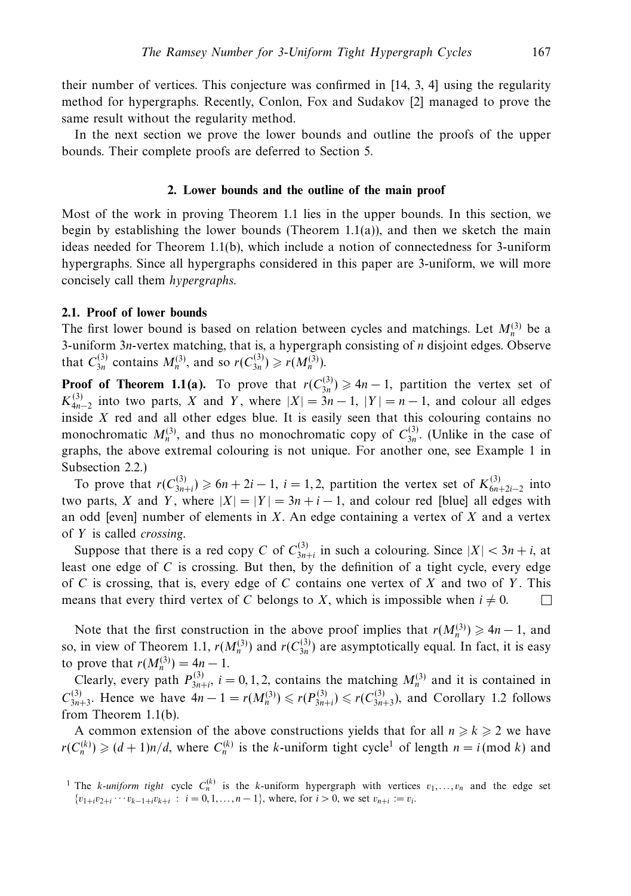their number of vertices. This conjecture was confirmed in [14, 3, 4] using the regularity method for hypergraphs. Recently, Conlon, Fox and Sudakov [2] managed to prove the same result without the regularity method.

In the next section we prove the lower bounds and outline the proofs of the upper bounds. Their complete proofs are deferred to Section 5.

## 2. Lower bounds and the outline of the main proof

Most of the work in proving Theorem 1.1 lies in the upper bounds. In this section, we begin by establishing the lower bounds (Theorem 1.1(a)), and then we sketch the main ideas needed for Theorem 1.1(b), which include a notion of connectedness for 3-uniform hypergraphs. Since all hypergraphs considered in this paper are 3-uniform, we will more concisely call them *hypergraphs*.

### 2.1. Proof of lower bounds

The first lower bound is based on relation between cycles and matchings. Let $M_n^{(3)}$ be a 3-uniform $3n$-vertex matching, that is, a hypergraph consisting of $n$ disjoint edges. Observe that $C_{3n}^{(3)}$ contains $M_n^{(3)}$, and so $r(C_{3n}^{(3)}) \geqslant r(M_n^{(3)})$.

**Proof of Theorem 1.1(a).** To prove that $r(C_{3n}^{(3)}) \geqslant 4n-1$, partition the vertex set of $K_{4n-2}^{(3)}$ into two parts, $X$ and $Y$, where $|X| = 3n-1$, $|Y| = n-1$, and colour all edges inside $X$ red and all other edges blue. It is easily seen that this colouring contains no monochromatic $M_n^{(3)}$, and thus no monochromatic copy of $C_{3n}^{(3)}$. (Unlike in the case of graphs, the above extremal colouring is not unique. For another one, see Example 1 in Subsection 2.2.)

To prove that $r(C_{3n+i}^{(3)}) \geqslant 6n+2i-1$, $i = 1, 2$, partition the vertex set of $K_{6n+2i-2}^{(3)}$ into two parts, $X$ and $Y$, where $|X| = |Y| = 3n+i-1$, and colour red [blue] all edges with an odd [even] number of elements in $X$. An edge containing a vertex of $X$ and a vertex of $Y$ is called *crossing*.

Suppose that there is a red copy $C$ of $C_{3n+i}^{(3)}$ in such a colouring. Since $|X| < 3n+i$, at least one edge of $C$ is crossing. But then, by the definition of a tight cycle, every edge of $C$ is crossing, that is, every edge of $C$ contains one vertex of $X$ and two of $Y$. This means that every third vertex of $C$ belongs to $X$, which is impossible when $i \neq 0$. □

Note that the first construction in the above proof implies that $r(M_n^{(3)}) \geqslant 4n-1$, and so, in view of Theorem 1.1, $r(M_n^{(3)})$ and $r(C_{3n}^{(3)})$ are asymptotically equal. In fact, it is easy to prove that $r(M_n^{(3)}) = 4n-1$.

Clearly, every path $P_{3n+i}^{(3)}$, $i = 0, 1, 2$, contains the matching $M_n^{(3)}$ and it is contained in $C_{3n+3}^{(3)}$. Hence we have $4n-1 = r(M_n^{(3)}) \leqslant r(P_{3n+i}^{(3)}) \leqslant r(C_{3n+3}^{(3)})$, and Corollary 1.2 follows from Theorem 1.1(b).

A common extension of the above constructions yields that for all $n \geqslant k \geqslant 2$ we have $r(C_n^{(k)}) \geqslant (d+1)n/d$, where $C_n^{(k)}$ is the $k$-uniform tight cycle[1] of length $n = i \pmod k$ and

[1] The *k-uniform tight* cycle $C_n^{(k)}$ is the $k$-uniform hypergraph with vertices $v_1, \ldots, v_n$ and the edge set $\{v_{1+i}v_{2+i}\cdots v_{k-1+i}v_{k+i} \;:\; i = 0, 1, \ldots, n-1\}$, where, for $i > 0$, we set $v_{n+i} := v_i$.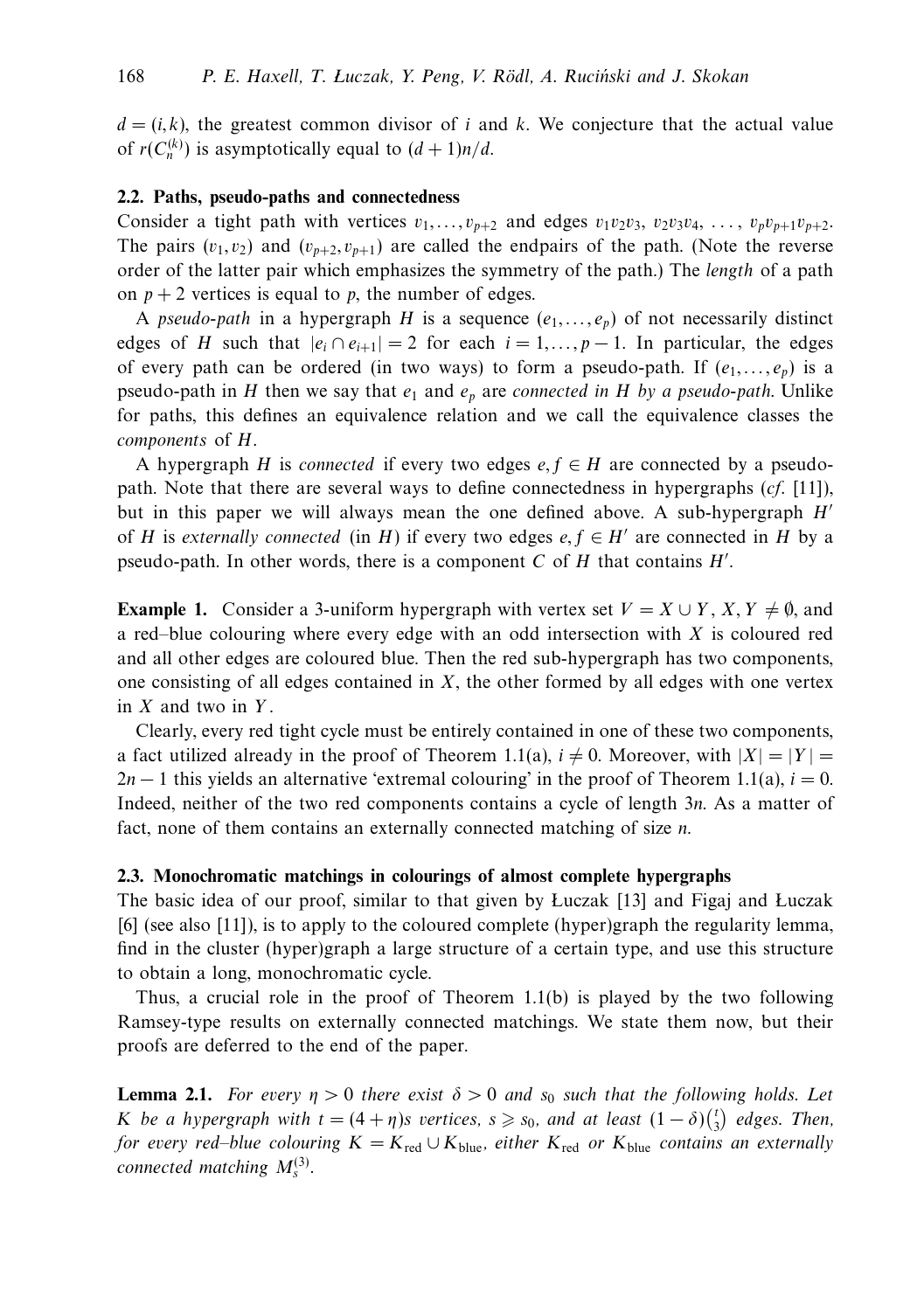$d = (i, k)$, the greatest common divisor of $i$ and $k$. We conjecture that the actual value of $r(C_n^{(k)})$ is asymptotically equal to $(d+1)n/d$.

### 2.2. Paths, pseudo-paths and connectedness

Consider a tight path with vertices $v_1, \ldots, v_{p+2}$ and edges $v_1v_2v_3$, $v_2v_3v_4$, $\ldots$, $v_pv_{p+1}v_{p+2}$. The pairs $(v_1, v_2)$ and $(v_{p+2}, v_{p+1})$ are called the endpairs of the path. (Note the reverse order of the latter pair which emphasizes the symmetry of the path.) The *length* of a path on $p+2$ vertices is equal to $p$, the number of edges.

A *pseudo-path* in a hypergraph $H$ is a sequence $(e_1, \ldots, e_p)$ of not necessarily distinct edges of $H$ such that $|e_i \cap e_{i+1}| = 2$ for each $i = 1, \ldots, p-1$. In particular, the edges of every path can be ordered (in two ways) to form a pseudo-path. If $(e_1, \ldots, e_p)$ is a pseudo-path in $H$ then we say that $e_1$ and $e_p$ are *connected in H by a pseudo-path*. Unlike for paths, this defines an equivalence relation and we call the equivalence classes the *components* of $H$.

A hypergraph $H$ is *connected* if every two edges $e, f \in H$ are connected by a pseudo-path. Note that there are several ways to define connectedness in hypergraphs (*cf.* [11]), but in this paper we will always mean the one defined above. A sub-hypergraph $H'$ of $H$ is *externally connected* (in $H$) if every two edges $e, f \in H'$ are connected in $H$ by a pseudo-path. In other words, there is a component $C$ of $H$ that contains $H'$.

**Example 1.** Consider a 3-uniform hypergraph with vertex set $V = X \cup Y$, $X, Y \neq \emptyset$, and a red–blue colouring where every edge with an odd intersection with $X$ is coloured red and all other edges are coloured blue. Then the red sub-hypergraph has two components, one consisting of all edges contained in $X$, the other formed by all edges with one vertex in $X$ and two in $Y$.

Clearly, every red tight cycle must be entirely contained in one of these two components, a fact utilized already in the proof of Theorem 1.1(a), $i \neq 0$. Moreover, with $|X| = |Y| = 2n - 1$ this yields an alternative 'extremal colouring' in the proof of Theorem 1.1(a), $i = 0$. Indeed, neither of the two red components contains a cycle of length $3n$. As a matter of fact, none of them contains an externally connected matching of size $n$.

### 2.3. Monochromatic matchings in colourings of almost complete hypergraphs

The basic idea of our proof, similar to that given by Łuczak [13] and Figaj and Łuczak [6] (see also [11]), is to apply to the coloured complete (hyper)graph the regularity lemma, find in the cluster (hyper)graph a large structure of a certain type, and use this structure to obtain a long, monochromatic cycle.

Thus, a crucial role in the proof of Theorem 1.1(b) is played by the two following Ramsey-type results on externally connected matchings. We state them now, but their proofs are deferred to the end of the paper.

**Lemma 2.1.** *For every $\eta > 0$ there exist $\delta > 0$ and $s_0$ such that the following holds. Let $K$ be a hypergraph with $t = (4+\eta)s$ vertices, $s \geqslant s_0$, and at least $(1-\delta)\binom{t}{3}$ edges. Then, for every red–blue colouring $K = K_{\text{red}} \cup K_{\text{blue}}$, either $K_{\text{red}}$ or $K_{\text{blue}}$ contains an externally connected matching $M_s^{(3)}$.*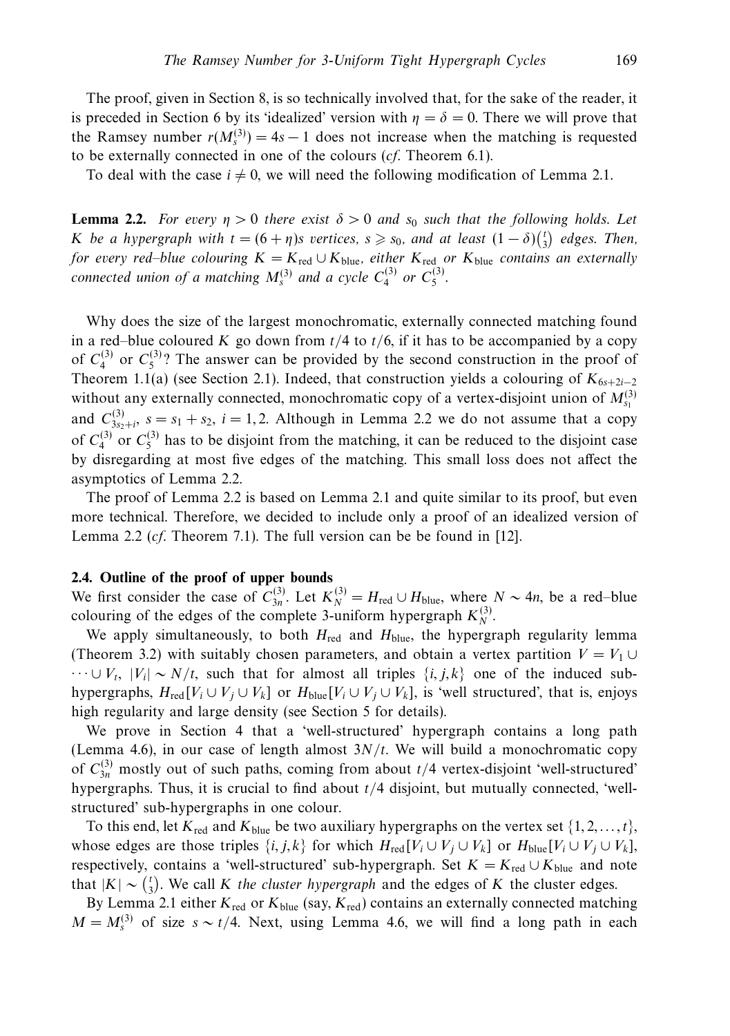The proof, given in Section 8, is so technically involved that, for the sake of the reader, it is preceded in Section 6 by its 'idealized' version with $\eta = \delta = 0$. There we will prove that the Ramsey number $r(M_s^{(3)}) = 4s - 1$ does not increase when the matching is requested to be externally connected in one of the colours (*cf.* Theorem 6.1).

To deal with the case $i \neq 0$, we will need the following modification of Lemma 2.1.

**Lemma 2.2.** *For every $\eta > 0$ there exist $\delta > 0$ and $s_0$ such that the following holds. Let $K$ be a hypergraph with $t = (6 + \eta)s$ vertices, $s \geqslant s_0$, and at least $(1 - \delta)\binom{t}{3}$ edges. Then, for every red–blue colouring $K = K_{\text{red}} \cup K_{\text{blue}}$, either $K_{\text{red}}$ or $K_{\text{blue}}$ contains an externally connected union of a matching $M_s^{(3)}$ and a cycle $C_4^{(3)}$ or $C_5^{(3)}$.*

Why does the size of the largest monochromatic, externally connected matching found in a red–blue coloured $K$ go down from $t/4$ to $t/6$, if it has to be accompanied by a copy of $C_4^{(3)}$ or $C_5^{(3)}$? The answer can be provided by the second construction in the proof of Theorem 1.1(a) (see Section 2.1). Indeed, that construction yields a colouring of $K_{6s+2i-2}$ without any externally connected, monochromatic copy of a vertex-disjoint union of $M_{s_1}^{(3)}$ and $C_{3s_2+i}^{(3)}$, $s = s_1 + s_2$, $i = 1, 2$. Although in Lemma 2.2 we do not assume that a copy of $C_4^{(3)}$ or $C_5^{(3)}$ has to be disjoint from the matching, it can be reduced to the disjoint case by disregarding at most five edges of the matching. This small loss does not affect the asymptotics of Lemma 2.2.

The proof of Lemma 2.2 is based on Lemma 2.1 and quite similar to its proof, but even more technical. Therefore, we decided to include only a proof of an idealized version of Lemma 2.2 (*cf.* Theorem 7.1). The full version can be be found in [12].

### 2.4. Outline of the proof of upper bounds

We first consider the case of $C_{3n}^{(3)}$. Let $K_N^{(3)} = H_{\text{red}} \cup H_{\text{blue}}$, where $N \sim 4n$, be a red–blue colouring of the edges of the complete 3-uniform hypergraph $K_N^{(3)}$.

We apply simultaneously, to both $H_{\text{red}}$ and $H_{\text{blue}}$, the hypergraph regularity lemma (Theorem 3.2) with suitably chosen parameters, and obtain a vertex partition $V = V_1 \cup \cdots \cup V_t$, $|V_i| \sim N/t$, such that for almost all triples $\{i, j, k\}$ one of the induced sub-hypergraphs, $H_{\text{red}}[V_i \cup V_j \cup V_k]$ or $H_{\text{blue}}[V_i \cup V_j \cup V_k]$, is 'well structured', that is, enjoys high regularity and large density (see Section 5 for details).

We prove in Section 4 that a 'well-structured' hypergraph contains a long path (Lemma 4.6), in our case of length almost $3N/t$. We will build a monochromatic copy of $C_{3n}^{(3)}$ mostly out of such paths, coming from about $t/4$ vertex-disjoint 'well-structured' hypergraphs. Thus, it is crucial to find about $t/4$ disjoint, but mutually connected, 'well-structured' sub-hypergraphs in one colour.

To this end, let $K_{\text{red}}$ and $K_{\text{blue}}$ be two auxiliary hypergraphs on the vertex set $\{1, 2, \ldots, t\}$, whose edges are those triples $\{i, j, k\}$ for which $H_{\text{red}}[V_i \cup V_j \cup V_k]$ or $H_{\text{blue}}[V_i \cup V_j \cup V_k]$, respectively, contains a 'well-structured' sub-hypergraph. Set $K = K_{\text{red}} \cup K_{\text{blue}}$ and note that $|K| \sim \binom{t}{3}$. We call $K$ *the cluster hypergraph* and the edges of $K$ the cluster edges.

By Lemma 2.1 either $K_{\text{red}}$ or $K_{\text{blue}}$ (say, $K_{\text{red}}$) contains an externally connected matching $M = M_s^{(3)}$ of size $s \sim t/4$. Next, using Lemma 4.6, we will find a long path in each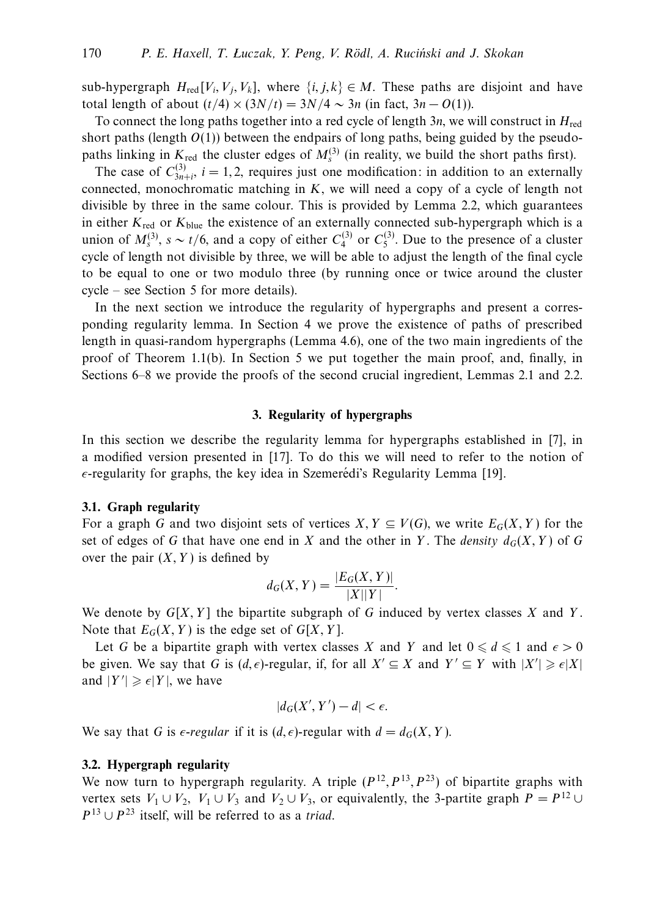sub-hypergraph $H_{\text{red}}[V_i, V_j, V_k]$, where $\{i, j, k\} \in M$. These paths are disjoint and have total length of about $(t/4) \times (3N/t) = 3N/4 \sim 3n$ (in fact, $3n - O(1)$).

To connect the long paths together into a red cycle of length $3n$, we will construct in $H_{\text{red}}$ short paths (length $O(1)$) between the endpairs of long paths, being guided by the pseudo-paths linking in $K_{\text{red}}$ the cluster edges of $M_s^{(3)}$ (in reality, we build the short paths first).

The case of $C_{3n+i}^{(3)}$, $i = 1, 2$, requires just one modification: in addition to an externally connected, monochromatic matching in $K$, we will need a copy of a cycle of length not divisible by three in the same colour. This is provided by Lemma 2.2, which guarantees in either $K_{\text{red}}$ or $K_{\text{blue}}$ the existence of an externally connected sub-hypergraph which is a union of $M_s^{(3)}$, $s \sim t/6$, and a copy of either $C_4^{(3)}$ or $C_5^{(3)}$. Due to the presence of a cluster cycle of length not divisible by three, we will be able to adjust the length of the final cycle to be equal to one or two modulo three (by running once or twice around the cluster cycle – see Section 5 for more details).

In the next section we introduce the regularity of hypergraphs and present a corresponding regularity lemma. In Section 4 we prove the existence of paths of prescribed length in quasi-random hypergraphs (Lemma 4.6), one of the two main ingredients of the proof of Theorem 1.1(b). In Section 5 we put together the main proof, and, finally, in Sections 6–8 we provide the proofs of the second crucial ingredient, Lemmas 2.1 and 2.2.

## 3. Regularity of hypergraphs

In this section we describe the regularity lemma for hypergraphs established in [7], in a modified version presented in [17]. To do this we will need to refer to the notion of $\epsilon$-regularity for graphs, the key idea in Szemerédi's Regularity Lemma [19].

### 3.1. Graph regularity

For a graph $G$ and two disjoint sets of vertices $X, Y \subseteq V(G)$, we write $E_G(X, Y)$ for the set of edges of $G$ that have one end in $X$ and the other in $Y$. The *density* $d_G(X, Y)$ of $G$ over the pair $(X, Y)$ is defined by

$$d_G(X, Y) = \frac{|E_G(X, Y)|}{|X||Y|}.$$

We denote by $G[X, Y]$ the bipartite subgraph of $G$ induced by vertex classes $X$ and $Y$. Note that $E_G(X, Y)$ is the edge set of $G[X, Y]$.

Let $G$ be a bipartite graph with vertex classes $X$ and $Y$ and let $0 \leqslant d \leqslant 1$ and $\epsilon > 0$ be given. We say that $G$ is $(d, \epsilon)$-regular, if, for all $X' \subseteq X$ and $Y' \subseteq Y$ with $|X'| \geqslant \epsilon|X|$ and $|Y'| \geqslant \epsilon|Y|$, we have

$$|d_G(X', Y') - d| < \epsilon.$$

We say that $G$ is *$\epsilon$-regular* if it is $(d, \epsilon)$-regular with $d = d_G(X, Y)$.

### 3.2. Hypergraph regularity

We now turn to hypergraph regularity. A triple $(P^{12}, P^{13}, P^{23})$ of bipartite graphs with vertex sets $V_1 \cup V_2$, $V_1 \cup V_3$ and $V_2 \cup V_3$, or equivalently, the 3-partite graph $P = P^{12} \cup P^{13} \cup P^{23}$ itself, will be referred to as a *triad*.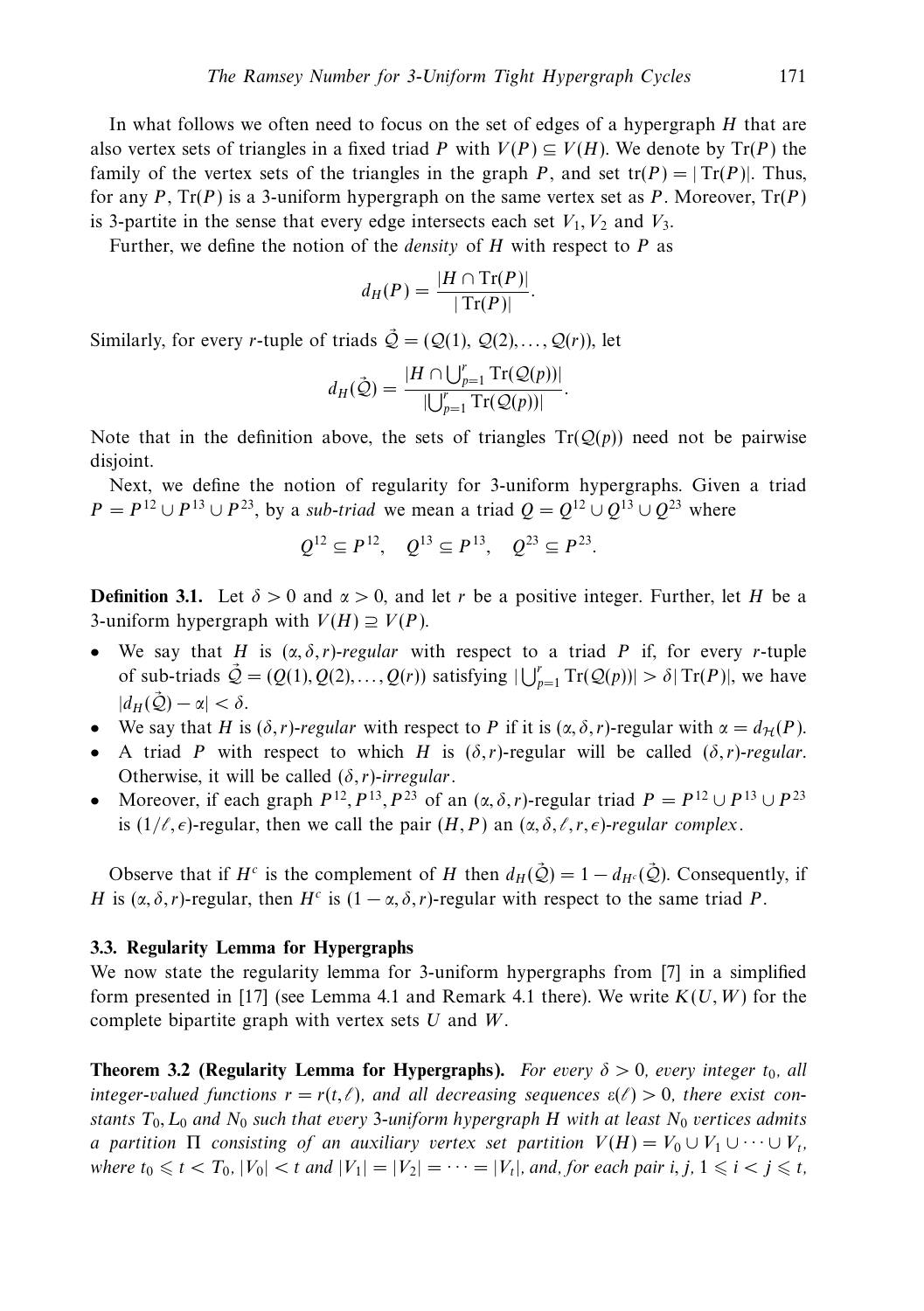In what follows we often need to focus on the set of edges of a hypergraph $H$ that are also vertex sets of triangles in a fixed triad $P$ with $V(P) \subseteq V(H)$. We denote by $\mathrm{Tr}(P)$ the family of the vertex sets of the triangles in the graph $P$, and set $\mathrm{tr}(P) = |\mathrm{Tr}(P)|$. Thus, for any $P$, $\mathrm{Tr}(P)$ is a 3-uniform hypergraph on the same vertex set as $P$. Moreover, $\mathrm{Tr}(P)$ is 3-partite in the sense that every edge intersects each set $V_1, V_2$ and $V_3$.

Further, we define the notion of the *density* of $H$ with respect to $P$ as

$$d_H(P) = \frac{|H \cap \mathrm{Tr}(P)|}{|\mathrm{Tr}(P)|}.$$

Similarly, for every $r$-tuple of triads $\vec{\mathcal{Q}} = (\mathcal{Q}(1), \mathcal{Q}(2), \ldots, \mathcal{Q}(r))$, let

$$d_H(\vec{\mathcal{Q}}) = \frac{|H \cap \bigcup_{p=1}^{r} \mathrm{Tr}(\mathcal{Q}(p))|}{|\bigcup_{p=1}^{r} \mathrm{Tr}(\mathcal{Q}(p))|}.$$

Note that in the definition above, the sets of triangles $\mathrm{Tr}(\mathcal{Q}(p))$ need not be pairwise disjoint.

Next, we define the notion of regularity for 3-uniform hypergraphs. Given a triad $P = P^{12} \cup P^{13} \cup P^{23}$, by a *sub-triad* we mean a triad $Q = Q^{12} \cup Q^{13} \cup Q^{23}$ where

$$Q^{12} \subseteq P^{12}, \quad Q^{13} \subseteq P^{13}, \quad Q^{23} \subseteq P^{23}.$$

**Definition 3.1.** Let $\delta > 0$ and $\alpha > 0$, and let $r$ be a positive integer. Further, let $H$ be a 3-uniform hypergraph with $V(H) \supseteq V(P)$.

- We say that $H$ is $(\alpha, \delta, r)$-*regular* with respect to a triad $P$ if, for every $r$-tuple of sub-triads $\vec{\mathcal{Q}} = (Q(1), Q(2), \ldots, Q(r))$ satisfying $|\bigcup_{p=1}^{r} \mathrm{Tr}(\mathcal{Q}(p))| > \delta |\mathrm{Tr}(P)|$, we have $|d_H(\vec{\mathcal{Q}}) - \alpha| < \delta$.
- We say that $H$ is $(\delta, r)$-*regular* with respect to $P$ if it is $(\alpha, \delta, r)$-regular with $\alpha = d_{\mathcal{H}}(P)$.
- A triad $P$ with respect to which $H$ is $(\delta, r)$-regular will be called $(\delta, r)$-*regular*. Otherwise, it will be called $(\delta, r)$-*irregular*.
- Moreover, if each graph $P^{12}, P^{13}, P^{23}$ of an $(\alpha, \delta, r)$-regular triad $P = P^{12} \cup P^{13} \cup P^{23}$ is $(1/\ell, \epsilon)$-regular, then we call the pair $(H, P)$ an $(\alpha, \delta, \ell, r, \epsilon)$-*regular complex*.

Observe that if $H^c$ is the complement of $H$ then $d_H(\vec{\mathcal{Q}}) = 1 - d_{H^c}(\vec{\mathcal{Q}})$. Consequently, if $H$ is $(\alpha, \delta, r)$-regular, then $H^c$ is $(1 - \alpha, \delta, r)$-regular with respect to the same triad $P$.

### 3.3. Regularity Lemma for Hypergraphs

We now state the regularity lemma for 3-uniform hypergraphs from [7] in a simplified form presented in [17] (see Lemma 4.1 and Remark 4.1 there). We write $K(U, W)$ for the complete bipartite graph with vertex sets $U$ and $W$.

**Theorem 3.2 (Regularity Lemma for Hypergraphs).** *For every $\delta > 0$, every integer $t_0$, all integer-valued functions $r = r(t, \ell)$, and all decreasing sequences $\varepsilon(\ell) > 0$, there exist constants $T_0, L_0$ and $N_0$ such that every 3-uniform hypergraph $H$ with at least $N_0$ vertices admits a partition $\Pi$ consisting of an auxiliary vertex set partition $V(H) = V_0 \cup V_1 \cup \cdots \cup V_t$, where $t_0 \leqslant t < T_0$, $|V_0| < t$ and $|V_1| = |V_2| = \cdots = |V_t|$, and, for each pair $i, j$, $1 \leqslant i < j \leqslant t$,*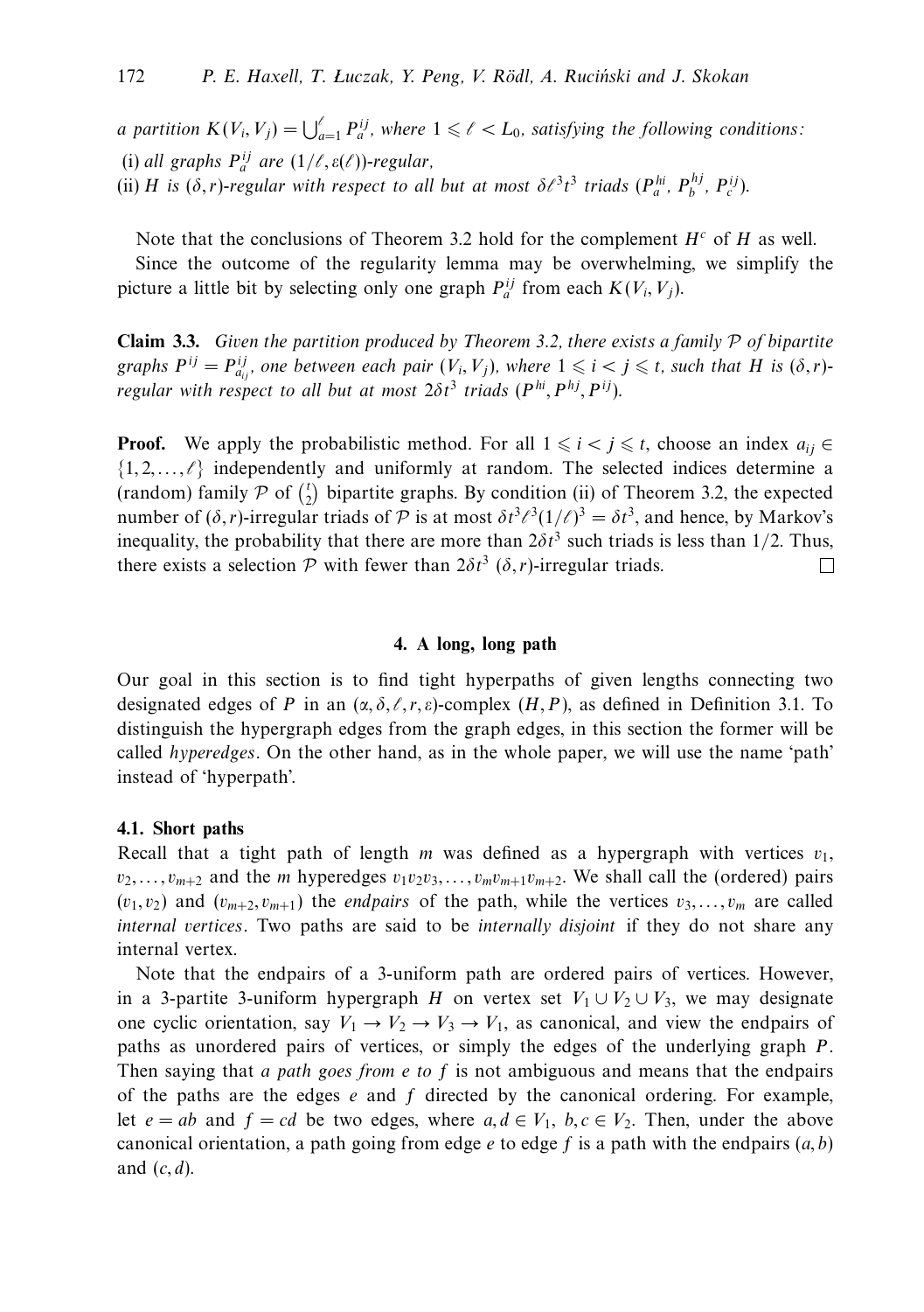*a partition $K(V_i, V_j) = \bigcup_{a=1}^{\ell} P_a^{ij}$, where $1 \leqslant \ell < L_0$, satisfying the following conditions:*

(i) *all graphs $P_a^{ij}$ are $(1/\ell, \varepsilon(\ell))$-regular,*

(ii) *$H$ is $(\delta, r)$-regular with respect to all but at most $\delta\ell^3 t^3$ triads $(P_a^{hi}, P_b^{hj}, P_c^{ij})$.*

Note that the conclusions of Theorem 3.2 hold for the complement $H^c$ of $H$ as well.

Since the outcome of the regularity lemma may be overwhelming, we simplify the picture a little bit by selecting only one graph $P_a^{ij}$ from each $K(V_i, V_j)$.

**Claim 3.3.** *Given the partition produced by Theorem 3.2, there exists a family $\mathcal{P}$ of bipartite graphs $P^{ij} = P_{a_{ij}}^{ij}$, one between each pair $(V_i, V_j)$, where $1 \leqslant i < j \leqslant t$, such that $H$ is $(\delta, r)$-regular with respect to all but at most $2\delta t^3$ triads $(P^{hi}, P^{hj}, P^{ij})$.*

**Proof.** We apply the probabilistic method. For all $1 \leqslant i < j \leqslant t$, choose an index $a_{ij} \in \{1, 2, \ldots, \ell\}$ independently and uniformly at random. The selected indices determine a (random) family $\mathcal{P}$ of $\binom{t}{2}$ bipartite graphs. By condition (ii) of Theorem 3.2, the expected number of $(\delta, r)$-irregular triads of $\mathcal{P}$ is at most $\delta t^3 \ell^3 (1/\ell)^3 = \delta t^3$, and hence, by Markov's inequality, the probability that there are more than $2\delta t^3$ such triads is less than $1/2$. Thus, there exists a selection $\mathcal{P}$ with fewer than $2\delta t^3$ $(\delta, r)$-irregular triads. □

## 4. A long, long path

Our goal in this section is to find tight hyperpaths of given lengths connecting two designated edges of $P$ in an $(\alpha, \delta, \ell, r, \varepsilon)$-complex $(H, P)$, as defined in Definition 3.1. To distinguish the hypergraph edges from the graph edges, in this section the former will be called *hyperedges*. On the other hand, as in the whole paper, we will use the name 'path' instead of 'hyperpath'.

### 4.1. Short paths

Recall that a tight path of length $m$ was defined as a hypergraph with vertices $v_1, v_2, \ldots, v_{m+2}$ and the $m$ hyperedges $v_1v_2v_3, \ldots, v_mv_{m+1}v_{m+2}$. We shall call the (ordered) pairs $(v_1, v_2)$ and $(v_{m+2}, v_{m+1})$ the *endpairs* of the path, while the vertices $v_3, \ldots, v_m$ are called *internal vertices*. Two paths are said to be *internally disjoint* if they do not share any internal vertex.

Note that the endpairs of a 3-uniform path are ordered pairs of vertices. However, in a 3-partite 3-uniform hypergraph $H$ on vertex set $V_1 \cup V_2 \cup V_3$, we may designate one cyclic orientation, say $V_1 \to V_2 \to V_3 \to V_1$, as canonical, and view the endpairs of paths as unordered pairs of vertices, or simply the edges of the underlying graph $P$. Then saying that *a path goes from $e$ to $f$* is not ambiguous and means that the endpairs of the paths are the edges $e$ and $f$ directed by the canonical ordering. For example, let $e = ab$ and $f = cd$ be two edges, where $a, d \in V_1$, $b, c \in V_2$. Then, under the above canonical orientation, a path going from edge $e$ to edge $f$ is a path with the endpairs $(a, b)$ and $(c, d)$.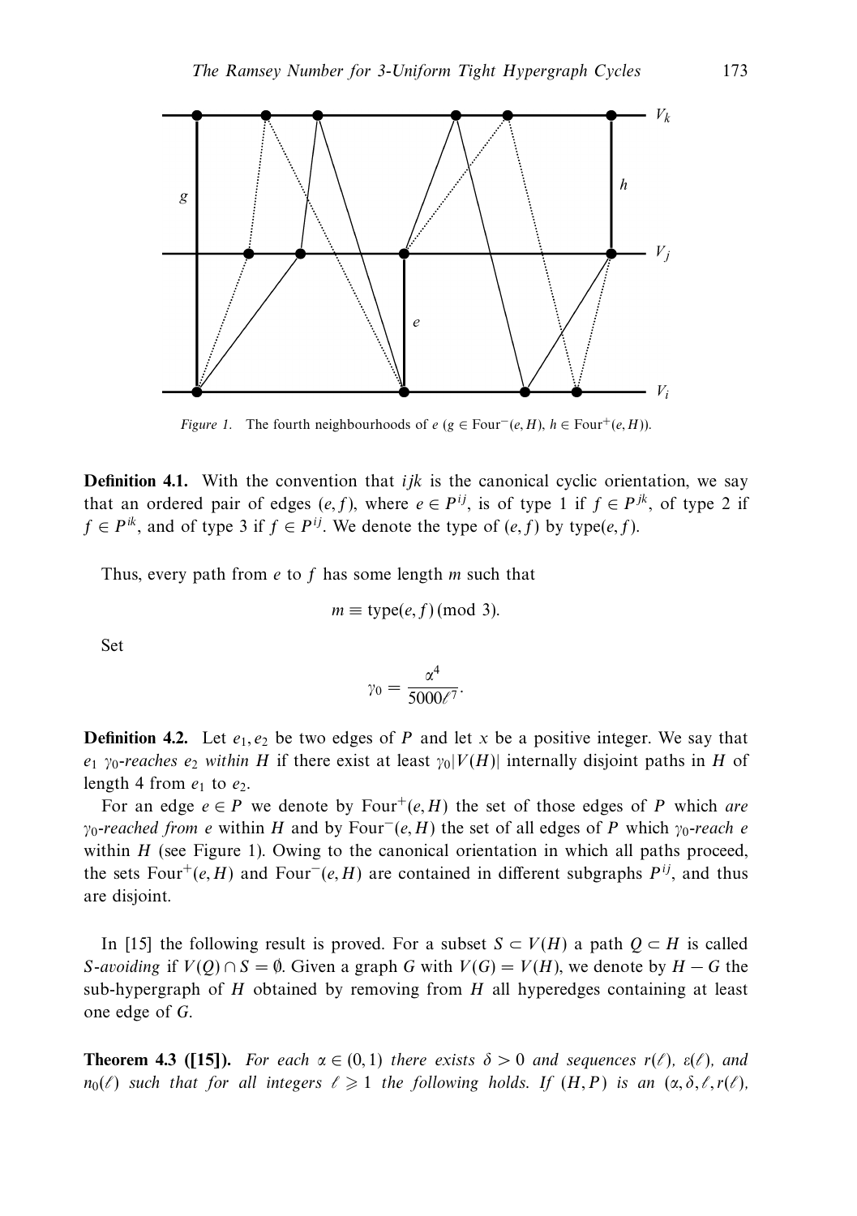*Figure 1.* The fourth neighbourhoods of $e$ ($g \in \mathrm{Four}^-(e,H)$, $h \in \mathrm{Four}^+(e,H)$).

**Definition 4.1.** With the convention that $ijk$ is the canonical cyclic orientation, we say that an ordered pair of edges $(e,f)$, where $e \in P^{ij}$, is of type 1 if $f \in P^{jk}$, of type 2 if $f \in P^{ik}$, and of type 3 if $f \in P^{ij}$. We denote the type of $(e,f)$ by type$(e,f)$.

Thus, every path from $e$ to $f$ has some length $m$ such that

$$m \equiv \mathrm{type}(e,f) \pmod 3.$$

Set

$$\gamma_0 = \frac{\alpha^4}{5000\ell^7}.$$

**Definition 4.2.** Let $e_1, e_2$ be two edges of $P$ and let $x$ be a positive integer. We say that $e_1$ *$\gamma_0$-reaches $e_2$ within* $H$ if there exist at least $\gamma_0|V(H)|$ internally disjoint paths in $H$ of length 4 from $e_1$ to $e_2$.

For an edge $e \in P$ we denote by $\mathrm{Four}^+(e,H)$ the set of those edges of $P$ which *are $\gamma_0$-reached from $e$* within $H$ and by $\mathrm{Four}^-(e,H)$ the set of all edges of $P$ which *$\gamma_0$-reach $e$* within $H$ (see Figure 1). Owing to the canonical orientation in which all paths proceed, the sets $\mathrm{Four}^+(e,H)$ and $\mathrm{Four}^-(e,H)$ are contained in different subgraphs $P^{ij}$, and thus are disjoint.

In [15] the following result is proved. For a subset $S \subset V(H)$ a path $Q \subset H$ is called *$S$-avoiding* if $V(Q) \cap S = \emptyset$. Given a graph $G$ with $V(G) = V(H)$, we denote by $H - G$ the sub-hypergraph of $H$ obtained by removing from $H$ all hyperedges containing at least one edge of $G$.

**Theorem 4.3 ([15]).** *For each $\alpha \in (0,1)$ there exists $\delta > 0$ and sequences $r(\ell)$, $\varepsilon(\ell)$, and $n_0(\ell)$ such that for all integers $\ell \geqslant 1$ the following holds. If $(H,P)$ is an $(\alpha, \delta, \ell, r(\ell),$*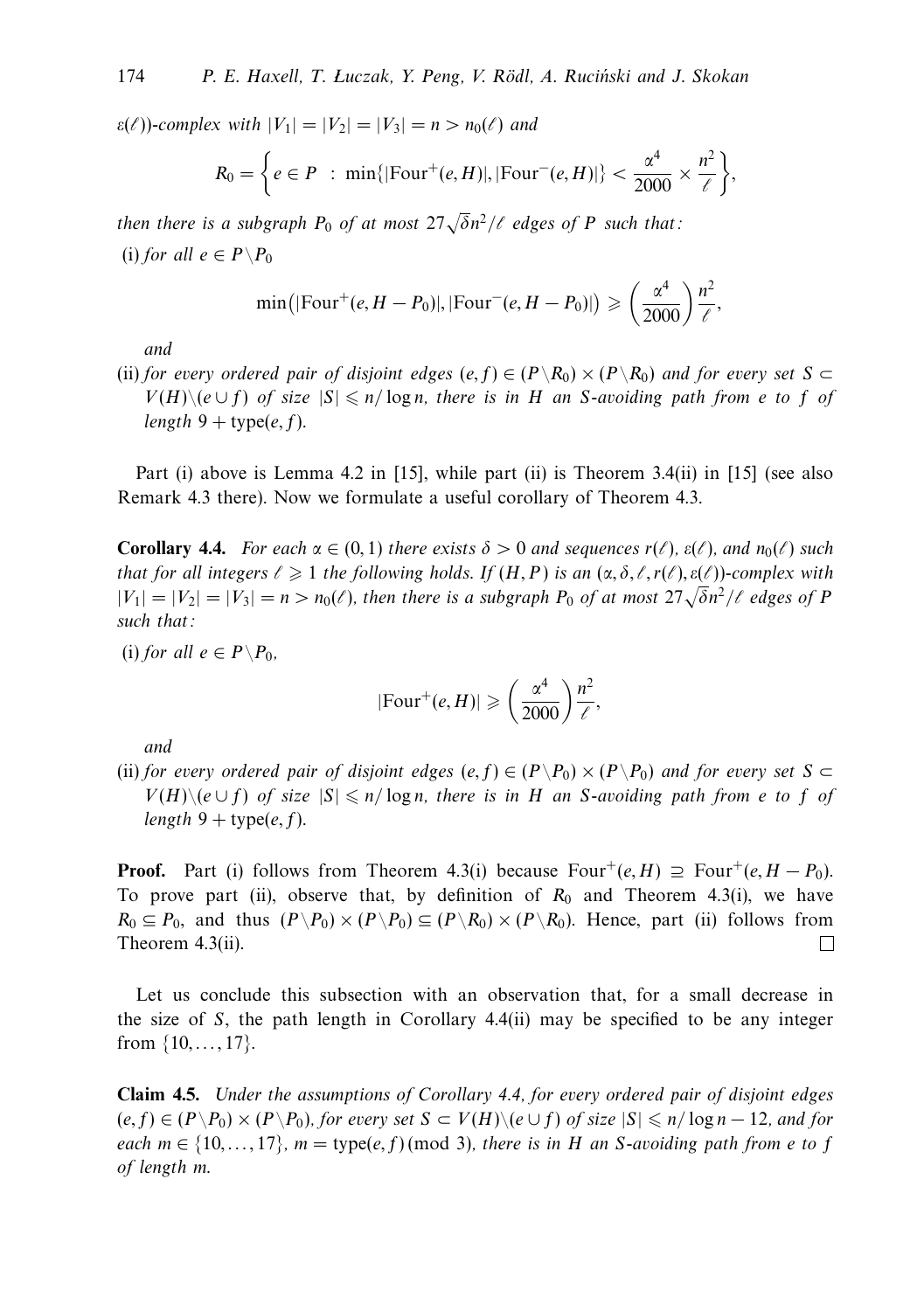$\varepsilon(\ell)$)*-complex with* $|V_1| = |V_2| = |V_3| = n > n_0(\ell)$ *and*

$$R_0 = \left\{ e \in P \ : \ \min\{|\mathrm{Four}^+(e,H)|, |\mathrm{Four}^-(e,H)|\} < \frac{\alpha^4}{2000} \times \frac{n^2}{\ell} \right\},$$

*then there is a subgraph* $P_0$ *of at most* $27\sqrt{\delta}n^2/\ell$ *edges of* $P$ *such that:*

(i) *for all* $e \in P \backslash P_0$

$$\min\big(|\mathrm{Four}^+(e, H - P_0)|, |\mathrm{Four}^-(e, H - P_0)|\big) \geqslant \left(\frac{\alpha^4}{2000}\right)\frac{n^2}{\ell},$$

*and*

(ii) *for every ordered pair of disjoint edges* $(e, f) \in (P\backslash R_0) \times (P\backslash R_0)$ *and for every set* $S \subset V(H)\backslash(e \cup f)$ *of size* $|S| \leqslant n/\log n$*, there is in* $H$ *an* $S$*-avoiding path from* $e$ *to* $f$ *of length* $9 + \mathrm{type}(e, f)$.

Part (i) above is Lemma 4.2 in [15], while part (ii) is Theorem 3.4(ii) in [15] (see also Remark 4.3 there). Now we formulate a useful corollary of Theorem 4.3.

**Corollary 4.4.** *For each* $\alpha \in (0, 1)$ *there exists* $\delta > 0$ *and sequences* $r(\ell)$*,* $\varepsilon(\ell)$*, and* $n_0(\ell)$ *such that for all integers* $\ell \geqslant 1$ *the following holds. If* $(H, P)$ *is an* $(\alpha, \delta, \ell, r(\ell), \varepsilon(\ell))$*-complex with* $|V_1| = |V_2| = |V_3| = n > n_0(\ell)$*, then there is a subgraph* $P_0$ *of at most* $27\sqrt{\delta}n^2/\ell$ *edges of* $P$ *such that:*

(i) *for all* $e \in P\backslash P_0$*,*

$$|\mathrm{Four}^+(e, H)| \geqslant \left(\frac{\alpha^4}{2000}\right)\frac{n^2}{\ell},$$

*and*

(ii) *for every ordered pair of disjoint edges* $(e, f) \in (P\backslash P_0) \times (P\backslash P_0)$ *and for every set* $S \subset V(H)\backslash(e \cup f)$ *of size* $|S| \leqslant n/\log n$*, there is in* $H$ *an* $S$*-avoiding path from* $e$ *to* $f$ *of length* $9 + \mathrm{type}(e, f)$.

**Proof.** Part (i) follows from Theorem 4.3(i) because $\mathrm{Four}^+(e, H) \supseteq \mathrm{Four}^+(e, H - P_0)$. To prove part (ii), observe that, by definition of $R_0$ and Theorem 4.3(i), we have $R_0 \subseteq P_0$, and thus $(P\backslash P_0) \times (P\backslash P_0) \subseteq (P\backslash R_0) \times (P\backslash R_0)$. Hence, part (ii) follows from Theorem 4.3(ii). □

Let us conclude this subsection with an observation that, for a small decrease in the size of $S$, the path length in Corollary 4.4(ii) may be specified to be any integer from $\{10, \ldots, 17\}$.

**Claim 4.5.** *Under the assumptions of Corollary 4.4, for every ordered pair of disjoint edges* $(e, f) \in (P\backslash P_0) \times (P\backslash P_0)$*, for every set* $S \subset V(H)\backslash(e \cup f)$ *of size* $|S| \leqslant n/\log n - 12$*, and for each* $m \in \{10, \ldots, 17\}$*,* $m = \mathrm{type}(e, f) \pmod 3$*, there is in* $H$ *an* $S$*-avoiding path from* $e$ *to* $f$ *of length* $m$.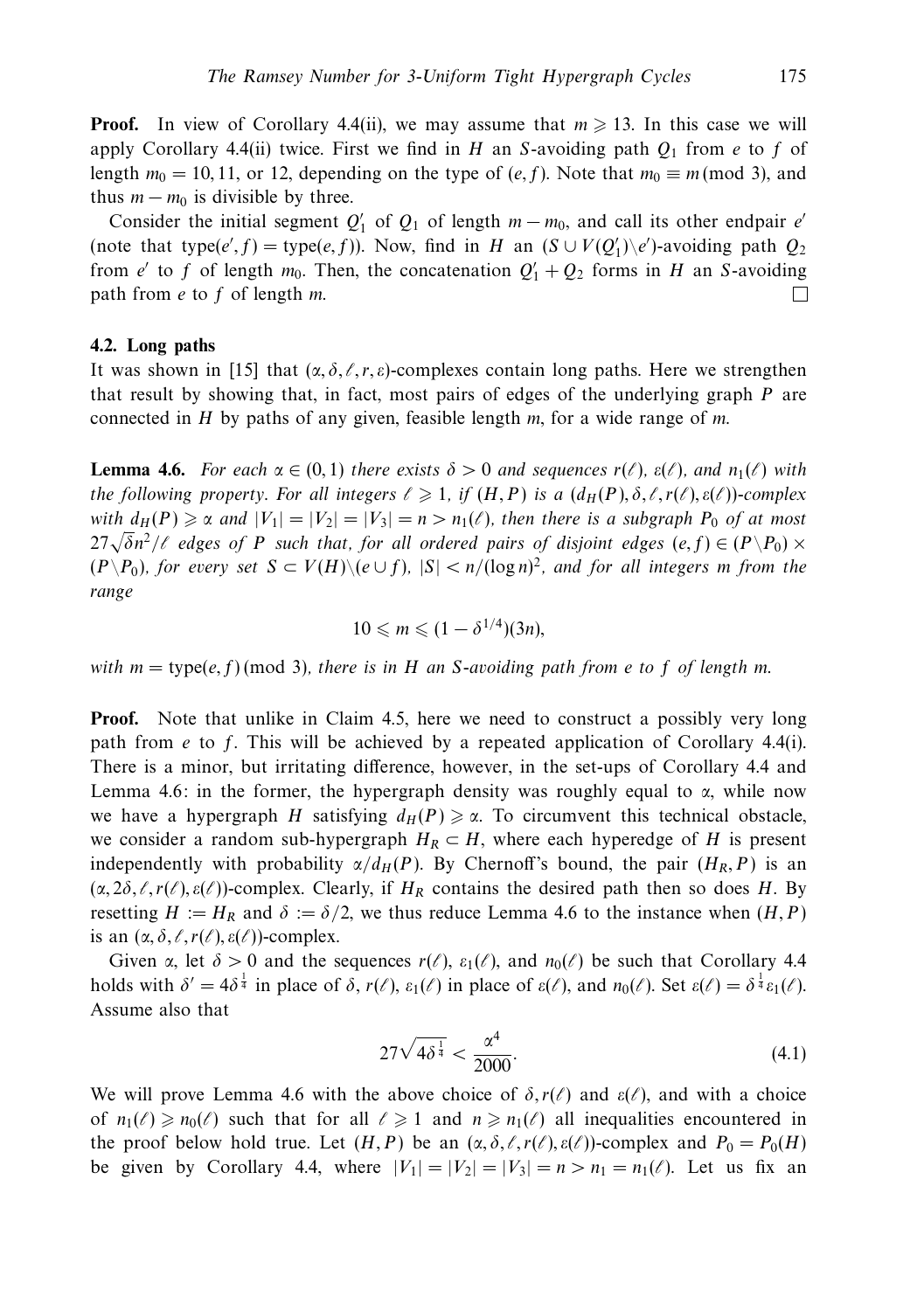**Proof.** In view of Corollary 4.4(ii), we may assume that $m \geqslant 13$. In this case we will apply Corollary 4.4(ii) twice. First we find in $H$ an $S$-avoiding path $Q_1$ from $e$ to $f$ of length $m_0 = 10, 11$, or 12, depending on the type of $(e, f)$. Note that $m_0 \equiv m \pmod 3$, and thus $m - m_0$ is divisible by three.

Consider the initial segment $Q_1'$ of $Q_1$ of length $m - m_0$, and call its other endpair $e'$ (note that $\text{type}(e', f) = \text{type}(e, f)$). Now, find in $H$ an $(S \cup V(Q_1') \setminus e')$-avoiding path $Q_2$ from $e'$ to $f$ of length $m_0$. Then, the concatenation $Q_1' + Q_2$ forms in $H$ an $S$-avoiding path from $e$ to $f$ of length $m$. □

### 4.2. Long paths

It was shown in [15] that $(\alpha, \delta, \ell, r, \varepsilon)$-complexes contain long paths. Here we strengthen that result by showing that, in fact, most pairs of edges of the underlying graph $P$ are connected in $H$ by paths of any given, feasible length $m$, for a wide range of $m$.

**Lemma 4.6.** *For each $\alpha \in (0, 1)$ there exists $\delta > 0$ and sequences $r(\ell)$, $\varepsilon(\ell)$, and $n_1(\ell)$ with the following property. For all integers $\ell \geqslant 1$, if $(H, P)$ is a $(d_H(P), \delta, \ell, r(\ell), \varepsilon(\ell))$-complex with $d_H(P) \geqslant \alpha$ and $|V_1| = |V_2| = |V_3| = n > n_1(\ell)$, then there is a subgraph $P_0$ of at most $27\sqrt{\delta}n^2/\ell$ edges of $P$ such that, for all ordered pairs of disjoint edges $(e, f) \in (P \setminus P_0) \times (P \setminus P_0)$, for every set $S \subset V(H) \setminus (e \cup f)$, $|S| < n/(\log n)^2$, and for all integers $m$ from the range*

$$10 \leqslant m \leqslant (1 - \delta^{1/4})(3n),$$

*with $m = \text{type}(e, f) \pmod 3$, there is in $H$ an $S$-avoiding path from $e$ to $f$ of length $m$.*

**Proof.** Note that unlike in Claim 4.5, here we need to construct a possibly very long path from $e$ to $f$. This will be achieved by a repeated application of Corollary 4.4(i). There is a minor, but irritating difference, however, in the set-ups of Corollary 4.4 and Lemma 4.6: in the former, the hypergraph density was roughly equal to $\alpha$, while now we have a hypergraph $H$ satisfying $d_H(P) \geqslant \alpha$. To circumvent this technical obstacle, we consider a random sub-hypergraph $H_R \subset H$, where each hyperedge of $H$ is present independently with probability $\alpha/d_H(P)$. By Chernoff's bound, the pair $(H_R, P)$ is an $(\alpha, 2\delta, \ell, r(\ell), \varepsilon(\ell))$-complex. Clearly, if $H_R$ contains the desired path then so does $H$. By resetting $H := H_R$ and $\delta := \delta/2$, we thus reduce Lemma 4.6 to the instance when $(H, P)$ is an $(\alpha, \delta, \ell, r(\ell), \varepsilon(\ell))$-complex.

Given $\alpha$, let $\delta > 0$ and the sequences $r(\ell)$, $\varepsilon_1(\ell)$, and $n_0(\ell)$ be such that Corollary 4.4 holds with $\delta' = 4\delta^{\frac{1}{4}}$ in place of $\delta$, $r(\ell)$, $\varepsilon_1(\ell)$ in place of $\varepsilon(\ell)$, and $n_0(\ell)$. Set $\varepsilon(\ell) = \delta^{\frac{1}{4}}\varepsilon_1(\ell)$. Assume also that

$$27\sqrt{4\delta^{\frac{1}{4}}} < \frac{\alpha^4}{2000}. \tag{4.1}$$

We will prove Lemma 4.6 with the above choice of $\delta, r(\ell)$ and $\varepsilon(\ell)$, and with a choice of $n_1(\ell) \geqslant n_0(\ell)$ such that for all $\ell \geqslant 1$ and $n \geqslant n_1(\ell)$ all inequalities encountered in the proof below hold true. Let $(H, P)$ be an $(\alpha, \delta, \ell, r(\ell), \varepsilon(\ell))$-complex and $P_0 = P_0(H)$ be given by Corollary 4.4, where $|V_1| = |V_2| = |V_3| = n > n_1 = n_1(\ell)$. Let us fix an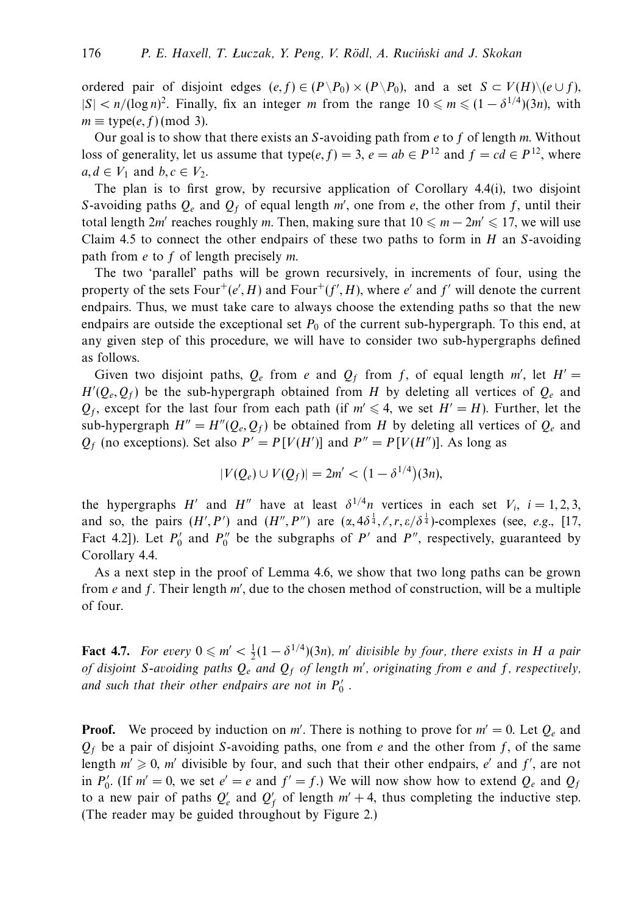ordered pair of disjoint edges $(e, f) \in (P \setminus P_0) \times (P \setminus P_0)$, and a set $S \subset V(H) \setminus (e \cup f)$, $|S| < n/(\log n)^2$. Finally, fix an integer $m$ from the range $10 \leqslant m \leqslant (1 - \delta^{1/4})(3n)$, with $m \equiv \text{type}(e, f) \pmod 3$.

Our goal is to show that there exists an $S$-avoiding path from $e$ to $f$ of length $m$. Without loss of generality, let us assume that $\text{type}(e, f) = 3$, $e = ab \in P^{12}$ and $f = cd \in P^{12}$, where $a, d \in V_1$ and $b, c \in V_2$.

The plan is to first grow, by recursive application of Corollary 4.4(i), two disjoint $S$-avoiding paths $Q_e$ and $Q_f$ of equal length $m'$, one from $e$, the other from $f$, until their total length $2m'$ reaches roughly $m$. Then, making sure that $10 \leqslant m - 2m' \leqslant 17$, we will use Claim 4.5 to connect the other endpairs of these two paths to form in $H$ an $S$-avoiding path from $e$ to $f$ of length precisely $m$.

The two 'parallel' paths will be grown recursively, in increments of four, using the property of the sets $\text{Four}^+(e', H)$ and $\text{Four}^+(f', H)$, where $e'$ and $f'$ will denote the current endpairs. Thus, we must take care to always choose the extending paths so that the new endpairs are outside the exceptional set $P_0$ of the current sub-hypergraph. To this end, at any given step of this procedure, we will have to consider two sub-hypergraphs defined as follows.

Given two disjoint paths, $Q_e$ from $e$ and $Q_f$ from $f$, of equal length $m'$, let $H' = H'(Q_e, Q_f)$ be the sub-hypergraph obtained from $H$ by deleting all vertices of $Q_e$ and $Q_f$, except for the last four from each path (if $m' \leqslant 4$, we set $H' = H$). Further, let the sub-hypergraph $H'' = H''(Q_e, Q_f)$ be obtained from $H$ by deleting all vertices of $Q_e$ and $Q_f$ (no exceptions). Set also $P' = P[V(H')]$ and $P'' = P[V(H'')]$. As long as

$$|V(Q_e) \cup V(Q_f)| = 2m' < \left(1 - \delta^{1/4}\right)(3n),$$

the hypergraphs $H'$ and $H''$ have at least $\delta^{1/4} n$ vertices in each set $V_i$, $i = 1, 2, 3$, and so, the pairs $(H', P')$ and $(H'', P'')$ are $(\alpha, 4\delta^{\frac{1}{4}}, \ell, r, \varepsilon/\delta^{\frac{1}{4}})$-complexes (see, *e.g.*, [17, Fact 4.2]). Let $P_0'$ and $P_0''$ be the subgraphs of $P'$ and $P''$, respectively, guaranteed by Corollary 4.4.

As a next step in the proof of Lemma 4.6, we show that two long paths can be grown from $e$ and $f$. Their length $m'$, due to the chosen method of construction, will be a multiple of four.

**Fact 4.7.** *For every $0 \leqslant m' < \frac{1}{2}(1 - \delta^{1/4})(3n)$, $m'$ divisible by four, there exists in $H$ a pair of disjoint $S$-avoiding paths $Q_e$ and $Q_f$ of length $m'$, originating from $e$ and $f$, respectively, and such that their other endpairs are not in $P_0'$.*

**Proof.** We proceed by induction on $m'$. There is nothing to prove for $m' = 0$. Let $Q_e$ and $Q_f$ be a pair of disjoint $S$-avoiding paths, one from $e$ and the other from $f$, of the same length $m' \geqslant 0$, $m'$ divisible by four, and such that their other endpairs, $e'$ and $f'$, are not in $P_0'$. (If $m' = 0$, we set $e' = e$ and $f' = f$.) We will now show how to extend $Q_e$ and $Q_f$ to a new pair of paths $Q_e'$ and $Q_f'$ of length $m' + 4$, thus completing the inductive step. (The reader may be guided throughout by Figure 2.)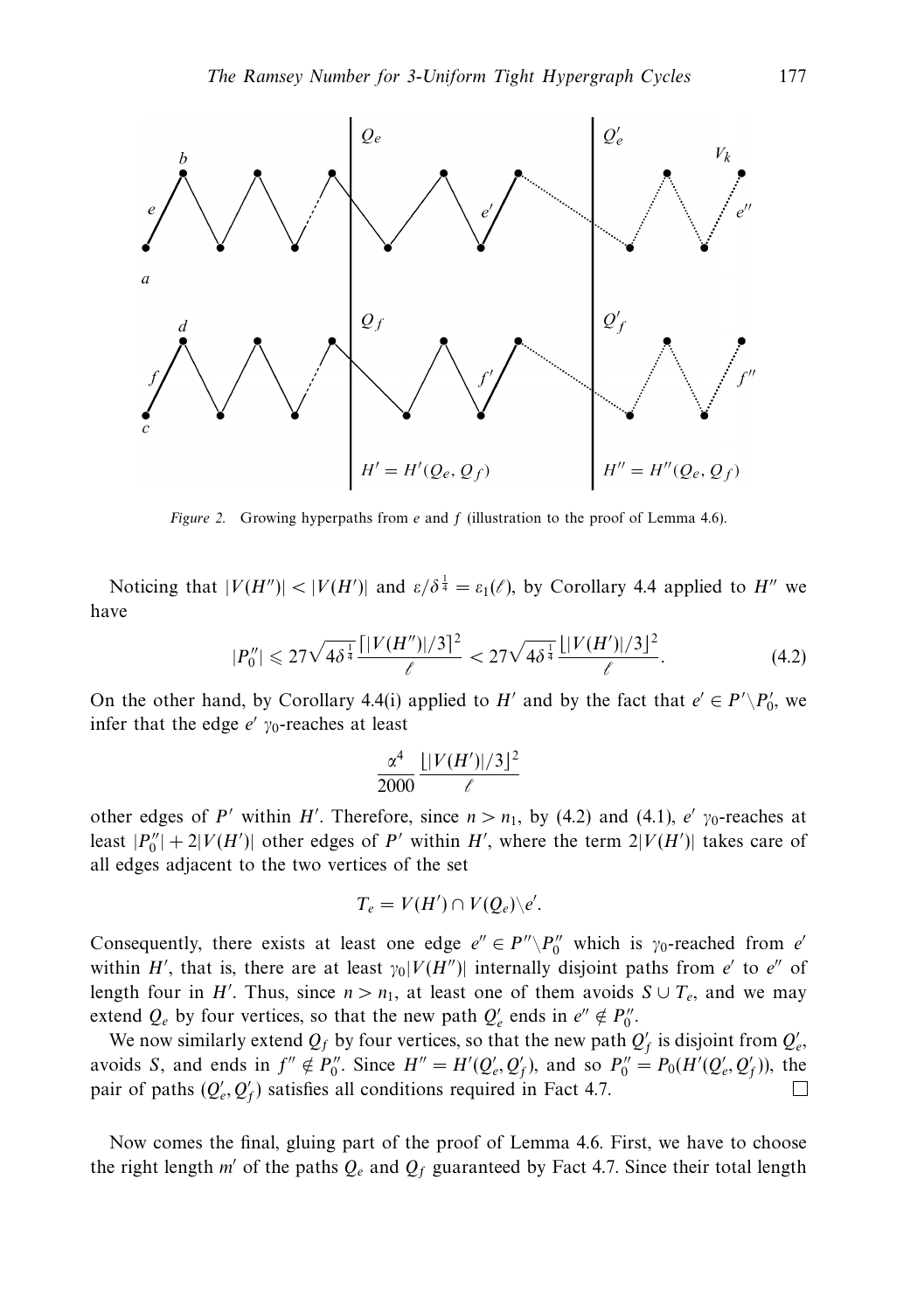*Figure 2.* Growing hyperpaths from $e$ and $f$ (illustration to the proof of Lemma 4.6).

Noticing that $|V(H'')| < |V(H')|$ and $\varepsilon/\delta^{\frac{1}{4}} = \varepsilon_1(\ell)$, by Corollary 4.4 applied to $H''$ we have

$$|P_0''| \leqslant 27\sqrt{4\delta^{\frac{1}{4}}}\frac{\lceil |V(H'')|/3\rceil^2}{\ell} < 27\sqrt{4\delta^{\frac{1}{4}}}\frac{\lfloor |V(H')|/3\rfloor^2}{\ell}. \tag{4.2}$$

On the other hand, by Corollary 4.4(i) applied to $H'$ and by the fact that $e' \in P' \setminus P_0'$, we infer that the edge $e'$ $\gamma_0$-reaches at least

$$\frac{\alpha^4}{2000}\frac{\lfloor |V(H')|/3\rfloor^2}{\ell}$$

other edges of $P'$ within $H'$. Therefore, since $n > n_1$, by (4.2) and (4.1), $e'$ $\gamma_0$-reaches at least $|P_0''| + 2|V(H')|$ other edges of $P'$ within $H'$, where the term $2|V(H')|$ takes care of all edges adjacent to the two vertices of the set

$$T_e = V(H') \cap V(Q_e) \setminus e'.$$

Consequently, there exists at least one edge $e'' \in P'' \setminus P_0''$ which is $\gamma_0$-reached from $e'$ within $H'$, that is, there are at least $\gamma_0|V(H'')|$ internally disjoint paths from $e'$ to $e''$ of length four in $H'$. Thus, since $n > n_1$, at least one of them avoids $S \cup T_e$, and we may extend $Q_e$ by four vertices, so that the new path $Q_e'$ ends in $e'' \notin P_0''$.

We now similarly extend $Q_f$ by four vertices, so that the new path $Q_f'$ is disjoint from $Q_e'$, avoids $S$, and ends in $f'' \notin P_0''$. Since $H'' = H'(Q_e', Q_f')$, and so $P_0'' = P_0(H'(Q_e', Q_f'))$, the pair of paths $(Q_e', Q_f')$ satisfies all conditions required in Fact 4.7. $\square$

Now comes the final, gluing part of the proof of Lemma 4.6. First, we have to choose the right length $m'$ of the paths $Q_e$ and $Q_f$ guaranteed by Fact 4.7. Since their total length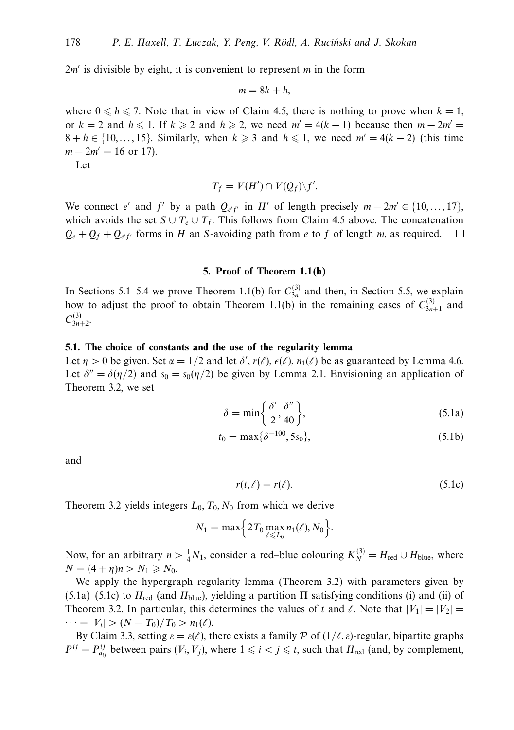$2m'$ is divisible by eight, it is convenient to represent $m$ in the form

$$m = 8k + h,$$

where $0 \leqslant h \leqslant 7$. Note that in view of Claim 4.5, there is nothing to prove when $k = 1$, or $k = 2$ and $h \leqslant 1$. If $k \geqslant 2$ and $h \geqslant 2$, we need $m' = 4(k-1)$ because then $m - 2m' = 8 + h \in \{10, \dots, 15\}$. Similarly, when $k \geqslant 3$ and $h \leqslant 1$, we need $m' = 4(k-2)$ (this time $m - 2m' = 16$ or $17$).

Let

$$T_f = V(H') \cap V(Q_f) \setminus f'.$$

We connect $e'$ and $f'$ by a path $Q_{e'f'}$ in $H'$ of length precisely $m - 2m' \in \{10, \dots, 17\}$, which avoids the set $S \cup T_e \cup T_f$. This follows from Claim 4.5 above. The concatenation $Q_e + Q_f + Q_{e'f'}$ forms in $H$ an $S$-avoiding path from $e$ to $f$ of length $m$, as required. $\square$

## 5. Proof of Theorem 1.1(b)

In Sections 5.1–5.4 we prove Theorem 1.1(b) for $C_{3n}^{(3)}$ and then, in Section 5.5, we explain how to adjust the proof to obtain Theorem 1.1(b) in the remaining cases of $C_{3n+1}^{(3)}$ and $C_{3n+2}^{(3)}$.

### 5.1. The choice of constants and the use of the regularity lemma

Let $\eta > 0$ be given. Set $\alpha = 1/2$ and let $\delta'$, $r(\ell)$, $\epsilon(\ell)$, $n_1(\ell)$ be as guaranteed by Lemma 4.6. Let $\delta'' = \delta(\eta/2)$ and $s_0 = s_0(\eta/2)$ be given by Lemma 2.1. Envisioning an application of Theorem 3.2, we set

$$\delta = \min\left\{\frac{\delta'}{2}, \frac{\delta''}{40}\right\}, \tag{5.1a}$$

$$t_0 = \max\{\delta^{-100}, 5s_0\}, \tag{5.1b}$$

and

$$r(t, \ell) = r(\ell). \tag{5.1c}$$

Theorem 3.2 yields integers $L_0, T_0, N_0$ from which we derive

$$N_1 = \max\left\{2T_0 \max_{\ell \leqslant L_0} n_1(\ell), N_0\right\}.$$

Now, for an arbitrary $n > \frac{1}{4}N_1$, consider a red–blue colouring $K_N^{(3)} = H_{\mathrm{red}} \cup H_{\mathrm{blue}}$, where $N = (4 + \eta)n > N_1 \geqslant N_0$.

We apply the hypergraph regularity lemma (Theorem 3.2) with parameters given by (5.1a)–(5.1c) to $H_{\mathrm{red}}$ (and $H_{\mathrm{blue}}$), yielding a partition $\Pi$ satisfying conditions (i) and (ii) of Theorem 3.2. In particular, this determines the values of $t$ and $\ell$. Note that $|V_1| = |V_2| = \cdots = |V_t| > (N - T_0)/T_0 > n_1(\ell)$.

By Claim 3.3, setting $\varepsilon = \varepsilon(\ell)$, there exists a family $\mathcal{P}$ of $(1/\ell, \varepsilon)$-regular, bipartite graphs $P^{ij} = P^{ij}_{a_{ij}}$ between pairs $(V_i, V_j)$, where $1 \leqslant i < j \leqslant t$, such that $H_{\mathrm{red}}$ (and, by complement,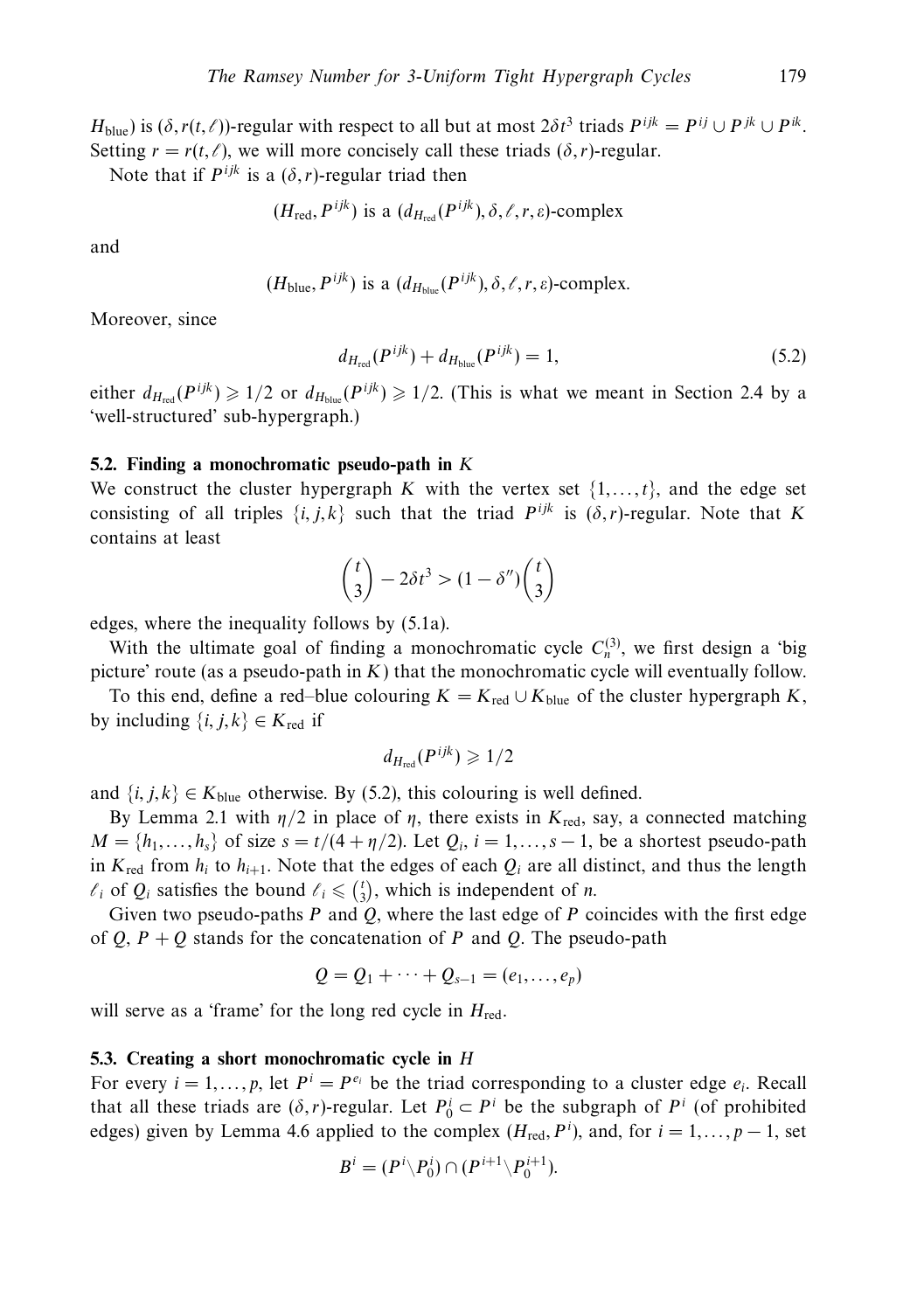$H_{\text{blue}}$) is $(\delta, r(t,\ell))$-regular with respect to all but at most $2\delta t^3$ triads $P^{ijk} = P^{ij} \cup P^{jk} \cup P^{ik}$. Setting $r = r(t,\ell)$, we will more concisely call these triads $(\delta, r)$-regular.

Note that if $P^{ijk}$ is a $(\delta, r)$-regular triad then

$$(H_{\text{red}}, P^{ijk}) \text{ is a } (d_{H_{\text{red}}}(P^{ijk}), \delta, \ell, r, \varepsilon)\text{-complex}$$

and

$$(H_{\text{blue}}, P^{ijk}) \text{ is a } (d_{H_{\text{blue}}}(P^{ijk}), \delta, \ell, r, \varepsilon)\text{-complex.}$$

Moreover, since

$$d_{H_{\text{red}}}(P^{ijk}) + d_{H_{\text{blue}}}(P^{ijk}) = 1, \tag{5.2}$$

either $d_{H_{\text{red}}}(P^{ijk}) \geqslant 1/2$ or $d_{H_{\text{blue}}}(P^{ijk}) \geqslant 1/2$. (This is what we meant in Section 2.4 by a 'well-structured' sub-hypergraph.)

### 5.2. Finding a monochromatic pseudo-path in $K$

We construct the cluster hypergraph $K$ with the vertex set $\{1, \ldots, t\}$, and the edge set consisting of all triples $\{i, j, k\}$ such that the triad $P^{ijk}$ is $(\delta, r)$-regular. Note that $K$ contains at least

$$\binom{t}{3} - 2\delta t^3 > (1 - \delta'')\binom{t}{3}$$

edges, where the inequality follows by (5.1a).

With the ultimate goal of finding a monochromatic cycle $C_n^{(3)}$, we first design a 'big picture' route (as a pseudo-path in $K$) that the monochromatic cycle will eventually follow.

To this end, define a red–blue colouring $K = K_{\text{red}} \cup K_{\text{blue}}$ of the cluster hypergraph $K$, by including $\{i, j, k\} \in K_{\text{red}}$ if

$$d_{H_{\text{red}}}(P^{ijk}) \geqslant 1/2$$

and $\{i, j, k\} \in K_{\text{blue}}$ otherwise. By (5.2), this colouring is well defined.

By Lemma 2.1 with $\eta/2$ in place of $\eta$, there exists in $K_{\text{red}}$, say, a connected matching $M = \{h_1, \ldots, h_s\}$ of size $s = t/(4 + \eta/2)$. Let $Q_i$, $i = 1, \ldots, s-1$, be a shortest pseudo-path in $K_{\text{red}}$ from $h_i$ to $h_{i+1}$. Note that the edges of each $Q_i$ are all distinct, and thus the length $\ell_i$ of $Q_i$ satisfies the bound $\ell_i \leqslant \binom{t}{3}$, which is independent of $n$.

Given two pseudo-paths $P$ and $Q$, where the last edge of $P$ coincides with the first edge of $Q$, $P + Q$ stands for the concatenation of $P$ and $Q$. The pseudo-path

$$Q = Q_1 + \cdots + Q_{s-1} = (e_1, \ldots, e_p)$$

will serve as a 'frame' for the long red cycle in $H_{\text{red}}$.

### 5.3. Creating a short monochromatic cycle in $H$

For every $i = 1, \ldots, p$, let $P^i = P^{e_i}$ be the triad corresponding to a cluster edge $e_i$. Recall that all these triads are $(\delta, r)$-regular. Let $P_0^i \subset P^i$ be the subgraph of $P^i$ (of prohibited edges) given by Lemma 4.6 applied to the complex $(H_{\text{red}}, P^i)$, and, for $i = 1, \ldots, p-1$, set

$$B^i = (P^i \backslash P_0^i) \cap (P^{i+1} \backslash P_0^{i+1}).$$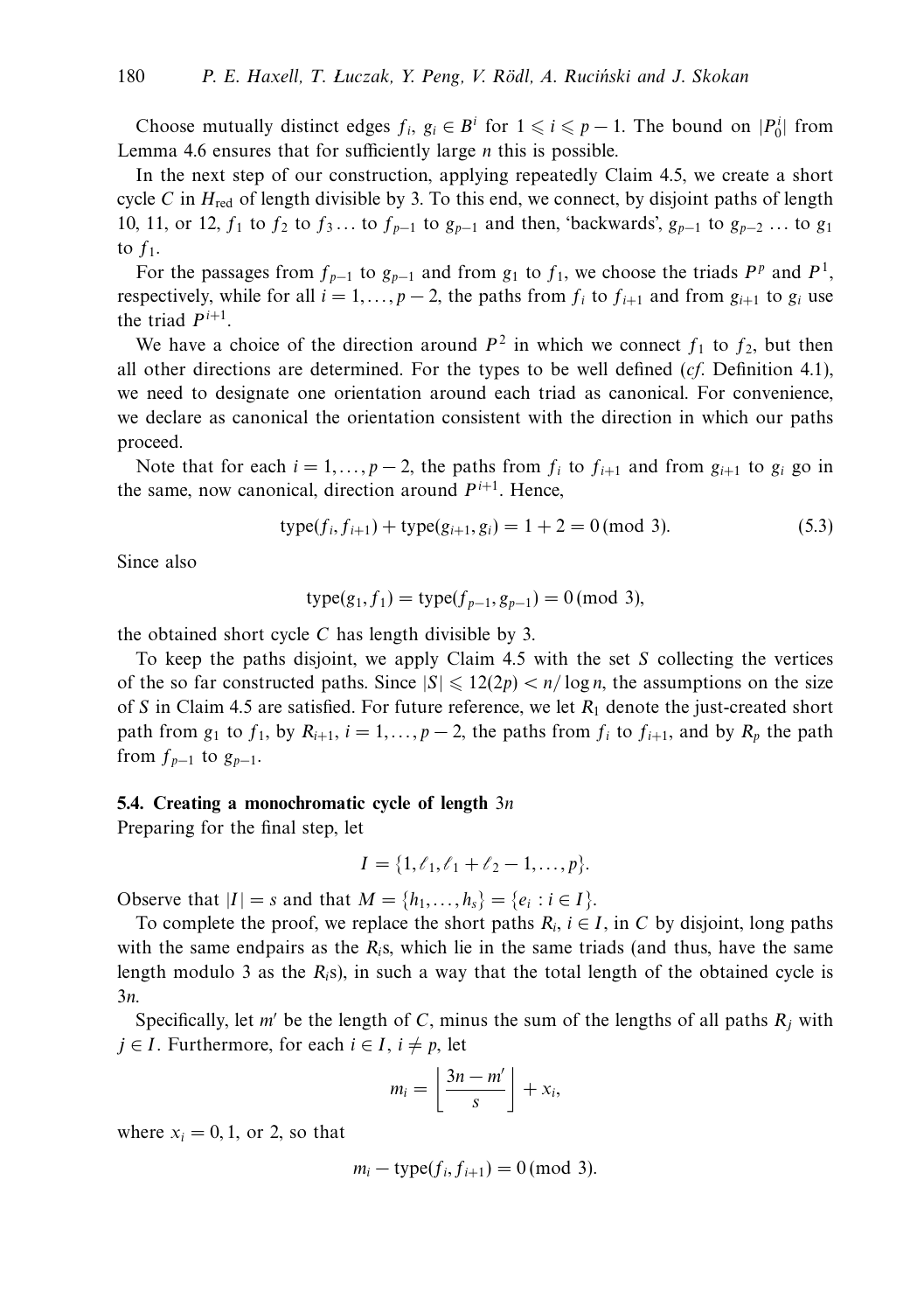Choose mutually distinct edges $f_i, g_i \in B^i$ for $1 \leqslant i \leqslant p-1$. The bound on $|P_0^i|$ from Lemma 4.6 ensures that for sufficiently large $n$ this is possible.

In the next step of our construction, applying repeatedly Claim 4.5, we create a short cycle $C$ in $H_{\mathrm{red}}$ of length divisible by 3. To this end, we connect, by disjoint paths of length 10, 11, or 12, $f_1$ to $f_2$ to $f_3 \ldots$ to $f_{p-1}$ to $g_{p-1}$ and then, 'backwards', $g_{p-1}$ to $g_{p-2}$ … to $g_1$ to $f_1$.

For the passages from $f_{p-1}$ to $g_{p-1}$ and from $g_1$ to $f_1$, we choose the triads $P^p$ and $P^1$, respectively, while for all $i = 1, \ldots, p-2$, the paths from $f_i$ to $f_{i+1}$ and from $g_{i+1}$ to $g_i$ use the triad $P^{i+1}$.

We have a choice of the direction around $P^2$ in which we connect $f_1$ to $f_2$, but then all other directions are determined. For the types to be well defined (*cf.* Definition 4.1), we need to designate one orientation around each triad as canonical. For convenience, we declare as canonical the orientation consistent with the direction in which our paths proceed.

Note that for each $i = 1, \ldots, p-2$, the paths from $f_i$ to $f_{i+1}$ and from $g_{i+1}$ to $g_i$ go in the same, now canonical, direction around $P^{i+1}$. Hence,

$$\mathrm{type}(f_i, f_{i+1}) + \mathrm{type}(g_{i+1}, g_i) = 1 + 2 = 0 \,(\mathrm{mod}\ 3). \tag{5.3}$$

Since also

$$\mathrm{type}(g_1, f_1) = \mathrm{type}(f_{p-1}, g_{p-1}) = 0 \,(\mathrm{mod}\ 3),$$

the obtained short cycle $C$ has length divisible by 3.

To keep the paths disjoint, we apply Claim 4.5 with the set $S$ collecting the vertices of the so far constructed paths. Since $|S| \leqslant 12(2p) < n/\log n$, the assumptions on the size of $S$ in Claim 4.5 are satisfied. For future reference, we let $R_1$ denote the just-created short path from $g_1$ to $f_1$, by $R_{i+1}$, $i = 1, \ldots, p-2$, the paths from $f_i$ to $f_{i+1}$, and by $R_p$ the path from $f_{p-1}$ to $g_{p-1}$.

### 5.4. Creating a monochromatic cycle of length $3n$

Preparing for the final step, let

$$I = \{1, \ell_1, \ell_1 + \ell_2 - 1, \ldots, p\}.$$

Observe that $|I| = s$ and that $M = \{h_1, \ldots, h_s\} = \{e_i : i \in I\}$.

To complete the proof, we replace the short paths $R_i$, $i \in I$, in $C$ by disjoint, long paths with the same endpairs as the $R_i$s, which lie in the same triads (and thus, have the same length modulo 3 as the $R_i$s), in such a way that the total length of the obtained cycle is $3n$.

Specifically, let $m'$ be the length of $C$, minus the sum of the lengths of all paths $R_j$ with $j \in I$. Furthermore, for each $i \in I$, $i \neq p$, let

$$m_i = \left\lfloor \frac{3n - m'}{s} \right\rfloor + x_i,$$

where $x_i = 0, 1$, or 2, so that

$$m_i - \mathrm{type}(f_i, f_{i+1}) = 0 \,(\mathrm{mod}\ 3).$$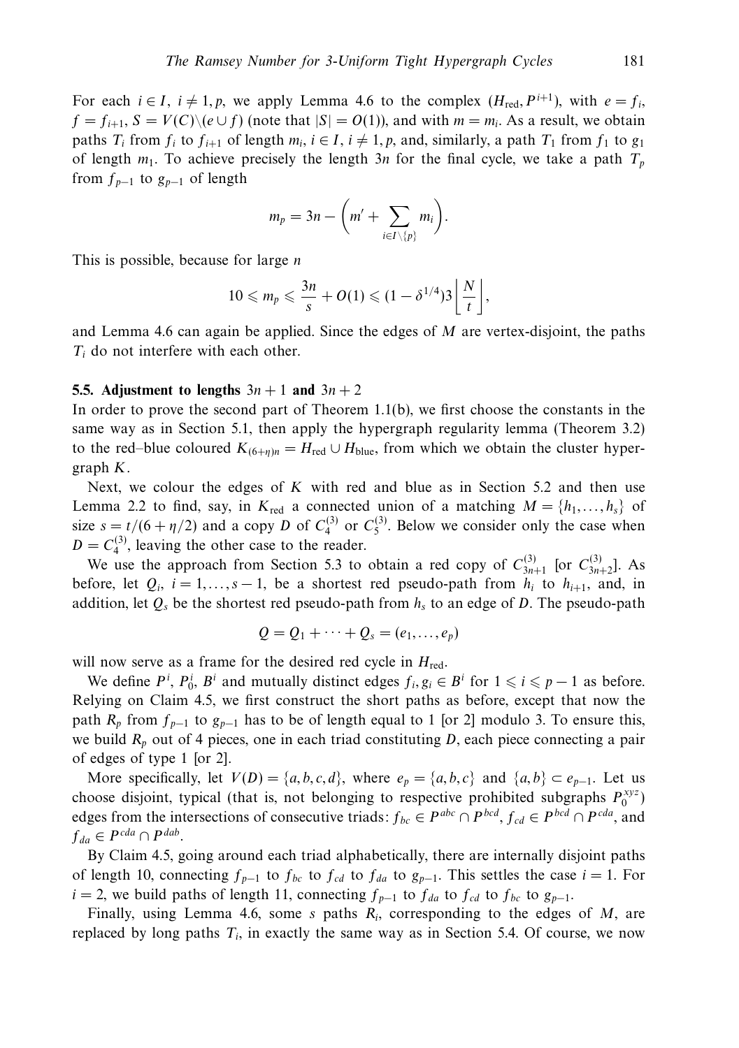For each $i \in I$, $i \neq 1, p$, we apply Lemma 4.6 to the complex $(H_{\text{red}}, P^{i+1})$, with $e = f_i$, $f = f_{i+1}$, $S = V(C)\backslash(e \cup f)$ (note that $|S| = O(1)$), and with $m = m_i$. As a result, we obtain paths $T_i$ from $f_i$ to $f_{i+1}$ of length $m_i$, $i \in I$, $i \neq 1, p$, and, similarly, a path $T_1$ from $f_1$ to $g_1$ of length $m_1$. To achieve precisely the length $3n$ for the final cycle, we take a path $T_p$ from $f_{p-1}$ to $g_{p-1}$ of length

$$m_p = 3n - \left(m' + \sum_{i \in I\setminus\{p\}} m_i\right).$$

This is possible, because for large $n$

$$10 \leqslant m_p \leqslant \frac{3n}{s} + O(1) \leqslant (1 - \delta^{1/4})3\left\lfloor \frac{N}{t} \right\rfloor,$$

and Lemma 4.6 can again be applied. Since the edges of $M$ are vertex-disjoint, the paths $T_i$ do not interfere with each other.

### 5.5. Adjustment to lengths $3n+1$ and $3n+2$

In order to prove the second part of Theorem 1.1(b), we first choose the constants in the same way as in Section 5.1, then apply the hypergraph regularity lemma (Theorem 3.2) to the red–blue coloured $K_{(6+\eta)n} = H_{\text{red}} \cup H_{\text{blue}}$, from which we obtain the cluster hypergraph $K$.

Next, we colour the edges of $K$ with red and blue as in Section 5.2 and then use Lemma 2.2 to find, say, in $K_{\text{red}}$ a connected union of a matching $M = \{h_1, \ldots, h_s\}$ of size $s = t/(6 + \eta/2)$ and a copy $D$ of $C_4^{(3)}$ or $C_5^{(3)}$. Below we consider only the case when $D = C_4^{(3)}$, leaving the other case to the reader.

We use the approach from Section 5.3 to obtain a red copy of $C_{3n+1}^{(3)}$ [or $C_{3n+2}^{(3)}$]. As before, let $Q_i$, $i = 1, \ldots, s-1$, be a shortest red pseudo-path from $h_i$ to $h_{i+1}$, and, in addition, let $Q_s$ be the shortest red pseudo-path from $h_s$ to an edge of $D$. The pseudo-path

$$Q = Q_1 + \cdots + Q_s = (e_1, \ldots, e_p)$$

will now serve as a frame for the desired red cycle in $H_{\text{red}}$.

We define $P^i$, $P_0^i$, $B^i$ and mutually distinct edges $f_i, g_i \in B^i$ for $1 \leqslant i \leqslant p-1$ as before. Relying on Claim 4.5, we first construct the short paths as before, except that now the path $R_p$ from $f_{p-1}$ to $g_{p-1}$ has to be of length equal to 1 [or 2] modulo 3. To ensure this, we build $R_p$ out of 4 pieces, one in each triad constituting $D$, each piece connecting a pair of edges of type 1 [or 2].

More specifically, let $V(D) = \{a, b, c, d\}$, where $e_p = \{a, b, c\}$ and $\{a, b\} \subset e_{p-1}$. Let us choose disjoint, typical (that is, not belonging to respective prohibited subgraphs $P_0^{xyz}$) edges from the intersections of consecutive triads: $f_{bc} \in P^{abc} \cap P^{bcd}$, $f_{cd} \in P^{bcd} \cap P^{cda}$, and $f_{da} \in P^{cda} \cap P^{dab}$.

By Claim 4.5, going around each triad alphabetically, there are internally disjoint paths of length 10, connecting $f_{p-1}$ to $f_{bc}$ to $f_{cd}$ to $f_{da}$ to $g_{p-1}$. This settles the case $i = 1$. For $i = 2$, we build paths of length 11, connecting $f_{p-1}$ to $f_{da}$ to $f_{cd}$ to $f_{bc}$ to $g_{p-1}$.

Finally, using Lemma 4.6, some $s$ paths $R_i$, corresponding to the edges of $M$, are replaced by long paths $T_i$, in exactly the same way as in Section 5.4. Of course, we now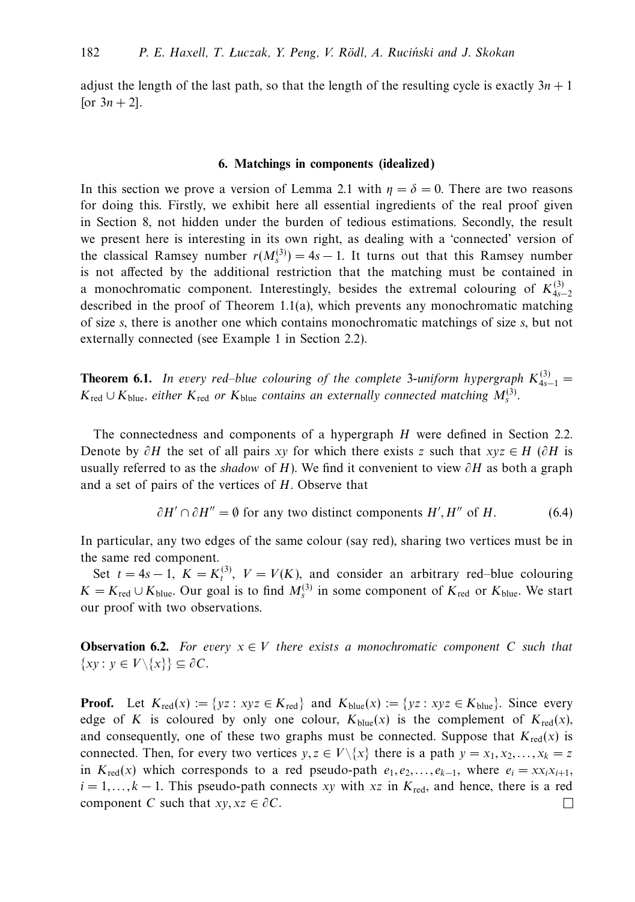adjust the length of the last path, so that the length of the resulting cycle is exactly $3n + 1$ [or $3n + 2$].

## 6. Matchings in components (idealized)

In this section we prove a version of Lemma 2.1 with $\eta = \delta = 0$. There are two reasons for doing this. Firstly, we exhibit here all essential ingredients of the real proof given in Section 8, not hidden under the burden of tedious estimations. Secondly, the result we present here is interesting in its own right, as dealing with a 'connected' version of the classical Ramsey number $r(M_s^{(3)}) = 4s - 1$. It turns out that this Ramsey number is not affected by the additional restriction that the matching must be contained in a monochromatic component. Interestingly, besides the extremal colouring of $K_{4s-2}^{(3)}$ described in the proof of Theorem 1.1(a), which prevents any monochromatic matching of size $s$, there is another one which contains monochromatic matchings of size $s$, but not externally connected (see Example 1 in Section 2.2).

**Theorem 6.1.** *In every red–blue colouring of the complete 3-uniform hypergraph $K_{4s-1}^{(3)} = K_{\text{red}} \cup K_{\text{blue}}$, either $K_{\text{red}}$ or $K_{\text{blue}}$ contains an externally connected matching $M_s^{(3)}$.*

The connectedness and components of a hypergraph $H$ were defined in Section 2.2. Denote by $\partial H$ the set of all pairs $xy$ for which there exists $z$ such that $xyz \in H$ ($\partial H$ is usually referred to as the *shadow* of $H$). We find it convenient to view $\partial H$ as both a graph and a set of pairs of the vertices of $H$. Observe that

$$\partial H' \cap \partial H'' = \emptyset \text{ for any two distinct components } H', H'' \text{ of } H. \tag{6.4}$$

In particular, any two edges of the same colour (say red), sharing two vertices must be in the same red component.

Set $t = 4s - 1$, $K = K_t^{(3)}$, $V = V(K)$, and consider an arbitrary red–blue colouring $K = K_{\text{red}} \cup K_{\text{blue}}$. Our goal is to find $M_s^{(3)}$ in some component of $K_{\text{red}}$ or $K_{\text{blue}}$. We start our proof with two observations.

**Observation 6.2.** *For every $x \in V$ there exists a monochromatic component $C$ such that $\{xy : y \in V \setminus \{x\}\} \subseteq \partial C$.*

**Proof.** Let $K_{\text{red}}(x) := \{yz : xyz \in K_{\text{red}}\}$ and $K_{\text{blue}}(x) := \{yz : xyz \in K_{\text{blue}}\}$. Since every edge of $K$ is coloured by only one colour, $K_{\text{blue}}(x)$ is the complement of $K_{\text{red}}(x)$, and consequently, one of these two graphs must be connected. Suppose that $K_{\text{red}}(x)$ is connected. Then, for every two vertices $y, z \in V \setminus \{x\}$ there is a path $y = x_1, x_2, \ldots, x_k = z$ in $K_{\text{red}}(x)$ which corresponds to a red pseudo-path $e_1, e_2, \ldots, e_{k-1}$, where $e_i = xx_ix_{i+1}$, $i = 1, \ldots, k-1$. This pseudo-path connects $xy$ with $xz$ in $K_{\text{red}}$, and hence, there is a red component $C$ such that $xy, xz \in \partial C$. $\square$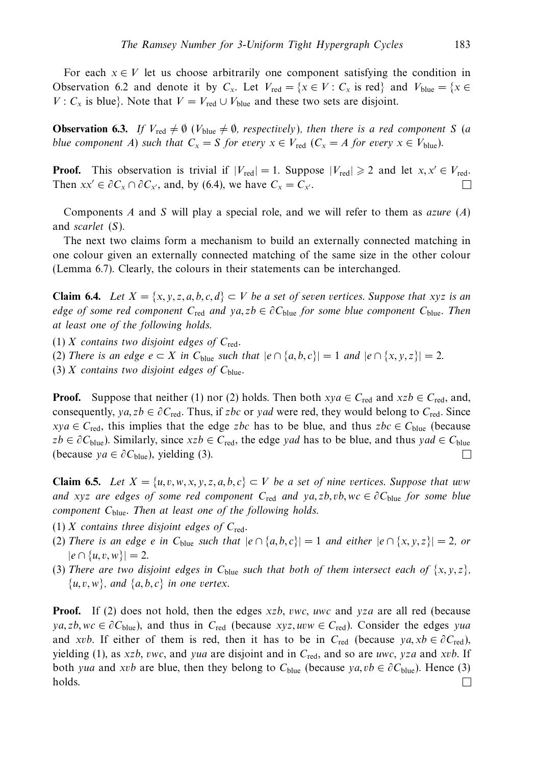For each $x \in V$ let us choose arbitrarily one component satisfying the condition in Observation 6.2 and denote it by $C_x$. Let $V_{\text{red}} = \{x \in V : C_x \text{ is red}\}$ and $V_{\text{blue}} = \{x \in V : C_x \text{ is blue}\}$. Note that $V = V_{\text{red}} \cup V_{\text{blue}}$ and these two sets are disjoint.

**Observation 6.3.** *If $V_{\text{red}} \neq \emptyset$ ($V_{\text{blue}} \neq \emptyset$, respectively), then there is a red component $S$ (a blue component $A$) such that $C_x = S$ for every $x \in V_{\text{red}}$ ($C_x = A$ for every $x \in V_{\text{blue}}$).*

**Proof.** This observation is trivial if $|V_{\text{red}}| = 1$. Suppose $|V_{\text{red}}| \geqslant 2$ and let $x, x' \in V_{\text{red}}$. Then $xx' \in \partial C_x \cap \partial C_{x'}$, and, by (6.4), we have $C_x = C_{x'}$. □

Components $A$ and $S$ will play a special role, and we will refer to them as *azure* ($A$) and *scarlet* ($S$).

The next two claims form a mechanism to build an externally connected matching in one colour given an externally connected matching of the same size in the other colour (Lemma 6.7). Clearly, the colours in their statements can be interchanged.

**Claim 6.4.** *Let $X = \{x, y, z, a, b, c, d\} \subset V$ be a set of seven vertices. Suppose that $xyz$ is an edge of some red component $C_{\text{red}}$ and $ya, zb \in \partial C_{\text{blue}}$ for some blue component $C_{\text{blue}}$. Then at least one of the following holds.*

*(1) $X$ contains two disjoint edges of $C_{\text{red}}$.*

*(2) There is an edge $e \subset X$ in $C_{\text{blue}}$ such that $|e \cap \{a, b, c\}| = 1$ and $|e \cap \{x, y, z\}| = 2$.*

*(3) $X$ contains two disjoint edges of $C_{\text{blue}}$.*

**Proof.** Suppose that neither (1) nor (2) holds. Then both $xya \in C_{\text{red}}$ and $xzb \in C_{\text{red}}$, and, consequently, $ya, zb \in \partial C_{\text{red}}$. Thus, if $zbc$ or $yad$ were red, they would belong to $C_{\text{red}}$. Since $xya \in C_{\text{red}}$, this implies that the edge $zbc$ has to be blue, and thus $zbc \in C_{\text{blue}}$ (because $zb \in \partial C_{\text{blue}}$). Similarly, since $xzb \in C_{\text{red}}$, the edge $yad$ has to be blue, and thus $yad \in C_{\text{blue}}$ (because $ya \in \partial C_{\text{blue}}$), yielding (3). □

**Claim 6.5.** *Let $X = \{u, v, w, x, y, z, a, b, c\} \subset V$ be a set of nine vertices. Suppose that $uvw$ and $xyz$ are edges of some red component $C_{\text{red}}$ and $ya, zb, vb, wc \in \partial C_{\text{blue}}$ for some blue component $C_{\text{blue}}$. Then at least one of the following holds.*

*(1) $X$ contains three disjoint edges of $C_{\text{red}}$.*

*(2) There is an edge $e$ in $C_{\text{blue}}$ such that $|e \cap \{a, b, c\}| = 1$ and either $|e \cap \{x, y, z\}| = 2$, or $|e \cap \{u, v, w\}| = 2$.*

*(3) There are two disjoint edges in $C_{\text{blue}}$ such that both of them intersect each of $\{x, y, z\}$, $\{u, v, w\}$, and $\{a, b, c\}$ in one vertex.*

**Proof.** If (2) does not hold, then the edges $xzb$, $vwc$, $uwc$ and $yza$ are all red (because $ya, zb, wc \in \partial C_{\text{blue}}$), and thus in $C_{\text{red}}$ (because $xyz, uvw \in C_{\text{red}}$). Consider the edges $yua$ and $xvb$. If either of them is red, then it has to be in $C_{\text{red}}$ (because $ya, xb \in \partial C_{\text{red}}$), yielding (1), as $xzb$, $vwc$, and $yua$ are disjoint and in $C_{\text{red}}$, and so are $uwc$, $yza$ and $xvb$. If both $yua$ and $xvb$ are blue, then they belong to $C_{\text{blue}}$ (because $ya, vb \in \partial C_{\text{blue}}$). Hence (3) holds. □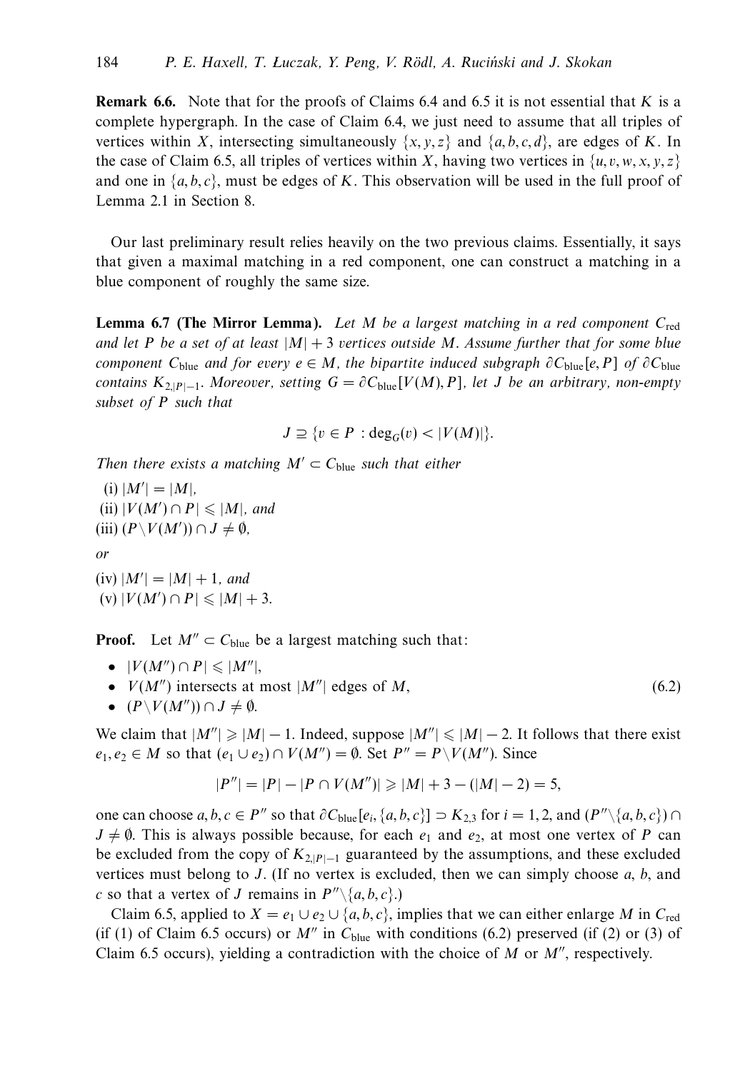**Remark 6.6.** Note that for the proofs of Claims 6.4 and 6.5 it is not essential that $K$ is a complete hypergraph. In the case of Claim 6.4, we just need to assume that all triples of vertices within $X$, intersecting simultaneously $\{x, y, z\}$ and $\{a, b, c, d\}$, are edges of $K$. In the case of Claim 6.5, all triples of vertices within $X$, having two vertices in $\{u, v, w, x, y, z\}$ and one in $\{a, b, c\}$, must be edges of $K$. This observation will be used in the full proof of Lemma 2.1 in Section 8.

Our last preliminary result relies heavily on the two previous claims. Essentially, it says that given a maximal matching in a red component, one can construct a matching in a blue component of roughly the same size.

**Lemma 6.7 (The Mirror Lemma).** *Let $M$ be a largest matching in a red component $C_{\text{red}}$ and let $P$ be a set of at least $|M| + 3$ vertices outside $M$. Assume further that for some blue component $C_{\text{blue}}$ and for every $e \in M$, the bipartite induced subgraph $\partial C_{\text{blue}}[e, P]$ of $\partial C_{\text{blue}}$ contains $K_{2,|P|-1}$. Moreover, setting $G = \partial C_{\text{blue}}[V(M), P]$, let $J$ be an arbitrary, non-empty subset of $P$ such that*

$$J \supseteq \{v \in P : \deg_G(v) < |V(M)|\}.$$

*Then there exists a matching $M' \subset C_{\text{blue}}$ such that either*

(i) $|M'| = |M|$,
(ii) $|V(M') \cap P| \leqslant |M|$, *and*
(iii) $(P \setminus V(M')) \cap J \neq \emptyset$,

*or*

(iv) $|M'| = |M| + 1$, *and*
(v) $|V(M') \cap P| \leqslant |M| + 3$.

**Proof.** Let $M'' \subset C_{\text{blue}}$ be a largest matching such that:

$$\begin{aligned}
&\bullet\ |V(M'') \cap P| \leqslant |M''|,\\
&\bullet\ V(M'') \text{ intersects at most } |M''| \text{ edges of } M,\\
&\bullet\ (P \setminus V(M'')) \cap J \neq \emptyset.
\end{aligned} \tag{6.2}$$

We claim that $|M''| \geqslant |M| - 1$. Indeed, suppose $|M''| \leqslant |M| - 2$. It follows that there exist $e_1, e_2 \in M$ so that $(e_1 \cup e_2) \cap V(M'') = \emptyset$. Set $P'' = P \setminus V(M'')$. Since

$$|P''| = |P| - |P \cap V(M'')| \geqslant |M| + 3 - (|M| - 2) = 5,$$

one can choose $a, b, c \in P''$ so that $\partial C_{\text{blue}}[e_i, \{a, b, c\}] \supset K_{2,3}$ for $i = 1, 2$, and $(P'' \setminus \{a, b, c\}) \cap J \neq \emptyset$. This is always possible because, for each $e_1$ and $e_2$, at most one vertex of $P$ can be excluded from the copy of $K_{2,|P|-1}$ guaranteed by the assumptions, and these excluded vertices must belong to $J$. (If no vertex is excluded, then we can simply choose $a$, $b$, and $c$ so that a vertex of $J$ remains in $P'' \setminus \{a, b, c\}$.)

Claim 6.5, applied to $X = e_1 \cup e_2 \cup \{a, b, c\}$, implies that we can either enlarge $M$ in $C_{\text{red}}$ (if (1) of Claim 6.5 occurs) or $M''$ in $C_{\text{blue}}$ with conditions (6.2) preserved (if (2) or (3) of Claim 6.5 occurs), yielding a contradiction with the choice of $M$ or $M''$, respectively.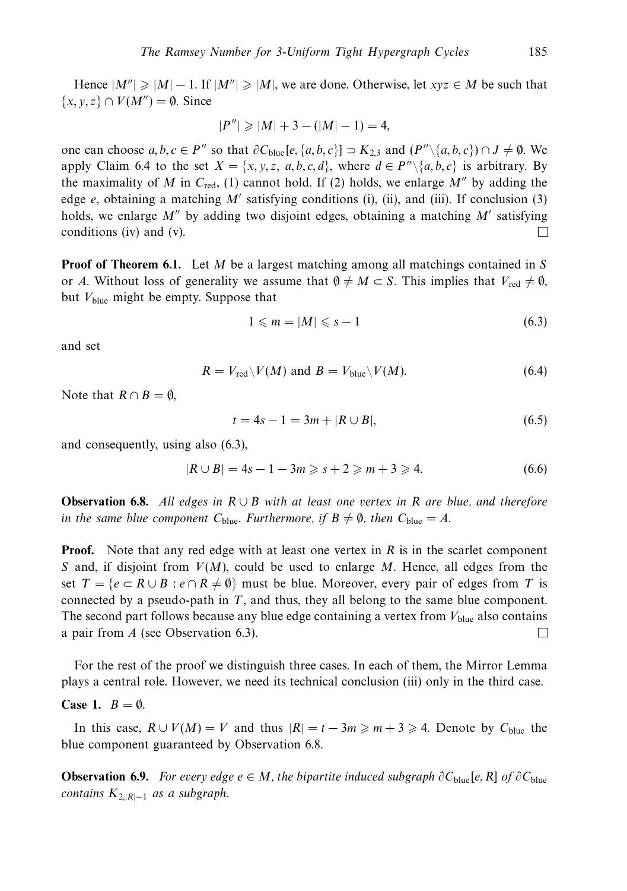Hence $|M''| \geqslant |M| - 1$. If $|M''| \geqslant |M|$, we are done. Otherwise, let $xyz \in M$ be such that $\{x, y, z\} \cap V(M'') = \emptyset$. Since

$$|P''| \geqslant |M| + 3 - (|M| - 1) = 4,$$

one can choose $a, b, c \in P''$ so that $\partial C_{\text{blue}}[e, \{a, b, c\}] \supset K_{2,3}$ and $(P'' \setminus \{a, b, c\}) \cap J \neq \emptyset$. We apply Claim 6.4 to the set $X = \{x, y, z, \ a, b, c, d\}$, where $d \in P'' \setminus \{a, b, c\}$ is arbitrary. By the maximality of $M$ in $C_{\text{red}}$, (1) cannot hold. If (2) holds, we enlarge $M''$ by adding the edge $e$, obtaining a matching $M'$ satisfying conditions (i), (ii), and (iii). If conclusion (3) holds, we enlarge $M''$ by adding two disjoint edges, obtaining a matching $M'$ satisfying conditions (iv) and (v). □

**Proof of Theorem 6.1.** Let $M$ be a largest matching among all matchings contained in $S$ or $A$. Without loss of generality we assume that $\emptyset \neq M \subset S$. This implies that $V_{\text{red}} \neq \emptyset$, but $V_{\text{blue}}$ might be empty. Suppose that

$$1 \leqslant m = |M| \leqslant s - 1 \tag{6.3}$$

and set

$$R = V_{\text{red}} \setminus V(M) \text{ and } B = V_{\text{blue}} \setminus V(M). \tag{6.4}$$

Note that $R \cap B = \emptyset$,

$$t = 4s - 1 = 3m + |R \cup B|, \tag{6.5}$$

and consequently, using also (6.3),

$$|R \cup B| = 4s - 1 - 3m \geqslant s + 2 \geqslant m + 3 \geqslant 4. \tag{6.6}$$

**Observation 6.8.** *All edges in $R \cup B$ with at least one vertex in $R$ are blue, and therefore in the same blue component $C_{\text{blue}}$. Furthermore, if $B \neq \emptyset$, then $C_{\text{blue}} = A$.*

**Proof.** Note that any red edge with at least one vertex in $R$ is in the scarlet component $S$ and, if disjoint from $V(M)$, could be used to enlarge $M$. Hence, all edges from the set $T = \{e \subset R \cup B : e \cap R \neq \emptyset\}$ must be blue. Moreover, every pair of edges from $T$ is connected by a pseudo-path in $T$, and thus, they all belong to the same blue component. The second part follows because any blue edge containing a vertex from $V_{\text{blue}}$ also contains a pair from $A$ (see Observation 6.3). □

For the rest of the proof we distinguish three cases. In each of them, the Mirror Lemma plays a central role. However, we need its technical conclusion (iii) only in the third case.

**Case 1.** $B = \emptyset$.

In this case, $R \cup V(M) = V$ and thus $|R| = t - 3m \geqslant m + 3 \geqslant 4$. Denote by $C_{\text{blue}}$ the blue component guaranteed by Observation 6.8.

**Observation 6.9.** *For every edge $e \in M$, the bipartite induced subgraph $\partial C_{\text{blue}}[e, R]$ of $\partial C_{\text{blue}}$ contains $K_{2,|R|-1}$ as a subgraph.*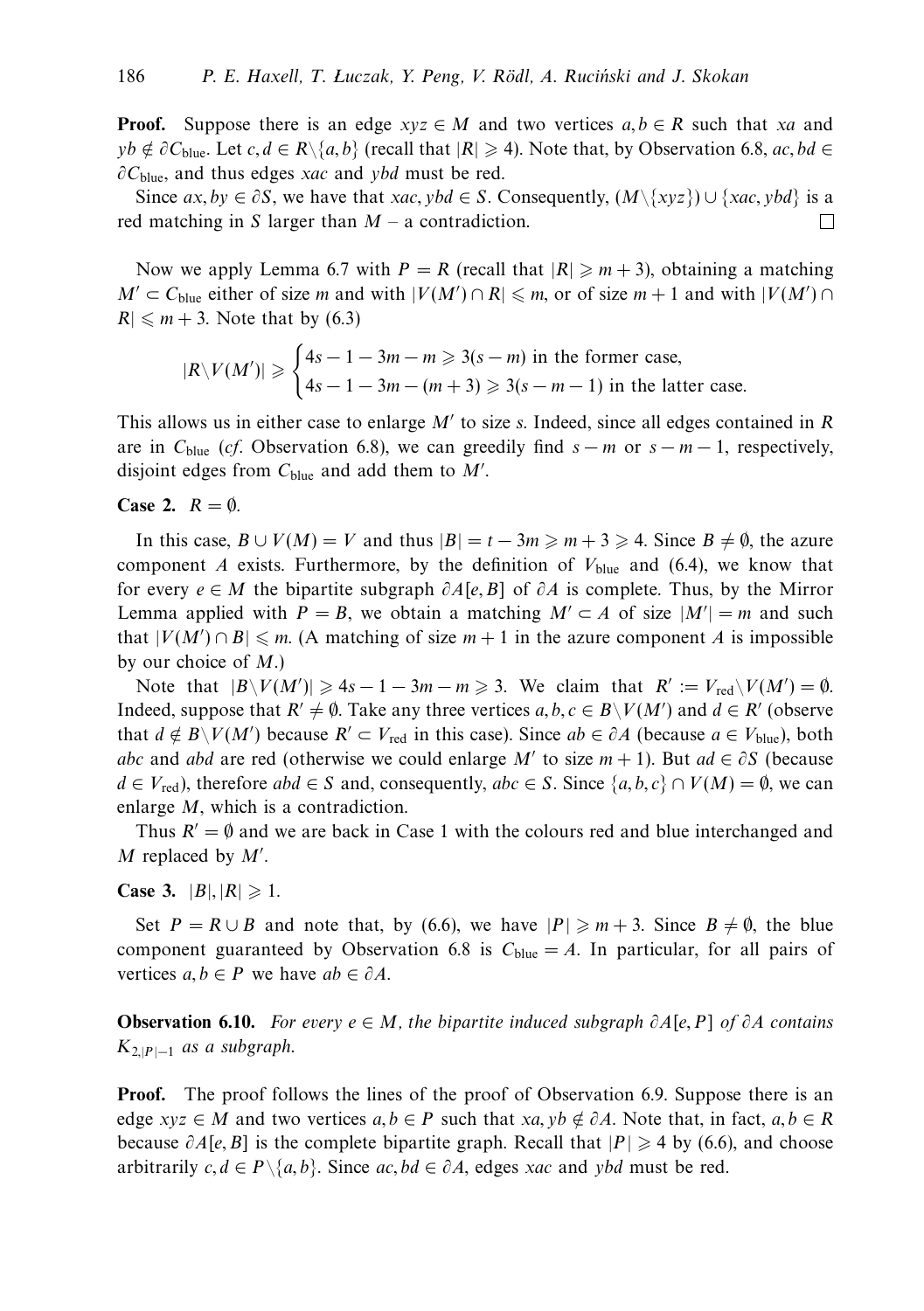**Proof.** Suppose there is an edge $xyz \in M$ and two vertices $a, b \in R$ such that $xa$ and $yb \notin \partial C_{\text{blue}}$. Let $c, d \in R \backslash \{a, b\}$ (recall that $|R| \geqslant 4$). Note that, by Observation 6.8, $ac, bd \in \partial C_{\text{blue}}$, and thus edges $xac$ and $ybd$ must be red.

Since $ax, by \in \partial S$, we have that $xac, ybd \in S$. Consequently, $(M \backslash \{xyz\}) \cup \{xac, ybd\}$ is a red matching in $S$ larger than $M$ – a contradiction. □

Now we apply Lemma 6.7 with $P = R$ (recall that $|R| \geqslant m + 3$), obtaining a matching $M' \subset C_{\text{blue}}$ either of size $m$ and with $|V(M') \cap R| \leqslant m$, or of size $m + 1$ and with $|V(M') \cap R| \leqslant m + 3$. Note that by (6.3)

$$|R \backslash V(M')| \geqslant \begin{cases} 4s - 1 - 3m - m \geqslant 3(s - m) \text{ in the former case,} \\ 4s - 1 - 3m - (m + 3) \geqslant 3(s - m - 1) \text{ in the latter case.} \end{cases}$$

This allows us in either case to enlarge $M'$ to size $s$. Indeed, since all edges contained in $R$ are in $C_{\text{blue}}$ (*cf.* Observation 6.8), we can greedily find $s - m$ or $s - m - 1$, respectively, disjoint edges from $C_{\text{blue}}$ and add them to $M'$.

**Case 2.** $R = \emptyset$.

In this case, $B \cup V(M) = V$ and thus $|B| = t - 3m \geqslant m + 3 \geqslant 4$. Since $B \neq \emptyset$, the azure component $A$ exists. Furthermore, by the definition of $V_{\text{blue}}$ and (6.4), we know that for every $e \in M$ the bipartite subgraph $\partial A[e, B]$ of $\partial A$ is complete. Thus, by the Mirror Lemma applied with $P = B$, we obtain a matching $M' \subset A$ of size $|M'| = m$ and such that $|V(M') \cap B| \leqslant m$. (A matching of size $m + 1$ in the azure component $A$ is impossible by our choice of $M$.)

Note that $|B \backslash V(M')| \geqslant 4s - 1 - 3m - m \geqslant 3$. We claim that $R' := V_{\text{red}} \backslash V(M') = \emptyset$. Indeed, suppose that $R' \neq \emptyset$. Take any three vertices $a, b, c \in B \backslash V(M')$ and $d \in R'$ (observe that $d \notin B \backslash V(M')$ because $R' \subset V_{\text{red}}$ in this case). Since $ab \in \partial A$ (because $a \in V_{\text{blue}}$), both $abc$ and $abd$ are red (otherwise we could enlarge $M'$ to size $m + 1$). But $ad \in \partial S$ (because $d \in V_{\text{red}}$), therefore $abd \in S$ and, consequently, $abc \in S$. Since $\{a, b, c\} \cap V(M) = \emptyset$, we can enlarge $M$, which is a contradiction.

Thus $R' = \emptyset$ and we are back in Case 1 with the colours red and blue interchanged and $M$ replaced by $M'$.

**Case 3.** $|B|, |R| \geqslant 1$.

Set $P = R \cup B$ and note that, by (6.6), we have $|P| \geqslant m + 3$. Since $B \neq \emptyset$, the blue component guaranteed by Observation 6.8 is $C_{\text{blue}} = A$. In particular, for all pairs of vertices $a, b \in P$ we have $ab \in \partial A$.

**Observation 6.10.** *For every $e \in M$, the bipartite induced subgraph $\partial A[e, P]$ of $\partial A$ contains $K_{2,|P|-1}$ as a subgraph.*

**Proof.** The proof follows the lines of the proof of Observation 6.9. Suppose there is an edge $xyz \in M$ and two vertices $a, b \in P$ such that $xa, yb \notin \partial A$. Note that, in fact, $a, b \in R$ because $\partial A[e, B]$ is the complete bipartite graph. Recall that $|P| \geqslant 4$ by (6.6), and choose arbitrarily $c, d \in P \backslash \{a, b\}$. Since $ac, bd \in \partial A$, edges $xac$ and $ybd$ must be red.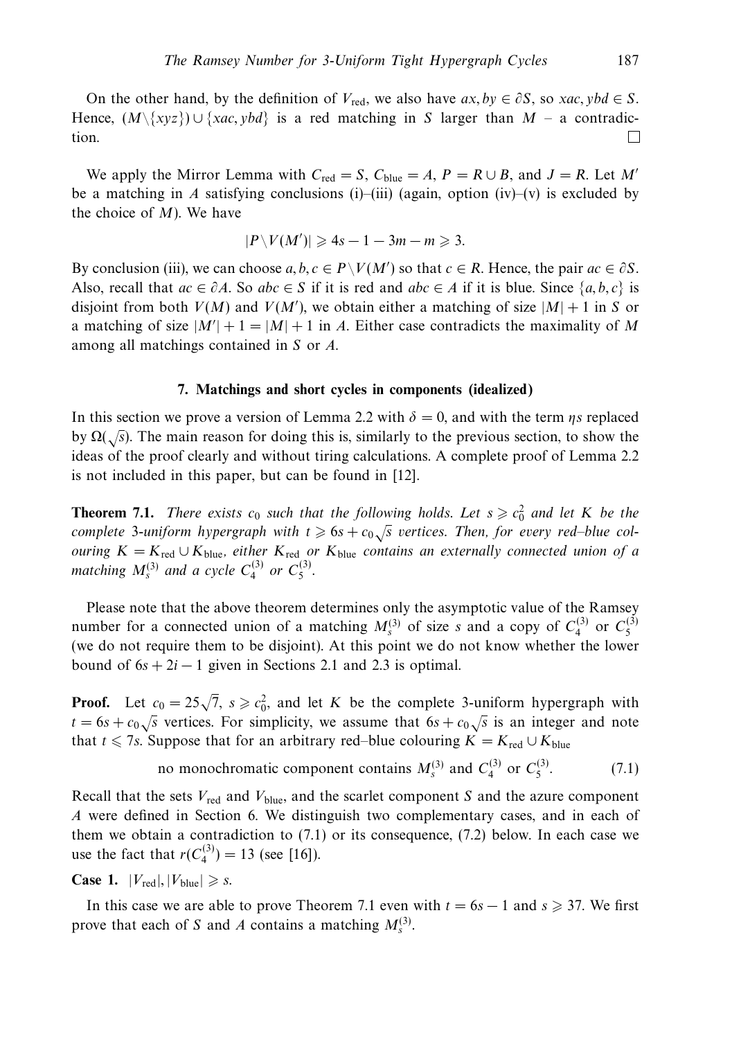On the other hand, by the definition of $V_{\text{red}}$, we also have $ax, by \in \partial S$, so $xac, ybd \in S$. Hence, $(M \setminus \{xyz\}) \cup \{xac, ybd\}$ is a red matching in $S$ larger than $M$ – a contradiction. □

We apply the Mirror Lemma with $C_{\text{red}} = S$, $C_{\text{blue}} = A$, $P = R \cup B$, and $J = R$. Let $M'$ be a matching in $A$ satisfying conclusions (i)–(iii) (again, option (iv)–(v) is excluded by the choice of $M$). We have

$$|P \setminus V(M')| \geqslant 4s - 1 - 3m - m \geqslant 3.$$

By conclusion (iii), we can choose $a, b, c \in P \setminus V(M')$ so that $c \in R$. Hence, the pair $ac \in \partial S$. Also, recall that $ac \in \partial A$. So $abc \in S$ if it is red and $abc \in A$ if it is blue. Since $\{a, b, c\}$ is disjoint from both $V(M)$ and $V(M')$, we obtain either a matching of size $|M| + 1$ in $S$ or a matching of size $|M'| + 1 = |M| + 1$ in $A$. Either case contradicts the maximality of $M$ among all matchings contained in $S$ or $A$.

## 7. Matchings and short cycles in components (idealized)

In this section we prove a version of Lemma 2.2 with $\delta = 0$, and with the term $\eta s$ replaced by $\Omega(\sqrt{s})$. The main reason for doing this is, similarly to the previous section, to show the ideas of the proof clearly and without tiring calculations. A complete proof of Lemma 2.2 is not included in this paper, but can be found in [12].

**Theorem 7.1.** *There exists $c_0$ such that the following holds. Let $s \geqslant c_0^2$ and let $K$ be the complete 3-uniform hypergraph with $t \geqslant 6s + c_0\sqrt{s}$ vertices. Then, for every red–blue colouring $K = K_{\text{red}} \cup K_{\text{blue}}$, either $K_{\text{red}}$ or $K_{\text{blue}}$ contains an externally connected union of a matching $M_s^{(3)}$ and a cycle $C_4^{(3)}$ or $C_5^{(3)}$.*

Please note that the above theorem determines only the asymptotic value of the Ramsey number for a connected union of a matching $M_s^{(3)}$ of size $s$ and a copy of $C_4^{(3)}$ or $C_5^{(3)}$ (we do not require them to be disjoint). At this point we do not know whether the lower bound of $6s + 2i - 1$ given in Sections 2.1 and 2.3 is optimal.

**Proof.** Let $c_0 = 25\sqrt{7}$, $s \geqslant c_0^2$, and let $K$ be the complete 3-uniform hypergraph with $t = 6s + c_0\sqrt{s}$ vertices. For simplicity, we assume that $6s + c_0\sqrt{s}$ is an integer and note that $t \leqslant 7s$. Suppose that for an arbitrary red–blue colouring $K = K_{\text{red}} \cup K_{\text{blue}}$

$$\text{no monochromatic component contains } M_s^{(3)} \text{ and } C_4^{(3)} \text{ or } C_5^{(3)}. \tag{7.1}$$

Recall that the sets $V_{\text{red}}$ and $V_{\text{blue}}$, and the scarlet component $S$ and the azure component $A$ were defined in Section 6. We distinguish two complementary cases, and in each of them we obtain a contradiction to (7.1) or its consequence, (7.2) below. In each case we use the fact that $r(C_4^{(3)}) = 13$ (see [16]).

**Case 1.** $|V_{\text{red}}|, |V_{\text{blue}}| \geqslant s$.

In this case we are able to prove Theorem 7.1 even with $t = 6s - 1$ and $s \geqslant 37$. We first prove that each of $S$ and $A$ contains a matching $M_s^{(3)}$.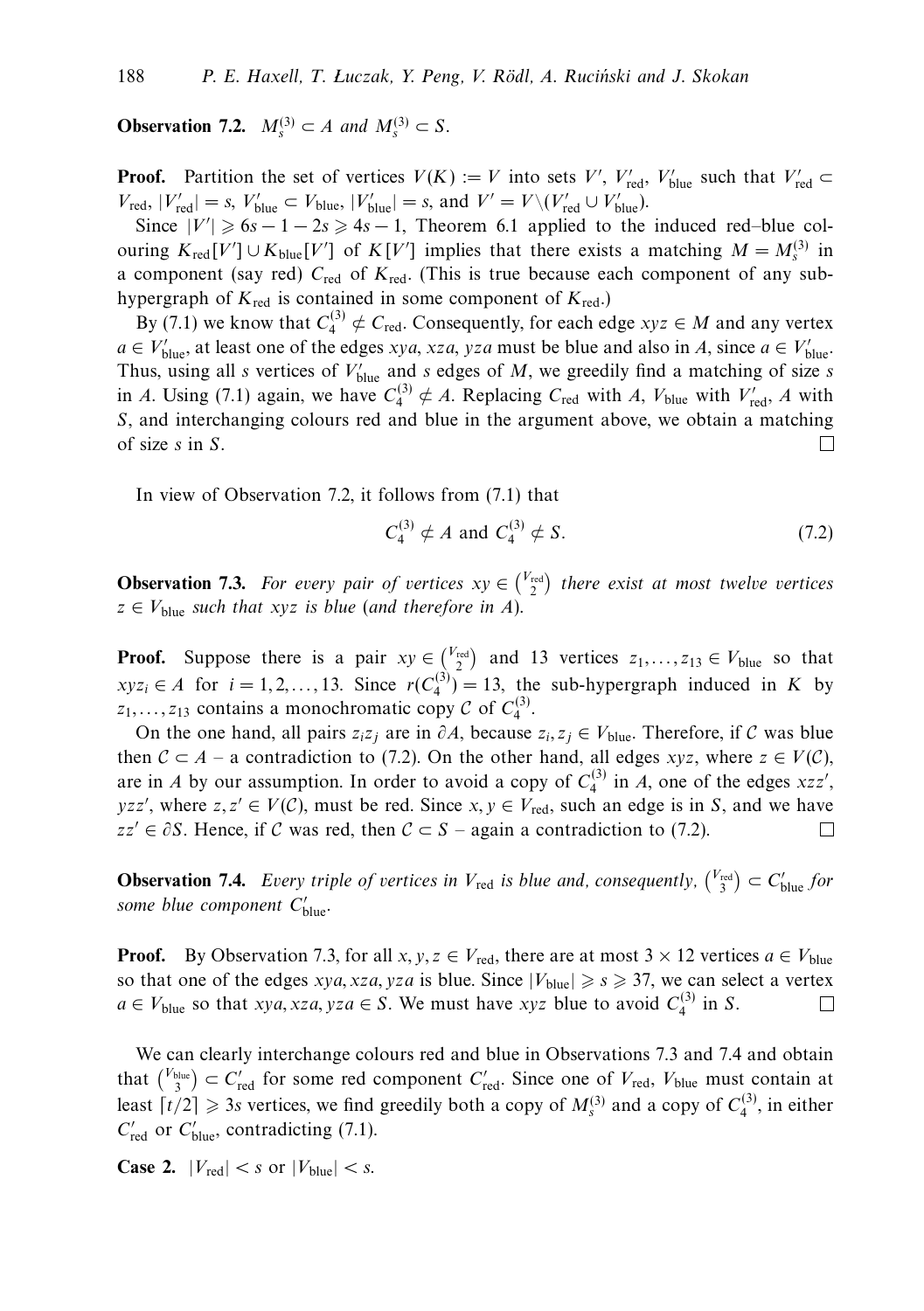**Observation 7.2.** $M_s^{(3)} \subset A$ *and* $M_s^{(3)} \subset S$.

**Proof.** Partition the set of vertices $V(K) := V$ into sets $V'$, $V'_{\text{red}}$, $V'_{\text{blue}}$ such that $V'_{\text{red}} \subset V_{\text{red}}$, $|V'_{\text{red}}| = s$, $V'_{\text{blue}} \subset V_{\text{blue}}$, $|V'_{\text{blue}}| = s$, and $V' = V \setminus (V'_{\text{red}} \cup V'_{\text{blue}})$.

Since $|V'| \geqslant 6s - 1 - 2s \geqslant 4s - 1$, Theorem 6.1 applied to the induced red–blue colouring $K_{\text{red}}[V'] \cup K_{\text{blue}}[V']$ of $K[V']$ implies that there exists a matching $M = M_s^{(3)}$ in a component (say red) $C_{\text{red}}$ of $K_{\text{red}}$. (This is true because each component of any sub-hypergraph of $K_{\text{red}}$ is contained in some component of $K_{\text{red}}$.)

By (7.1) we know that $C_4^{(3)} \not\subset C_{\text{red}}$. Consequently, for each edge $xyz \in M$ and any vertex $a \in V'_{\text{blue}}$, at least one of the edges $xya$, $xza$, $yza$ must be blue and also in $A$, since $a \in V'_{\text{blue}}$. Thus, using all $s$ vertices of $V'_{\text{blue}}$ and $s$ edges of $M$, we greedily find a matching of size $s$ in $A$. Using (7.1) again, we have $C_4^{(3)} \not\subset A$. Replacing $C_{\text{red}}$ with $A$, $V_{\text{blue}}$ with $V'_{\text{red}}$, $A$ with $S$, and interchanging colours red and blue in the argument above, we obtain a matching of size $s$ in $S$. □

In view of Observation 7.2, it follows from (7.1) that

$$C_4^{(3)} \not\subset A \text{ and } C_4^{(3)} \not\subset S. \tag{7.2}$$

**Observation 7.3.** *For every pair of vertices* $xy \in \binom{V_{\text{red}}}{2}$ *there exist at most twelve vertices* $z \in V_{\text{blue}}$ *such that* $xyz$ *is blue* (*and therefore in* $A$).

**Proof.** Suppose there is a pair $xy \in \binom{V_{\text{red}}}{2}$ and 13 vertices $z_1, \dots, z_{13} \in V_{\text{blue}}$ so that $xyz_i \in A$ for $i = 1, 2, \dots, 13$. Since $r(C_4^{(3)}) = 13$, the sub-hypergraph induced in $K$ by $z_1, \dots, z_{13}$ contains a monochromatic copy $\mathcal{C}$ of $C_4^{(3)}$.

On the one hand, all pairs $z_i z_j$ are in $\partial A$, because $z_i, z_j \in V_{\text{blue}}$. Therefore, if $\mathcal{C}$ was blue then $\mathcal{C} \subset A$ – a contradiction to (7.2). On the other hand, all edges $xyz$, where $z \in V(\mathcal{C})$, are in $A$ by our assumption. In order to avoid a copy of $C_4^{(3)}$ in $A$, one of the edges $xzz'$, $yzz'$, where $z, z' \in V(\mathcal{C})$, must be red. Since $x, y \in V_{\text{red}}$, such an edge is in $S$, and we have $zz' \in \partial S$. Hence, if $\mathcal{C}$ was red, then $\mathcal{C} \subset S$ – again a contradiction to (7.2). □

**Observation 7.4.** *Every triple of vertices in* $V_{\text{red}}$ *is blue and, consequently,* $\binom{V_{\text{red}}}{3} \subset C'_{\text{blue}}$ *for some blue component* $C'_{\text{blue}}$.

**Proof.** By Observation 7.3, for all $x, y, z \in V_{\text{red}}$, there are at most $3 \times 12$ vertices $a \in V_{\text{blue}}$ so that one of the edges $xya$, $xza$, $yza$ is blue. Since $|V_{\text{blue}}| \geqslant s \geqslant 37$, we can select a vertex $a \in V_{\text{blue}}$ so that $xya, xza, yza \in S$. We must have $xyz$ blue to avoid $C_4^{(3)}$ in $S$. □

We can clearly interchange colours red and blue in Observations 7.3 and 7.4 and obtain that $\binom{V_{\text{blue}}}{3} \subset C'_{\text{red}}$ for some red component $C'_{\text{red}}$. Since one of $V_{\text{red}}$, $V_{\text{blue}}$ must contain at least $\lceil t/2 \rceil \geqslant 3s$ vertices, we find greedily both a copy of $M_s^{(3)}$ and a copy of $C_4^{(3)}$, in either $C'_{\text{red}}$ or $C'_{\text{blue}}$, contradicting (7.1).

**Case 2.** $|V_{\text{red}}| < s$ or $|V_{\text{blue}}| < s$.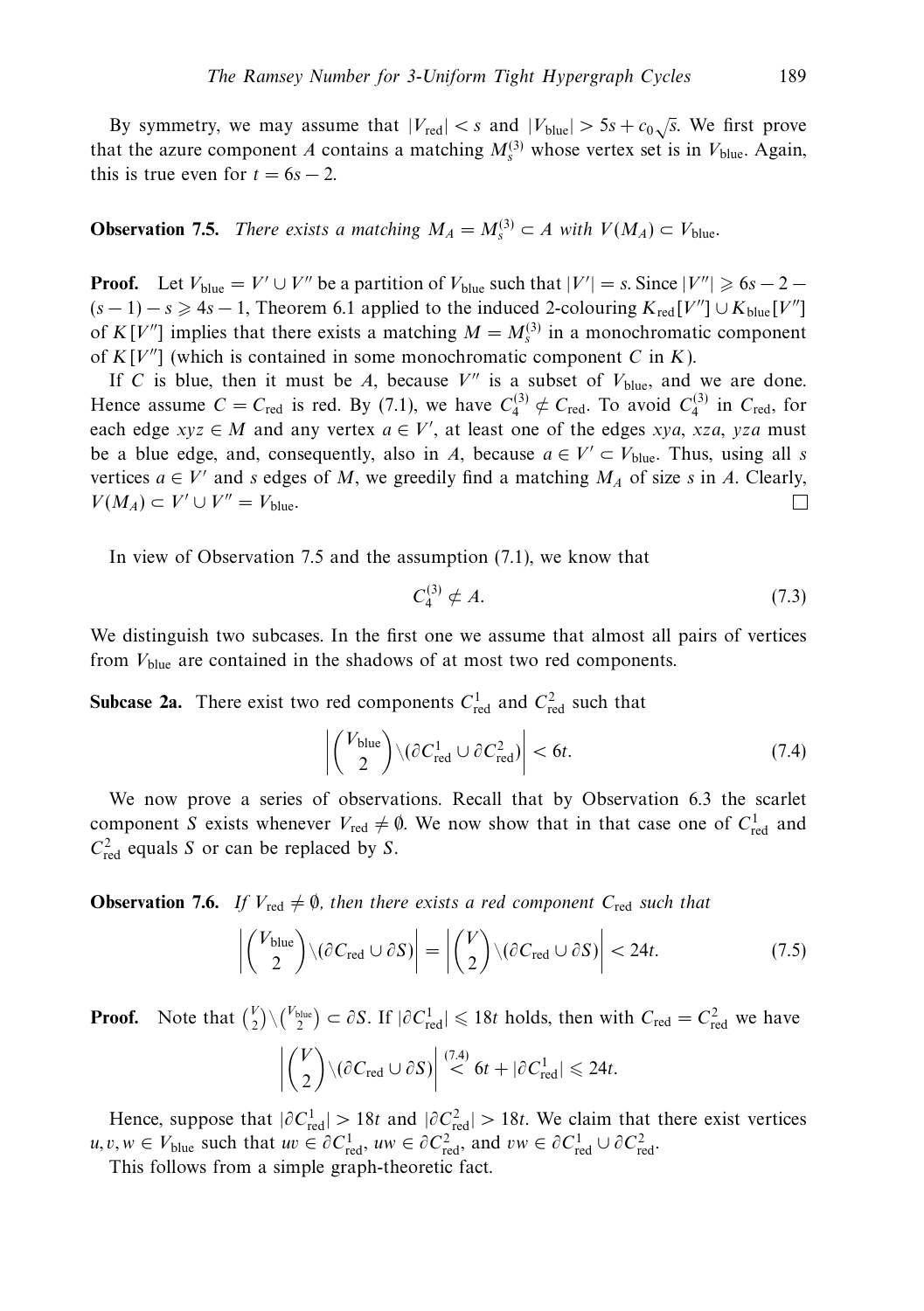By symmetry, we may assume that $|V_{\mathrm{red}}| < s$ and $|V_{\mathrm{blue}}| > 5s + c_0\sqrt{s}$. We first prove that the azure component $A$ contains a matching $M_s^{(3)}$ whose vertex set is in $V_{\mathrm{blue}}$. Again, this is true even for $t = 6s - 2$.

**Observation 7.5.** *There exists a matching $M_A = M_s^{(3)} \subset A$ with $V(M_A) \subset V_{\mathrm{blue}}$.*

**Proof.** Let $V_{\mathrm{blue}} = V' \cup V''$ be a partition of $V_{\mathrm{blue}}$ such that $|V'| = s$. Since $|V''| \geqslant 6s - 2 - (s-1) - s \geqslant 4s - 1$, Theorem 6.1 applied to the induced 2-colouring $K_{\mathrm{red}}[V''] \cup K_{\mathrm{blue}}[V'']$ of $K[V'']$ implies that there exists a matching $M = M_s^{(3)}$ in a monochromatic component of $K[V'']$ (which is contained in some monochromatic component $C$ in $K$).

If $C$ is blue, then it must be $A$, because $V''$ is a subset of $V_{\mathrm{blue}}$, and we are done. Hence assume $C = C_{\mathrm{red}}$ is red. By (7.1), we have $C_4^{(3)} \not\subset C_{\mathrm{red}}$. To avoid $C_4^{(3)}$ in $C_{\mathrm{red}}$, for each edge $xyz \in M$ and any vertex $a \in V'$, at least one of the edges $xya$, $xza$, $yza$ must be a blue edge, and, consequently, also in $A$, because $a \in V' \subset V_{\mathrm{blue}}$. Thus, using all $s$ vertices $a \in V'$ and $s$ edges of $M$, we greedily find a matching $M_A$ of size $s$ in $A$. Clearly, $V(M_A) \subset V' \cup V'' = V_{\mathrm{blue}}$. $\square$

In view of Observation 7.5 and the assumption (7.1), we know that

$$C_4^{(3)} \not\subset A. \tag{7.3}$$

We distinguish two subcases. In the first one we assume that almost all pairs of vertices from $V_{\mathrm{blue}}$ are contained in the shadows of at most two red components.

**Subcase 2a.** There exist two red components $C_{\mathrm{red}}^1$ and $C_{\mathrm{red}}^2$ such that

$$\left| \binom{V_{\mathrm{blue}}}{2} \setminus (\partial C_{\mathrm{red}}^1 \cup \partial C_{\mathrm{red}}^2) \right| < 6t. \tag{7.4}$$

We now prove a series of observations. Recall that by Observation 6.3 the scarlet component $S$ exists whenever $V_{\mathrm{red}} \neq \emptyset$. We now show that in that case one of $C_{\mathrm{red}}^1$ and $C_{\mathrm{red}}^2$ equals $S$ or can be replaced by $S$.

**Observation 7.6.** *If $V_{\mathrm{red}} \neq \emptyset$, then there exists a red component $C_{\mathrm{red}}$ such that*

$$\left| \binom{V_{\mathrm{blue}}}{2} \setminus (\partial C_{\mathrm{red}} \cup \partial S) \right| = \left| \binom{V}{2} \setminus (\partial C_{\mathrm{red}} \cup \partial S) \right| < 24t. \tag{7.5}$$

**Proof.** Note that $\binom{V}{2} \setminus \binom{V_{\mathrm{blue}}}{2} \subset \partial S$. If $|\partial C_{\mathrm{red}}^1| \leqslant 18t$ holds, then with $C_{\mathrm{red}} = C_{\mathrm{red}}^2$ we have

$$\left| \binom{V}{2} \setminus (\partial C_{\mathrm{red}} \cup \partial S) \right| \overset{(7.4)}{<} 6t + |\partial C_{\mathrm{red}}^1| \leqslant 24t.$$

Hence, suppose that $|\partial C_{\mathrm{red}}^1| > 18t$ and $|\partial C_{\mathrm{red}}^2| > 18t$. We claim that there exist vertices $u, v, w \in V_{\mathrm{blue}}$ such that $uv \in \partial C_{\mathrm{red}}^1$, $uw \in \partial C_{\mathrm{red}}^2$, and $vw \in \partial C_{\mathrm{red}}^1 \cup \partial C_{\mathrm{red}}^2$.

This follows from a simple graph-theoretic fact.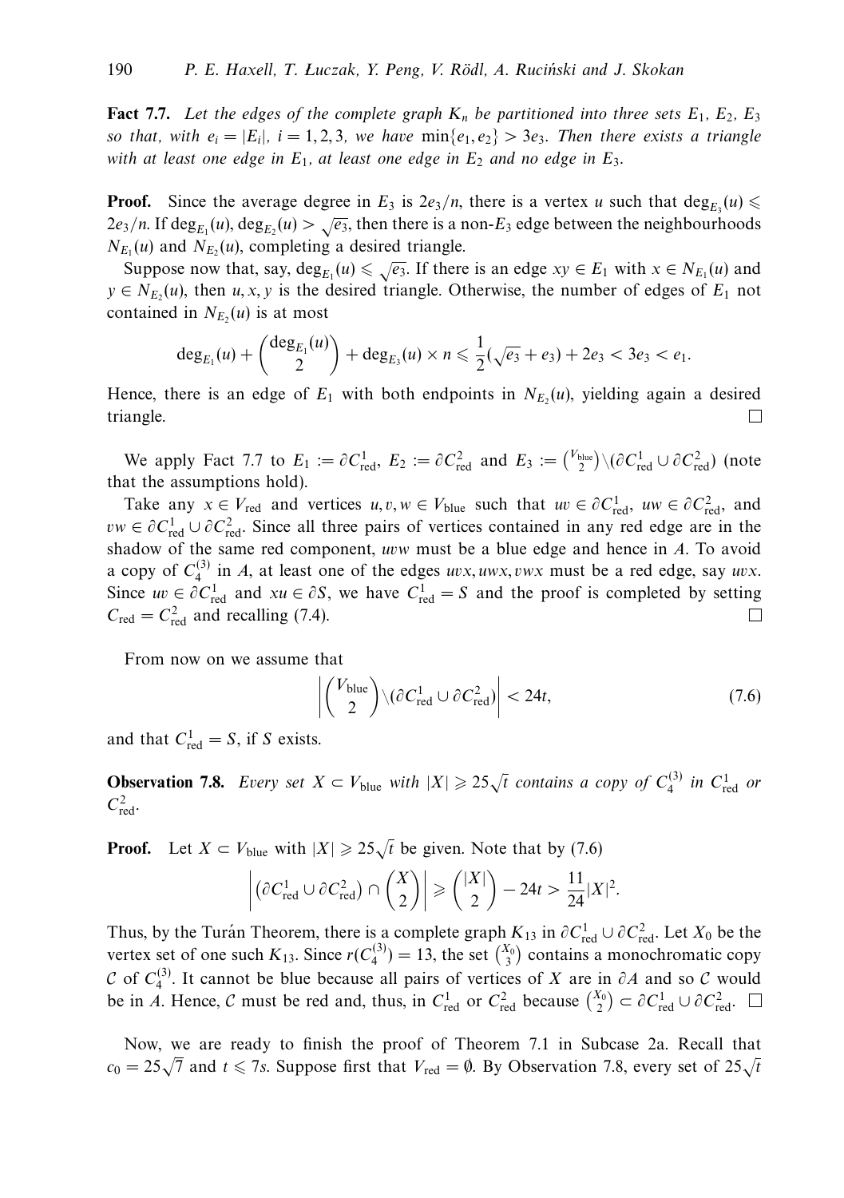**Fact 7.7.** *Let the edges of the complete graph $K_n$ be partitioned into three sets $E_1$, $E_2$, $E_3$ so that, with $e_i = |E_i|$, $i = 1, 2, 3$, we have $\min\{e_1, e_2\} > 3e_3$. Then there exists a triangle with at least one edge in $E_1$, at least one edge in $E_2$ and no edge in $E_3$.*

**Proof.** Since the average degree in $E_3$ is $2e_3/n$, there is a vertex $u$ such that $\deg_{E_3}(u) \leqslant 2e_3/n$. If $\deg_{E_1}(u), \deg_{E_2}(u) > \sqrt{e_3}$, then there is a non-$E_3$ edge between the neighbourhoods $N_{E_1}(u)$ and $N_{E_2}(u)$, completing a desired triangle.

Suppose now that, say, $\deg_{E_1}(u) \leqslant \sqrt{e_3}$. If there is an edge $xy \in E_1$ with $x \in N_{E_1}(u)$ and $y \in N_{E_2}(u)$, then $u, x, y$ is the desired triangle. Otherwise, the number of edges of $E_1$ not contained in $N_{E_2}(u)$ is at most

$$\deg_{E_1}(u) + \binom{\deg_{E_1}(u)}{2} + \deg_{E_3}(u) \times n \leqslant \frac{1}{2}(\sqrt{e_3} + e_3) + 2e_3 < 3e_3 < e_1.$$

Hence, there is an edge of $E_1$ with both endpoints in $N_{E_2}(u)$, yielding again a desired triangle. □

We apply Fact 7.7 to $E_1 := \partial C^1_{\text{red}}$, $E_2 := \partial C^2_{\text{red}}$ and $E_3 := \binom{V_{\text{blue}}}{2} \setminus (\partial C^1_{\text{red}} \cup \partial C^2_{\text{red}})$ (note that the assumptions hold).

Take any $x \in V_{\text{red}}$ and vertices $u, v, w \in V_{\text{blue}}$ such that $uv \in \partial C^1_{\text{red}}$, $uw \in \partial C^2_{\text{red}}$, and $vw \in \partial C^1_{\text{red}} \cup \partial C^2_{\text{red}}$. Since all three pairs of vertices contained in any red edge are in the shadow of the same red component, $uvw$ must be a blue edge and hence in $A$. To avoid a copy of $C_4^{(3)}$ in $A$, at least one of the edges $uvx, uwx, vwx$ must be a red edge, say $uvx$. Since $uv \in \partial C^1_{\text{red}}$ and $xu \in \partial S$, we have $C^1_{\text{red}} = S$ and the proof is completed by setting $C_{\text{red}} = C^2_{\text{red}}$ and recalling (7.4). □

From now on we assume that

$$\left| \binom{V_{\text{blue}}}{2} \setminus (\partial C^1_{\text{red}} \cup \partial C^2_{\text{red}}) \right| < 24t, \tag{7.6}$$

and that $C^1_{\text{red}} = S$, if $S$ exists.

**Observation 7.8.** *Every set $X \subset V_{\text{blue}}$ with $|X| \geqslant 25\sqrt{t}$ contains a copy of $C_4^{(3)}$ in $C^1_{\text{red}}$ or $C^2_{\text{red}}$.*

**Proof.** Let $X \subset V_{\text{blue}}$ with $|X| \geqslant 25\sqrt{t}$ be given. Note that by (7.6)

$$\left| \left(\partial C^1_{\text{red}} \cup \partial C^2_{\text{red}}\right) \cap \binom{X}{2} \right| \geqslant \binom{|X|}{2} - 24t > \frac{11}{24}|X|^2.$$

Thus, by the Turán Theorem, there is a complete graph $K_{13}$ in $\partial C^1_{\text{red}} \cup \partial C^2_{\text{red}}$. Let $X_0$ be the vertex set of one such $K_{13}$. Since $r(C_4^{(3)}) = 13$, the set $\binom{X_0}{3}$ contains a monochromatic copy $\mathcal{C}$ of $C_4^{(3)}$. It cannot be blue because all pairs of vertices of $X$ are in $\partial A$ and so $\mathcal{C}$ would be in $A$. Hence, $\mathcal{C}$ must be red and, thus, in $C^1_{\text{red}}$ or $C^2_{\text{red}}$ because $\binom{X_0}{2} \subset \partial C^1_{\text{red}} \cup \partial C^2_{\text{red}}$. □

Now, we are ready to finish the proof of Theorem 7.1 in Subcase 2a. Recall that $c_0 = 25\sqrt{7}$ and $t \leqslant 7s$. Suppose first that $V_{\text{red}} = \emptyset$. By Observation 7.8, every set of $25\sqrt{t}$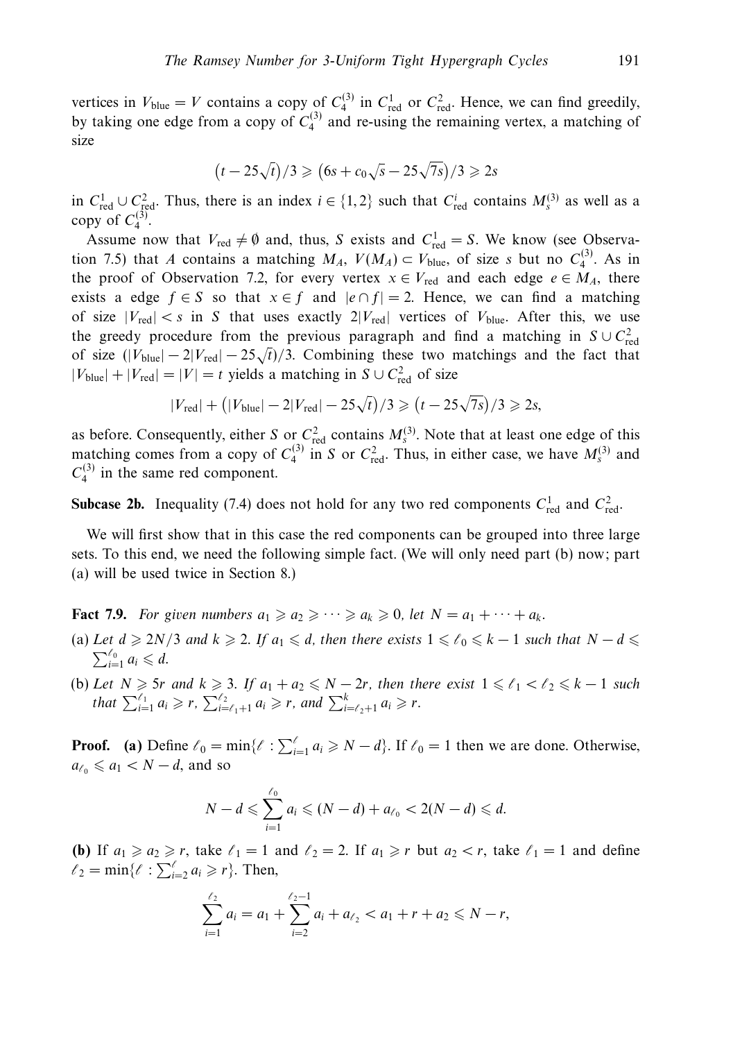vertices in $V_{\text{blue}} = V$ contains a copy of $C_4^{(3)}$ in $C^1_{\text{red}}$ or $C^2_{\text{red}}$. Hence, we can find greedily, by taking one edge from a copy of $C_4^{(3)}$ and re-using the remaining vertex, a matching of size

$$\left(t - 25\sqrt{t}\right)/3 \geqslant \left(6s + c_0\sqrt{s} - 25\sqrt{7s}\right)/3 \geqslant 2s$$

in $C^1_{\text{red}} \cup C^2_{\text{red}}$. Thus, there is an index $i \in \{1, 2\}$ such that $C^i_{\text{red}}$ contains $M_s^{(3)}$ as well as a copy of $C_4^{(3)}$.

Assume now that $V_{\text{red}} \neq \emptyset$ and, thus, $S$ exists and $C^1_{\text{red}} = S$. We know (see Observation 7.5) that $A$ contains a matching $M_A$, $V(M_A) \subset V_{\text{blue}}$, of size $s$ but no $C_4^{(3)}$. As in the proof of Observation 7.2, for every vertex $x \in V_{\text{red}}$ and each edge $e \in M_A$, there exists a edge $f \in S$ so that $x \in f$ and $|e \cap f| = 2$. Hence, we can find a matching of size $|V_{\text{red}}| < s$ in $S$ that uses exactly $2|V_{\text{red}}|$ vertices of $V_{\text{blue}}$. After this, we use the greedy procedure from the previous paragraph and find a matching in $S \cup C^2_{\text{red}}$ of size $(|V_{\text{blue}}| - 2|V_{\text{red}}| - 25\sqrt{t})/3$. Combining these two matchings and the fact that $|V_{\text{blue}}| + |V_{\text{red}}| = |V| = t$ yields a matching in $S \cup C^2_{\text{red}}$ of size

$$|V_{\text{red}}| + \left(|V_{\text{blue}}| - 2|V_{\text{red}}| - 25\sqrt{t}\right)/3 \geqslant \left(t - 25\sqrt{7s}\right)/3 \geqslant 2s,$$

as before. Consequently, either $S$ or $C^2_{\text{red}}$ contains $M_s^{(3)}$. Note that at least one edge of this matching comes from a copy of $C_4^{(3)}$ in $S$ or $C^2_{\text{red}}$. Thus, in either case, we have $M_s^{(3)}$ and $C_4^{(3)}$ in the same red component.

**Subcase 2b.** Inequality (7.4) does not hold for any two red components $C^1_{\text{red}}$ and $C^2_{\text{red}}$.

We will first show that in this case the red components can be grouped into three large sets. To this end, we need the following simple fact. (We will only need part (b) now; part (a) will be used twice in Section 8.)

**Fact 7.9.** *For given numbers $a_1 \geqslant a_2 \geqslant \cdots \geqslant a_k \geqslant 0$, let $N = a_1 + \cdots + a_k$.*

(a) *Let $d \geqslant 2N/3$ and $k \geqslant 2$. If $a_1 \leqslant d$, then there exists $1 \leqslant \ell_0 \leqslant k-1$ such that $N - d \leqslant \sum_{i=1}^{\ell_0} a_i \leqslant d$.*

(b) *Let $N \geqslant 5r$ and $k \geqslant 3$. If $a_1 + a_2 \leqslant N - 2r$, then there exist $1 \leqslant \ell_1 < \ell_2 \leqslant k-1$ such that $\sum_{i=1}^{\ell_1} a_i \geqslant r$, $\sum_{i=\ell_1+1}^{\ell_2} a_i \geqslant r$, and $\sum_{i=\ell_2+1}^{k} a_i \geqslant r$.*

**Proof.** **(a)** Define $\ell_0 = \min\{\ell : \sum_{i=1}^{\ell} a_i \geqslant N - d\}$. If $\ell_0 = 1$ then we are done. Otherwise, $a_{\ell_0} \leqslant a_1 < N - d$, and so

$$N - d \leqslant \sum_{i=1}^{\ell_0} a_i \leqslant (N - d) + a_{\ell_0} < 2(N - d) \leqslant d.$$

**(b)** If $a_1 \geqslant a_2 \geqslant r$, take $\ell_1 = 1$ and $\ell_2 = 2$. If $a_1 \geqslant r$ but $a_2 < r$, take $\ell_1 = 1$ and define $\ell_2 = \min\{\ell : \sum_{i=2}^{\ell} a_i \geqslant r\}$. Then,

$$\sum_{i=1}^{\ell_2} a_i = a_1 + \sum_{i=2}^{\ell_2 - 1} a_i + a_{\ell_2} < a_1 + r + a_2 \leqslant N - r,$$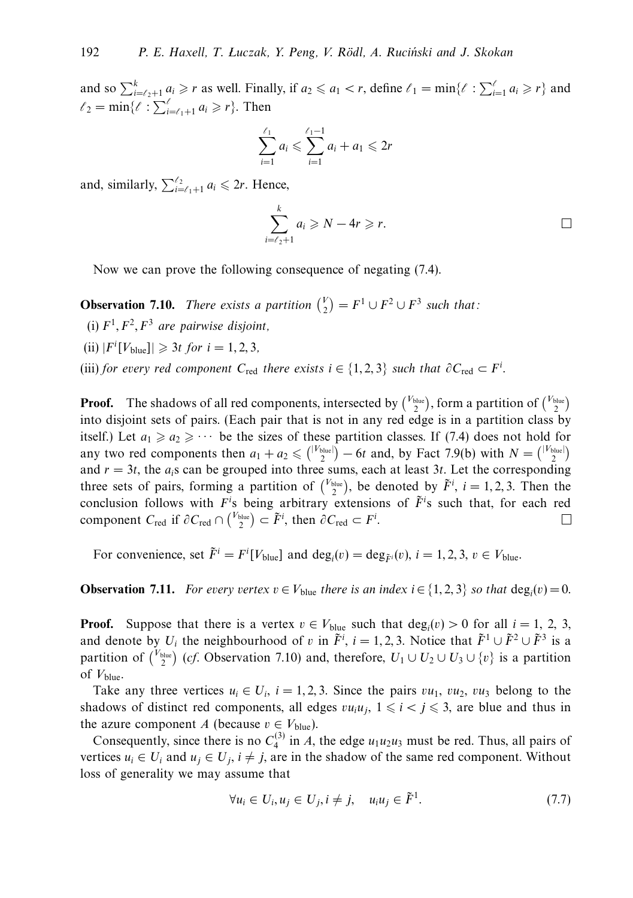and so $\sum_{i=\ell_2+1}^{k} a_i \geqslant r$ as well. Finally, if $a_2 \leqslant a_1 < r$, define $\ell_1 = \min\{\ell : \sum_{i=1}^{\ell} a_i \geqslant r\}$ and $\ell_2 = \min\{\ell : \sum_{i=\ell_1+1}^{\ell} a_i \geqslant r\}$. Then

$$\sum_{i=1}^{\ell_1} a_i \leqslant \sum_{i=1}^{\ell_1-1} a_i + a_1 \leqslant 2r$$

and, similarly, $\sum_{i=\ell_1+1}^{\ell_2} a_i \leqslant 2r$. Hence,

$$\sum_{i=\ell_2+1}^{k} a_i \geqslant N - 4r \geqslant r. \qquad \square$$

Now we can prove the following consequence of negating (7.4).

**Observation 7.10.** *There exists a partition* $\binom{V}{2} = F^1 \cup F^2 \cup F^3$ *such that:*

(i) $F^1, F^2, F^3$ *are pairwise disjoint,*

(ii) $|F^i[V_{\text{blue}}]| \geqslant 3t$ *for* $i = 1, 2, 3,$

(iii) *for every red component* $C_{\text{red}}$ *there exists* $i \in \{1, 2, 3\}$ *such that* $\partial C_{\text{red}} \subset F^i$.

**Proof.** The shadows of all red components, intersected by $\binom{V_{\text{blue}}}{2}$, form a partition of $\binom{V_{\text{blue}}}{2}$ into disjoint sets of pairs. (Each pair that is not in any red edge is in a partition class by itself.) Let $a_1 \geqslant a_2 \geqslant \cdots$ be the sizes of these partition classes. If (7.4) does not hold for any two red components then $a_1 + a_2 \leqslant \binom{|V_{\text{blue}}|}{2} - 6t$ and, by Fact 7.9(b) with $N = \binom{|V_{\text{blue}}|}{2}$ and $r = 3t$, the $a_i$s can be grouped into three sums, each at least $3t$. Let the corresponding three sets of pairs, forming a partition of $\binom{V_{\text{blue}}}{2}$, be denoted by $\tilde{F}^i$, $i = 1, 2, 3$. Then the conclusion follows with $F^i$s being arbitrary extensions of $\tilde{F}^i$s such that, for each red component $C_{\text{red}}$ if $\partial C_{\text{red}} \cap \binom{V_{\text{blue}}}{2} \subset \tilde{F}^i$, then $\partial C_{\text{red}} \subset F^i$. $\square$

For convenience, set $\tilde{F}^i = F^i[V_{\text{blue}}]$ and $\deg_i(v) = \deg_{\tilde{F}^i}(v)$, $i = 1, 2, 3$, $v \in V_{\text{blue}}$.

**Observation 7.11.** *For every vertex* $v \in V_{\text{blue}}$ *there is an index* $i \in \{1, 2, 3\}$ *so that* $\deg_i(v) = 0$.

**Proof.** Suppose that there is a vertex $v \in V_{\text{blue}}$ such that $\deg_i(v) > 0$ for all $i = 1, 2, 3$, and denote by $U_i$ the neighbourhood of $v$ in $\tilde{F}^i$, $i = 1, 2, 3$. Notice that $\tilde{F}^1 \cup \tilde{F}^2 \cup \tilde{F}^3$ is a partition of $\binom{V_{\text{blue}}}{2}$ (*cf.* Observation 7.10) and, therefore, $U_1 \cup U_2 \cup U_3 \cup \{v\}$ is a partition of $V_{\text{blue}}$.

Take any three vertices $u_i \in U_i$, $i = 1, 2, 3$. Since the pairs $vu_1$, $vu_2$, $vu_3$ belong to the shadows of distinct red components, all edges $vu_iu_j$, $1 \leqslant i < j \leqslant 3$, are blue and thus in the azure component $A$ (because $v \in V_{\text{blue}}$).

Consequently, since there is no $C_4^{(3)}$ in $A$, the edge $u_1u_2u_3$ must be red. Thus, all pairs of vertices $u_i \in U_i$ and $u_j \in U_j$, $i \neq j$, are in the shadow of the same red component. Without loss of generality we may assume that

$$\forall u_i \in U_i, u_j \in U_j, i \neq j, \quad u_iu_j \in \tilde{F}^1. \tag{7.7}$$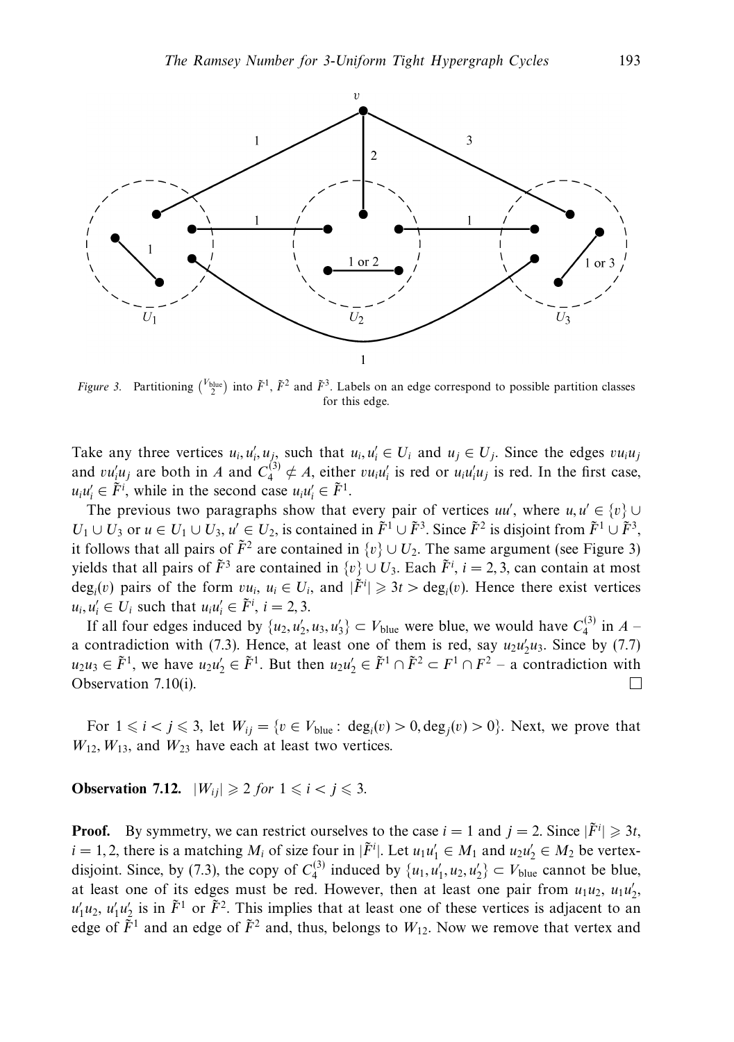*Figure 3.* Partitioning $\binom{V_{\text{blue}}}{2}$ into $\tilde{F}^1$, $\tilde{F}^2$ and $\tilde{F}^3$. Labels on an edge correspond to possible partition classes for this edge.

Take any three vertices $u_i, u_i', u_j$, such that $u_i, u_i' \in U_i$ and $u_j \in U_j$. Since the edges $vu_iu_j$ and $vu_i'u_j$ are both in $A$ and $C_4^{(3)} \not\subset A$, either $vu_iu_i'$ is red or $u_iu_i'u_j$ is red. In the first case, $u_iu_i' \in \tilde{F}^i$, while in the second case $u_iu_i' \in \tilde{F}^1$.

The previous two paragraphs show that every pair of vertices $uu'$, where $u, u' \in \{v\} \cup U_1 \cup U_3$ or $u \in U_1 \cup U_3$, $u' \in U_2$, is contained in $\tilde{F}^1 \cup \tilde{F}^3$. Since $\tilde{F}^2$ is disjoint from $\tilde{F}^1 \cup \tilde{F}^3$, it follows that all pairs of $\tilde{F}^2$ are contained in $\{v\} \cup U_2$. The same argument (see Figure 3) yields that all pairs of $\tilde{F}^3$ are contained in $\{v\} \cup U_3$. Each $\tilde{F}^i$, $i = 2, 3$, can contain at most $\deg_i(v)$ pairs of the form $vu_i$, $u_i \in U_i$, and $|\tilde{F}^i| \geqslant 3t > \deg_i(v)$. Hence there exist vertices $u_i, u_i' \in U_i$ such that $u_iu_i' \in \tilde{F}^i$, $i = 2, 3$.

If all four edges induced by $\{u_2, u_2', u_3, u_3'\} \subset V_{\text{blue}}$ were blue, we would have $C_4^{(3)}$ in $A$ – a contradiction with (7.3). Hence, at least one of them is red, say $u_2u_2'u_3$. Since by (7.7) $u_2u_3 \in \tilde{F}^1$, we have $u_2u_2' \in \tilde{F}^1$. But then $u_2u_2' \in \tilde{F}^1 \cap \tilde{F}^2 \subset F^1 \cap F^2$ – a contradiction with Observation 7.10(i). $\square$

For $1 \leqslant i < j \leqslant 3$, let $W_{ij} = \{v \in V_{\text{blue}} : \deg_i(v) > 0, \deg_j(v) > 0\}$. Next, we prove that $W_{12}$, $W_{13}$, and $W_{23}$ have each at least two vertices.

**Observation 7.12.** $|W_{ij}| \geqslant 2$ *for* $1 \leqslant i < j \leqslant 3$.

**Proof.** By symmetry, we can restrict ourselves to the case $i = 1$ and $j = 2$. Since $|\tilde{F}^i| \geqslant 3t$, $i = 1, 2$, there is a matching $M_i$ of size four in $|\tilde{F}^i|$. Let $u_1u_1' \in M_1$ and $u_2u_2' \in M_2$ be vertex-disjoint. Since, by (7.3), the copy of $C_4^{(3)}$ induced by $\{u_1, u_1', u_2, u_2'\} \subset V_{\text{blue}}$ cannot be blue, at least one of its edges must be red. However, then at least one pair from $u_1u_2$, $u_1u_2'$, $u_1'u_2$, $u_1'u_2'$ is in $\tilde{F}^1$ or $\tilde{F}^2$. This implies that at least one of these vertices is adjacent to an edge of $\tilde{F}^1$ and an edge of $\tilde{F}^2$ and, thus, belongs to $W_{12}$. Now we remove that vertex and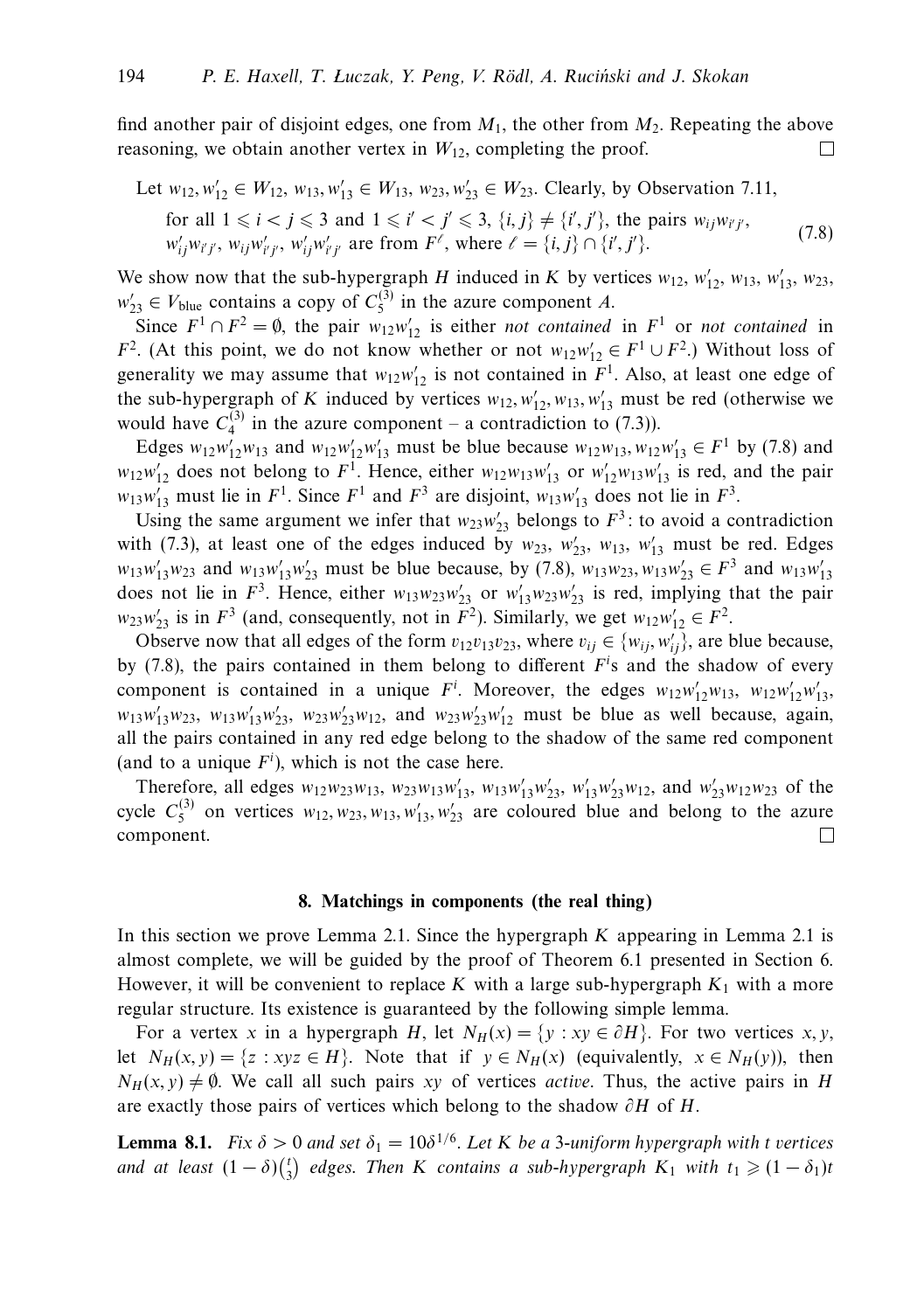find another pair of disjoint edges, one from $M_1$, the other from $M_2$. Repeating the above reasoning, we obtain another vertex in $W_{12}$, completing the proof. $\square$

Let $w_{12}, w'_{12} \in W_{12}$, $w_{13}, w'_{13} \in W_{13}$, $w_{23}, w'_{23} \in W_{23}$. Clearly, by Observation 7.11,

$$\text{for all } 1 \leqslant i < j \leqslant 3 \text{ and } 1 \leqslant i' < j' \leqslant 3,\ \{i,j\} \neq \{i',j'\}, \text{ the pairs } w_{ij}w_{i'j'}, \\ w'_{ij}w_{i'j'},\ w_{ij}w'_{i'j'},\ w'_{ij}w'_{i'j'} \text{ are from } F^{\ell}, \text{ where } \ell = \{i,j\} \cap \{i',j'\}. \tag{7.8}$$

We show now that the sub-hypergraph $H$ induced in $K$ by vertices $w_{12}$, $w'_{12}$, $w_{13}$, $w'_{13}$, $w_{23}$, $w'_{23} \in V_{\text{blue}}$ contains a copy of $C_5^{(3)}$ in the azure component $A$.

Since $F^1 \cap F^2 = \emptyset$, the pair $w_{12}w'_{12}$ is either *not contained* in $F^1$ or *not contained* in $F^2$. (At this point, we do not know whether or not $w_{12}w'_{12} \in F^1 \cup F^2$.) Without loss of generality we may assume that $w_{12}w'_{12}$ is not contained in $F^1$. Also, at least one edge of the sub-hypergraph of $K$ induced by vertices $w_{12}, w'_{12}, w_{13}, w'_{13}$ must be red (otherwise we would have $C_4^{(3)}$ in the azure component – a contradiction to (7.3)).

Edges $w_{12}w'_{12}w_{13}$ and $w_{12}w'_{12}w'_{13}$ must be blue because $w_{12}w_{13}, w_{12}w'_{13} \in F^1$ by (7.8) and $w_{12}w'_{12}$ does not belong to $F^1$. Hence, either $w_{12}w_{13}w'_{13}$ or $w'_{12}w_{13}w'_{13}$ is red, and the pair $w_{13}w'_{13}$ must lie in $F^1$. Since $F^1$ and $F^3$ are disjoint, $w_{13}w'_{13}$ does not lie in $F^3$.

Using the same argument we infer that $w_{23}w'_{23}$ belongs to $F^3$: to avoid a contradiction with (7.3), at least one of the edges induced by $w_{23}$, $w'_{23}$, $w_{13}$, $w'_{13}$ must be red. Edges $w_{13}w'_{13}w_{23}$ and $w_{13}w'_{13}w'_{23}$ must be blue because, by (7.8), $w_{13}w_{23}, w_{13}w'_{23} \in F^3$ and $w_{13}w'_{13}$ does not lie in $F^3$. Hence, either $w_{13}w_{23}w'_{23}$ or $w'_{13}w_{23}w'_{23}$ is red, implying that the pair $w_{23}w'_{23}$ is in $F^3$ (and, consequently, not in $F^2$). Similarly, we get $w_{12}w'_{12} \in F^2$.

Observe now that all edges of the form $v_{12}v_{13}v_{23}$, where $v_{ij} \in \{w_{ij}, w'_{ij}\}$, are blue because, by (7.8), the pairs contained in them belong to different $F^i$s and the shadow of every component is contained in a unique $F^i$. Moreover, the edges $w_{12}w'_{12}w_{13}$, $w_{12}w'_{12}w'_{13}$, $w_{13}w'_{13}w_{23}$, $w_{13}w'_{13}w'_{23}$, $w_{23}w'_{23}w_{12}$, and $w_{23}w'_{23}w'_{12}$ must be blue as well because, again, all the pairs contained in any red edge belong to the shadow of the same red component (and to a unique $F^i$), which is not the case here.

Therefore, all edges $w_{12}w_{23}w_{13}$, $w_{23}w_{13}w'_{13}$, $w_{13}w'_{13}w'_{23}$, $w'_{13}w'_{23}w_{12}$, and $w'_{23}w_{12}w_{23}$ of the cycle $C_5^{(3)}$ on vertices $w_{12}, w_{23}, w_{13}, w'_{13}, w'_{23}$ are coloured blue and belong to the azure component. $\square$

## 8. Matchings in components (the real thing)

In this section we prove Lemma 2.1. Since the hypergraph $K$ appearing in Lemma 2.1 is almost complete, we will be guided by the proof of Theorem 6.1 presented in Section 6. However, it will be convenient to replace $K$ with a large sub-hypergraph $K_1$ with a more regular structure. Its existence is guaranteed by the following simple lemma.

For a vertex $x$ in a hypergraph $H$, let $N_H(x) = \{y : xy \in \partial H\}$. For two vertices $x, y$, let $N_H(x,y) = \{z : xyz \in H\}$. Note that if $y \in N_H(x)$ (equivalently, $x \in N_H(y)$), then $N_H(x,y) \neq \emptyset$. We call all such pairs $xy$ of vertices *active*. Thus, the active pairs in $H$ are exactly those pairs of vertices which belong to the shadow $\partial H$ of $H$.

**Lemma 8.1.** *Fix $\delta > 0$ and set $\delta_1 = 10\delta^{1/6}$. Let $K$ be a 3-uniform hypergraph with $t$ vertices and at least $(1-\delta)\binom{t}{3}$ edges. Then $K$ contains a sub-hypergraph $K_1$ with $t_1 \geqslant (1-\delta_1)t$*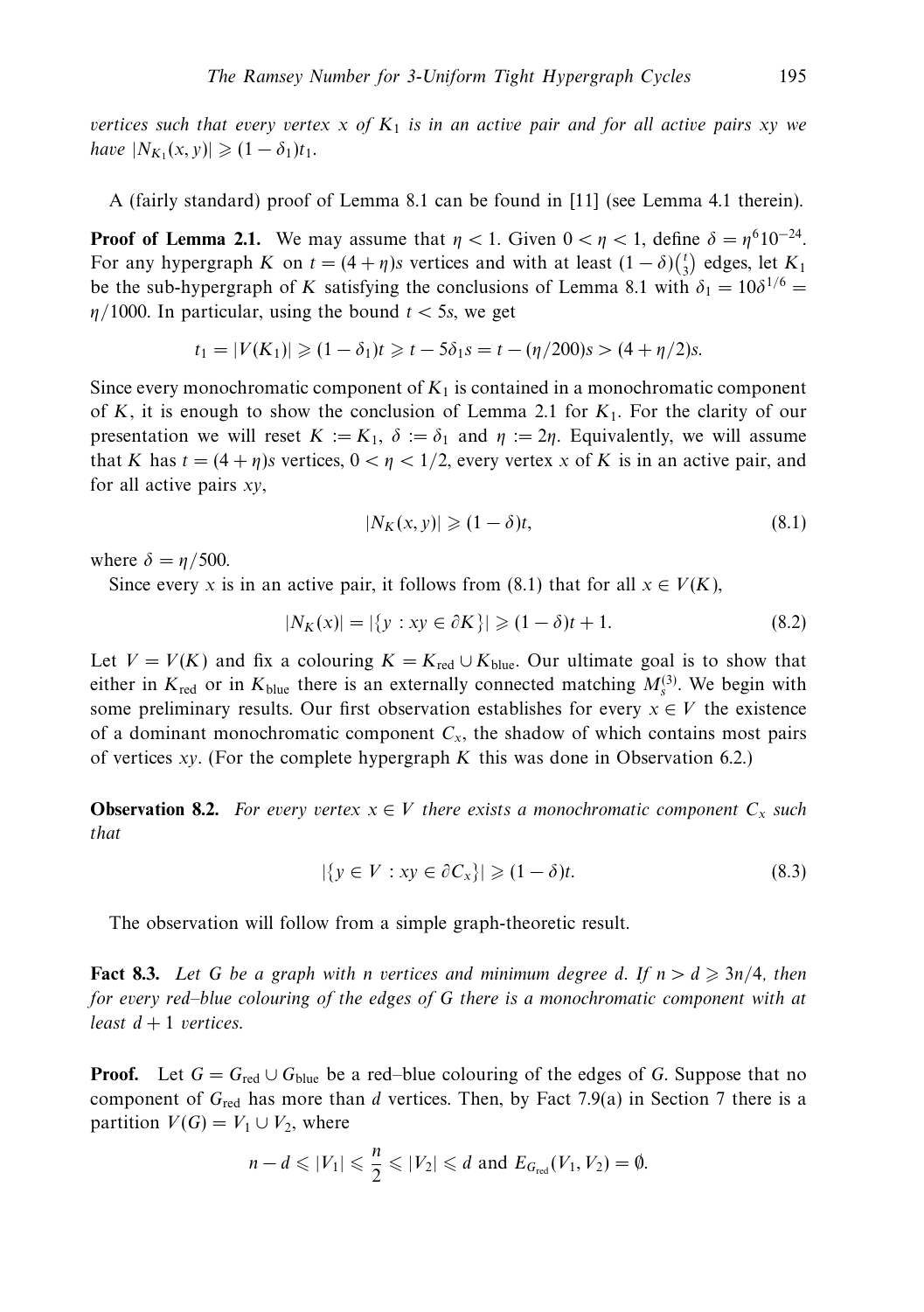*vertices such that every vertex $x$ of $K_1$ is in an active pair and for all active pairs $xy$ we have $|N_{K_1}(x, y)| \geqslant (1 - \delta_1)t_1$.*

A (fairly standard) proof of Lemma 8.1 can be found in [11] (see Lemma 4.1 therein).

**Proof of Lemma 2.1.** We may assume that $\eta < 1$. Given $0 < \eta < 1$, define $\delta = \eta^6 10^{-24}$. For any hypergraph $K$ on $t = (4 + \eta)s$ vertices and with at least $(1 - \delta)\binom{t}{3}$ edges, let $K_1$ be the sub-hypergraph of $K$ satisfying the conclusions of Lemma 8.1 with $\delta_1 = 10\delta^{1/6} = \eta/1000$. In particular, using the bound $t < 5s$, we get

$$t_1 = |V(K_1)| \geqslant (1 - \delta_1)t \geqslant t - 5\delta_1 s = t - (\eta/200)s > (4 + \eta/2)s.$$

Since every monochromatic component of $K_1$ is contained in a monochromatic component of $K$, it is enough to show the conclusion of Lemma 2.1 for $K_1$. For the clarity of our presentation we will reset $K := K_1$, $\delta := \delta_1$ and $\eta := 2\eta$. Equivalently, we will assume that $K$ has $t = (4 + \eta)s$ vertices, $0 < \eta < 1/2$, every vertex $x$ of $K$ is in an active pair, and for all active pairs $xy$,

$$|N_K(x, y)| \geqslant (1 - \delta)t, \tag{8.1}$$

where $\delta = \eta/500$.

Since every $x$ is in an active pair, it follows from (8.1) that for all $x \in V(K)$,

$$|N_K(x)| = |\{y : xy \in \partial K\}| \geqslant (1 - \delta)t + 1. \tag{8.2}$$

Let $V = V(K)$ and fix a colouring $K = K_{\text{red}} \cup K_{\text{blue}}$. Our ultimate goal is to show that either in $K_{\text{red}}$ or in $K_{\text{blue}}$ there is an externally connected matching $M_s^{(3)}$. We begin with some preliminary results. Our first observation establishes for every $x \in V$ the existence of a dominant monochromatic component $C_x$, the shadow of which contains most pairs of vertices $xy$. (For the complete hypergraph $K$ this was done in Observation 6.2.)

**Observation 8.2.** *For every vertex $x \in V$ there exists a monochromatic component $C_x$ such that*

$$|\{y \in V : xy \in \partial C_x\}| \geqslant (1 - \delta)t. \tag{8.3}$$

The observation will follow from a simple graph-theoretic result.

**Fact 8.3.** *Let $G$ be a graph with $n$ vertices and minimum degree $d$. If $n > d \geqslant 3n/4$, then for every red–blue colouring of the edges of $G$ there is a monochromatic component with at least $d + 1$ vertices.*

**Proof.** Let $G = G_{\text{red}} \cup G_{\text{blue}}$ be a red–blue colouring of the edges of $G$. Suppose that no component of $G_{\text{red}}$ has more than $d$ vertices. Then, by Fact 7.9(a) in Section 7 there is a partition $V(G) = V_1 \cup V_2$, where

$$n - d \leqslant |V_1| \leqslant \frac{n}{2} \leqslant |V_2| \leqslant d \text{ and } E_{G_{\text{red}}}(V_1, V_2) = \emptyset.$$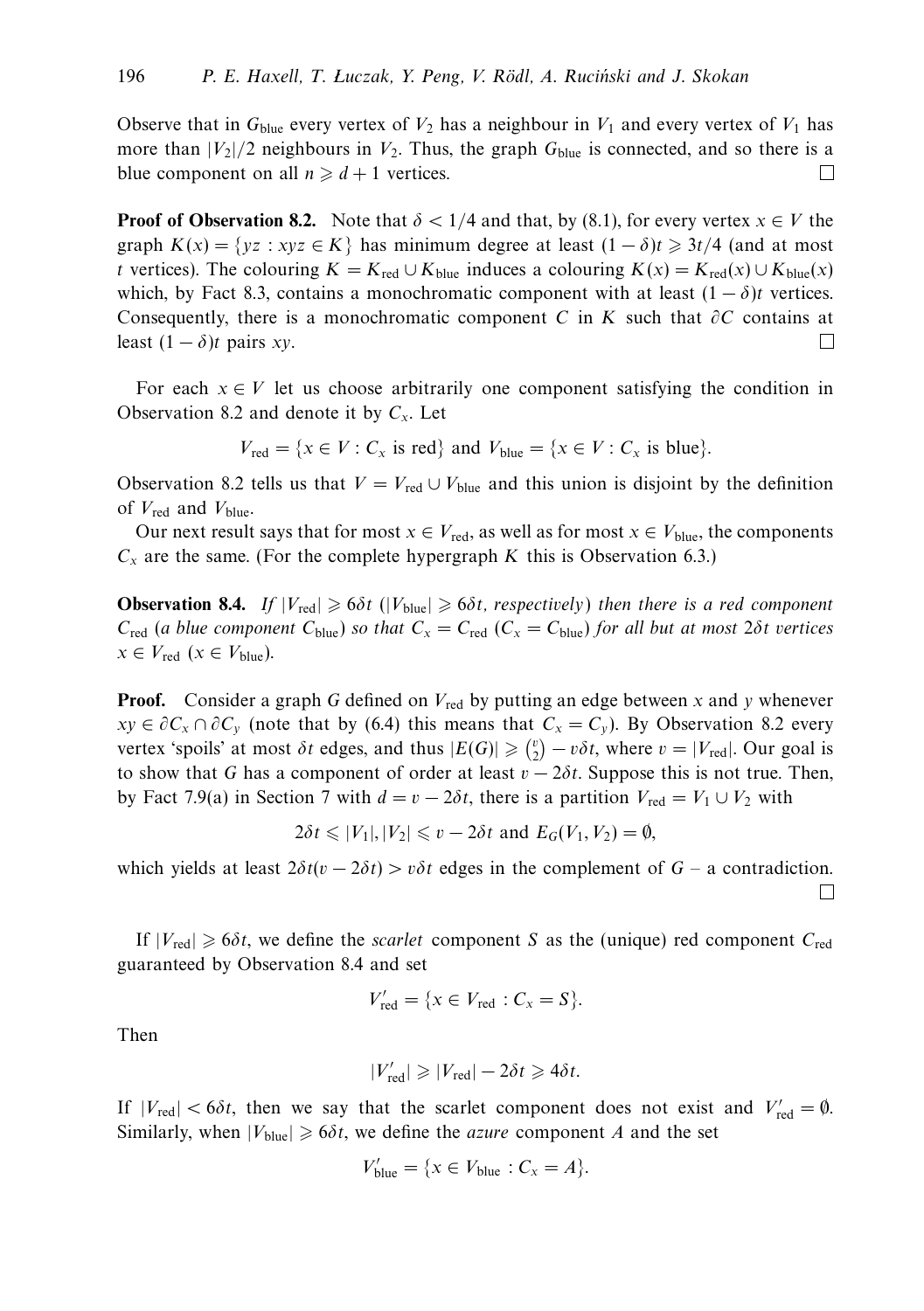Observe that in $G_{\text{blue}}$ every vertex of $V_2$ has a neighbour in $V_1$ and every vertex of $V_1$ has more than $|V_2|/2$ neighbours in $V_2$. Thus, the graph $G_{\text{blue}}$ is connected, and so there is a blue component on all $n \geqslant d+1$ vertices. □

**Proof of Observation 8.2.** Note that $\delta < 1/4$ and that, by (8.1), for every vertex $x \in V$ the graph $K(x) = \{yz : xyz \in K\}$ has minimum degree at least $(1-\delta)t \geqslant 3t/4$ (and at most $t$ vertices). The colouring $K = K_{\text{red}} \cup K_{\text{blue}}$ induces a colouring $K(x) = K_{\text{red}}(x) \cup K_{\text{blue}}(x)$ which, by Fact 8.3, contains a monochromatic component with at least $(1-\delta)t$ vertices. Consequently, there is a monochromatic component $C$ in $K$ such that $\partial C$ contains at least $(1-\delta)t$ pairs $xy$. □

For each $x \in V$ let us choose arbitrarily one component satisfying the condition in Observation 8.2 and denote it by $C_x$. Let

$$V_{\text{red}} = \{x \in V : C_x \text{ is red}\} \text{ and } V_{\text{blue}} = \{x \in V : C_x \text{ is blue}\}.$$

Observation 8.2 tells us that $V = V_{\text{red}} \cup V_{\text{blue}}$ and this union is disjoint by the definition of $V_{\text{red}}$ and $V_{\text{blue}}$.

Our next result says that for most $x \in V_{\text{red}}$, as well as for most $x \in V_{\text{blue}}$, the components $C_x$ are the same. (For the complete hypergraph $K$ this is Observation 6.3.)

**Observation 8.4.** *If $|V_{\text{red}}| \geqslant 6\delta t$ ($|V_{\text{blue}}| \geqslant 6\delta t$, respectively) then there is a red component $C_{\text{red}}$ (a blue component $C_{\text{blue}}$) so that $C_x = C_{\text{red}}$ ($C_x = C_{\text{blue}}$) for all but at most $2\delta t$ vertices $x \in V_{\text{red}}$ ($x \in V_{\text{blue}}$).*

**Proof.** Consider a graph $G$ defined on $V_{\text{red}}$ by putting an edge between $x$ and $y$ whenever $xy \in \partial C_x \cap \partial C_y$ (note that by (6.4) this means that $C_x = C_y$). By Observation 8.2 every vertex 'spoils' at most $\delta t$ edges, and thus $|E(G)| \geqslant \binom{v}{2} - v\delta t$, where $v = |V_{\text{red}}|$. Our goal is to show that $G$ has a component of order at least $v - 2\delta t$. Suppose this is not true. Then, by Fact 7.9(a) in Section 7 with $d = v - 2\delta t$, there is a partition $V_{\text{red}} = V_1 \cup V_2$ with

$$2\delta t \leqslant |V_1|, |V_2| \leqslant v - 2\delta t \text{ and } E_G(V_1, V_2) = \emptyset,$$

which yields at least $2\delta t(v - 2\delta t) > v\delta t$ edges in the complement of $G$ – a contradiction. □

If $|V_{\text{red}}| \geqslant 6\delta t$, we define the *scarlet* component $S$ as the (unique) red component $C_{\text{red}}$ guaranteed by Observation 8.4 and set

$$V'_{\text{red}} = \{x \in V_{\text{red}} : C_x = S\}.$$

Then

$$|V'_{\text{red}}| \geqslant |V_{\text{red}}| - 2\delta t \geqslant 4\delta t.$$

If $|V_{\text{red}}| < 6\delta t$, then we say that the scarlet component does not exist and $V'_{\text{red}} = \emptyset$. Similarly, when $|V_{\text{blue}}| \geqslant 6\delta t$, we define the *azure* component $A$ and the set

$$V'_{\text{blue}} = \{x \in V_{\text{blue}} : C_x = A\}.$$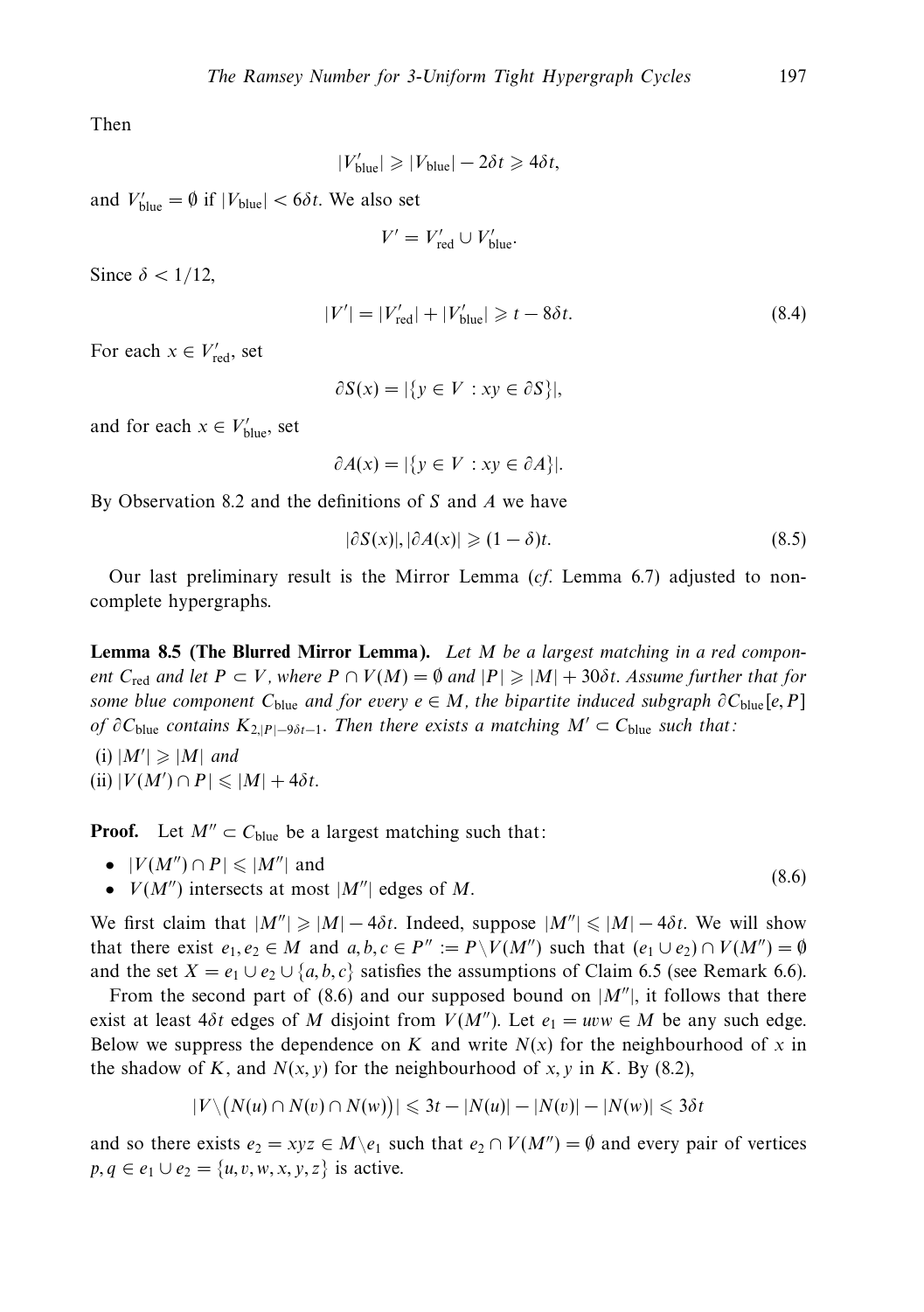Then

$$|V'_{\text{blue}}| \geqslant |V_{\text{blue}}| - 2\delta t \geqslant 4\delta t,$$

and $V'_{\text{blue}} = \emptyset$ if $|V_{\text{blue}}| < 6\delta t$. We also set

$$V' = V'_{\text{red}} \cup V'_{\text{blue}}.$$

Since $\delta < 1/12$,

$$|V'| = |V'_{\text{red}}| + |V'_{\text{blue}}| \geqslant t - 8\delta t. \tag{8.4}$$

For each $x \in V'_{\text{red}}$, set

$$\partial S(x) = |\{y \in V : xy \in \partial S\}|,$$

and for each $x \in V'_{\text{blue}}$, set

$$\partial A(x) = |\{y \in V : xy \in \partial A\}|.$$

By Observation 8.2 and the definitions of $S$ and $A$ we have

$$|\partial S(x)|, |\partial A(x)| \geqslant (1 - \delta)t. \tag{8.5}$$

Our last preliminary result is the Mirror Lemma (*cf.* Lemma 6.7) adjusted to non-complete hypergraphs.

**Lemma 8.5 (The Blurred Mirror Lemma).** *Let $M$ be a largest matching in a red component $C_{\text{red}}$ and let $P \subset V$, where $P \cap V(M) = \emptyset$ and $|P| \geqslant |M| + 30\delta t$. Assume further that for some blue component $C_{\text{blue}}$ and for every $e \in M$, the bipartite induced subgraph $\partial C_{\text{blue}}[e, P]$ of $\partial C_{\text{blue}}$ contains $K_{2,|P|-9\delta t-1}$. Then there exists a matching $M' \subset C_{\text{blue}}$ such that:*

(i) $|M'| \geqslant |M|$ *and*
(ii) $|V(M') \cap P| \leqslant |M| + 4\delta t$.

**Proof.** Let $M'' \subset C_{\text{blue}}$ be a largest matching such that:

- $|V(M'') \cap P| \leqslant |M''|$ and
- $V(M'')$ intersects at most $|M''|$ edges of $M$. (8.6)

We first claim that $|M''| \geqslant |M| - 4\delta t$. Indeed, suppose $|M''| \leqslant |M| - 4\delta t$. We will show that there exist $e_1, e_2 \in M$ and $a, b, c \in P'' := P \setminus V(M'')$ such that $(e_1 \cup e_2) \cap V(M'') = \emptyset$ and the set $X = e_1 \cup e_2 \cup \{a, b, c\}$ satisfies the assumptions of Claim 6.5 (see Remark 6.6).

From the second part of (8.6) and our supposed bound on $|M''|$, it follows that there exist at least $4\delta t$ edges of $M$ disjoint from $V(M'')$. Let $e_1 = uvw \in M$ be any such edge. Below we suppress the dependence on $K$ and write $N(x)$ for the neighbourhood of $x$ in the shadow of $K$, and $N(x, y)$ for the neighbourhood of $x, y$ in $K$. By (8.2),

$$|V \setminus (N(u) \cap N(v) \cap N(w))| \leqslant 3t - |N(u)| - |N(v)| - |N(w)| \leqslant 3\delta t$$

and so there exists $e_2 = xyz \in M \setminus e_1$ such that $e_2 \cap V(M'') = \emptyset$ and every pair of vertices $p, q \in e_1 \cup e_2 = \{u, v, w, x, y, z\}$ is active.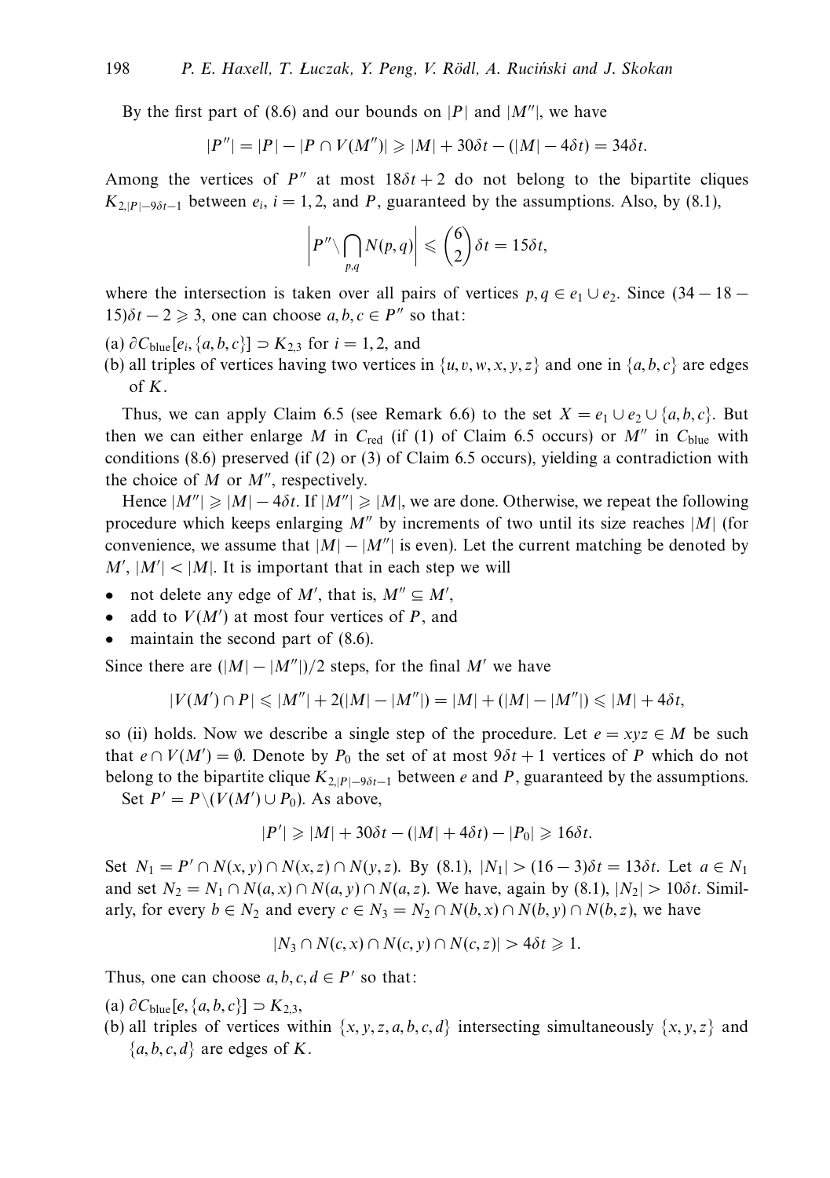By the first part of (8.6) and our bounds on $|P|$ and $|M''|$, we have

$$|P''| = |P| - |P \cap V(M'')| \geqslant |M| + 30\delta t - (|M| - 4\delta t) = 34\delta t.$$

Among the vertices of $P''$ at most $18\delta t + 2$ do not belong to the bipartite cliques $K_{2,|P|-9\delta t-1}$ between $e_i$, $i = 1, 2$, and $P$, guaranteed by the assumptions. Also, by (8.1),

$$\left| P'' \setminus \bigcap_{p,q} N(p, q) \right| \leqslant \binom{6}{2} \delta t = 15\delta t,$$

where the intersection is taken over all pairs of vertices $p, q \in e_1 \cup e_2$. Since $(34 - 18 - 15)\delta t - 2 \geqslant 3$, one can choose $a, b, c \in P''$ so that:

(a) $\partial C_{\text{blue}}[e_i, \{a, b, c\}] \supset K_{2,3}$ for $i = 1, 2$, and

(b) all triples of vertices having two vertices in $\{u, v, w, x, y, z\}$ and one in $\{a, b, c\}$ are edges of $K$.

Thus, we can apply Claim 6.5 (see Remark 6.6) to the set $X = e_1 \cup e_2 \cup \{a, b, c\}$. But then we can either enlarge $M$ in $C_{\text{red}}$ (if (1) of Claim 6.5 occurs) or $M''$ in $C_{\text{blue}}$ with conditions (8.6) preserved (if (2) or (3) of Claim 6.5 occurs), yielding a contradiction with the choice of $M$ or $M''$, respectively.

Hence $|M''| \geqslant |M| - 4\delta t$. If $|M''| \geqslant |M|$, we are done. Otherwise, we repeat the following procedure which keeps enlarging $M''$ by increments of two until its size reaches $|M|$ (for convenience, we assume that $|M| - |M''|$ is even). Let the current matching be denoted by $M'$, $|M'| < |M|$. It is important that in each step we will

- not delete any edge of $M'$, that is, $M'' \subseteq M'$,
- add to $V(M')$ at most four vertices of $P$, and
- maintain the second part of (8.6).

Since there are $(|M| - |M''|)/2$ steps, for the final $M'$ we have

$$|V(M') \cap P| \leqslant |M''| + 2(|M| - |M''|) = |M| + (|M| - |M''|) \leqslant |M| + 4\delta t,$$

so (ii) holds. Now we describe a single step of the procedure. Let $e = xyz \in M$ be such that $e \cap V(M') = \emptyset$. Denote by $P_0$ the set of at most $9\delta t + 1$ vertices of $P$ which do not belong to the bipartite clique $K_{2,|P|-9\delta t-1}$ between $e$ and $P$, guaranteed by the assumptions.

Set $P' = P \setminus (V(M') \cup P_0)$. As above,

$$|P'| \geqslant |M| + 30\delta t - (|M| + 4\delta t) - |P_0| \geqslant 16\delta t.$$

Set $N_1 = P' \cap N(x, y) \cap N(x, z) \cap N(y, z)$. By (8.1), $|N_1| > (16 - 3)\delta t = 13\delta t$. Let $a \in N_1$ and set $N_2 = N_1 \cap N(a, x) \cap N(a, y) \cap N(a, z)$. We have, again by (8.1), $|N_2| > 10\delta t$. Similarly, for every $b \in N_2$ and every $c \in N_3 = N_2 \cap N(b, x) \cap N(b, y) \cap N(b, z)$, we have

$$|N_3 \cap N(c, x) \cap N(c, y) \cap N(c, z)| > 4\delta t \geqslant 1.$$

Thus, one can choose $a, b, c, d \in P'$ so that:

(a) $\partial C_{\text{blue}}[e, \{a, b, c\}] \supset K_{2,3}$,

(b) all triples of vertices within $\{x, y, z, a, b, c, d\}$ intersecting simultaneously $\{x, y, z\}$ and $\{a, b, c, d\}$ are edges of $K$.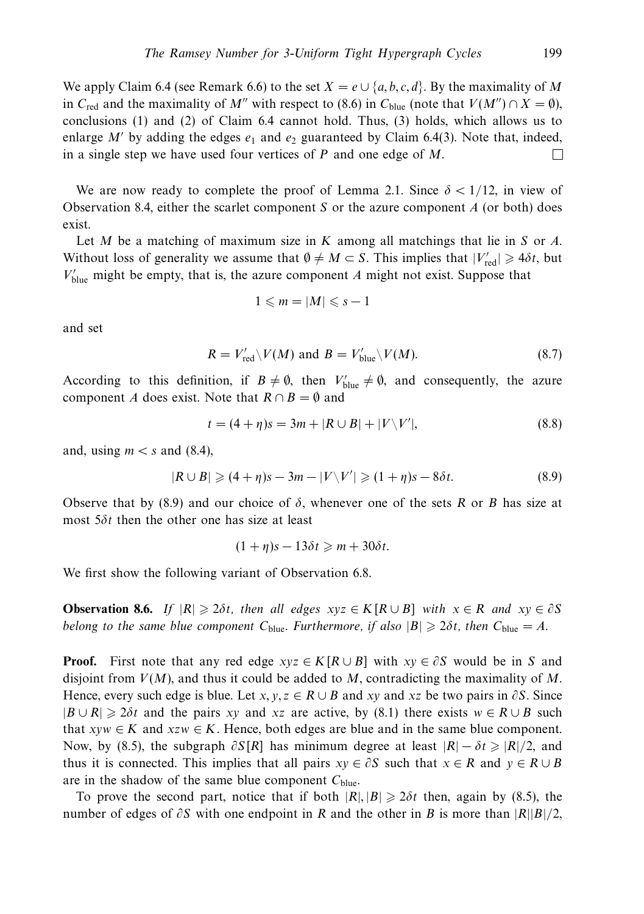We apply Claim 6.4 (see Remark 6.6) to the set $X = e \cup \{a, b, c, d\}$. By the maximality of $M$ in $C_{\text{red}}$ and the maximality of $M''$ with respect to (8.6) in $C_{\text{blue}}$ (note that $V(M'') \cap X = \emptyset$), conclusions (1) and (2) of Claim 6.4 cannot hold. Thus, (3) holds, which allows us to enlarge $M'$ by adding the edges $e_1$ and $e_2$ guaranteed by Claim 6.4(3). Note that, indeed, in a single step we have used four vertices of $P$ and one edge of $M$. □

We are now ready to complete the proof of Lemma 2.1. Since $\delta < 1/12$, in view of Observation 8.4, either the scarlet component $S$ or the azure component $A$ (or both) does exist.

Let $M$ be a matching of maximum size in $K$ among all matchings that lie in $S$ or $A$. Without loss of generality we assume that $\emptyset \neq M \subset S$. This implies that $|V'_{\text{red}}| \geqslant 4\delta t$, but $V'_{\text{blue}}$ might be empty, that is, the azure component $A$ might not exist. Suppose that

$$1 \leqslant m = |M| \leqslant s - 1$$

and set

$$R = V'_{\text{red}} \backslash V(M) \text{ and } B = V'_{\text{blue}} \backslash V(M). \tag{8.7}$$

According to this definition, if $B \neq \emptyset$, then $V'_{\text{blue}} \neq \emptyset$, and consequently, the azure component $A$ does exist. Note that $R \cap B = \emptyset$ and

$$t = (4 + \eta)s = 3m + |R \cup B| + |V \backslash V'|, \tag{8.8}$$

and, using $m < s$ and (8.4),

$$|R \cup B| \geqslant (4 + \eta)s - 3m - |V \backslash V'| \geqslant (1 + \eta)s - 8\delta t. \tag{8.9}$$

Observe that by (8.9) and our choice of $\delta$, whenever one of the sets $R$ or $B$ has size at most $5\delta t$ then the other one has size at least

$$(1 + \eta)s - 13\delta t \geqslant m + 30\delta t.$$

We first show the following variant of Observation 6.8.

**Observation 8.6.** *If $|R| \geqslant 2\delta t$, then all edges $xyz \in K[R \cup B]$ with $x \in R$ and $xy \in \partial S$ belong to the same blue component $C_{\text{blue}}$. Furthermore, if also $|B| \geqslant 2\delta t$, then $C_{\text{blue}} = A$.*

**Proof.** First note that any red edge $xyz \in K[R \cup B]$ with $xy \in \partial S$ would be in $S$ and disjoint from $V(M)$, and thus it could be added to $M$, contradicting the maximality of $M$. Hence, every such edge is blue. Let $x, y, z \in R \cup B$ and $xy$ and $xz$ be two pairs in $\partial S$. Since $|B \cup R| \geqslant 2\delta t$ and the pairs $xy$ and $xz$ are active, by (8.1) there exists $w \in R \cup B$ such that $xyw \in K$ and $xzw \in K$. Hence, both edges are blue and in the same blue component. Now, by (8.5), the subgraph $\partial S[R]$ has minimum degree at least $|R| - \delta t \geqslant |R|/2$, and thus it is connected. This implies that all pairs $xy \in \partial S$ such that $x \in R$ and $y \in R \cup B$ are in the shadow of the same blue component $C_{\text{blue}}$.

To prove the second part, notice that if both $|R|, |B| \geqslant 2\delta t$ then, again by (8.5), the number of edges of $\partial S$ with one endpoint in $R$ and the other in $B$ is more than $|R||B|/2$,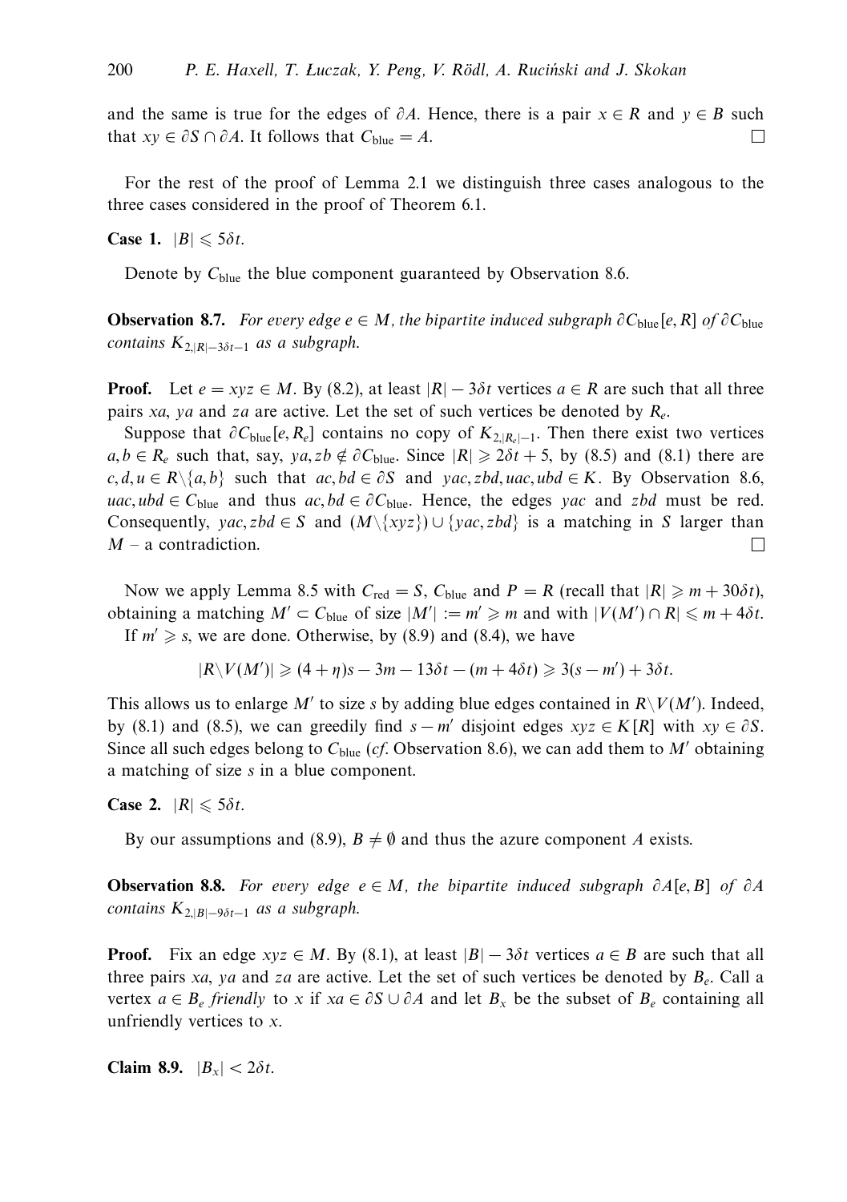and the same is true for the edges of $\partial A$. Hence, there is a pair $x \in R$ and $y \in B$ such that $xy \in \partial S \cap \partial A$. It follows that $C_{\text{blue}} = A$. □

For the rest of the proof of Lemma 2.1 we distinguish three cases analogous to the three cases considered in the proof of Theorem 6.1.

**Case 1.** $|B| \leqslant 5\delta t$.

Denote by $C_{\text{blue}}$ the blue component guaranteed by Observation 8.6.

**Observation 8.7.** *For every edge $e \in M$, the bipartite induced subgraph $\partial C_{\text{blue}}[e, R]$ of $\partial C_{\text{blue}}$ contains $K_{2,|R|-3\delta t-1}$ as a subgraph.*

**Proof.** Let $e = xyz \in M$. By (8.2), at least $|R| - 3\delta t$ vertices $a \in R$ are such that all three pairs $xa$, $ya$ and $za$ are active. Let the set of such vertices be denoted by $R_e$.

Suppose that $\partial C_{\text{blue}}[e, R_e]$ contains no copy of $K_{2,|R_e|-1}$. Then there exist two vertices $a, b \in R_e$ such that, say, $ya, zb \notin \partial C_{\text{blue}}$. Since $|R| \geqslant 2\delta t + 5$, by (8.5) and (8.1) there are $c, d, u \in R\backslash\{a, b\}$ such that $ac, bd \in \partial S$ and $yac, zbd, uac, ubd \in K$. By Observation 8.6, $uac, ubd \in C_{\text{blue}}$ and thus $ac, bd \in \partial C_{\text{blue}}$. Hence, the edges $yac$ and $zbd$ must be red. Consequently, $yac, zbd \in S$ and $(M\backslash\{xyz\}) \cup \{yac, zbd\}$ is a matching in $S$ larger than $M$ – a contradiction. □

Now we apply Lemma 8.5 with $C_{\text{red}} = S$, $C_{\text{blue}}$ and $P = R$ (recall that $|R| \geqslant m + 30\delta t$), obtaining a matching $M' \subset C_{\text{blue}}$ of size $|M'| := m' \geqslant m$ and with $|V(M') \cap R| \leqslant m + 4\delta t$.

If $m' \geqslant s$, we are done. Otherwise, by (8.9) and (8.4), we have

$$|R\backslash V(M')| \geqslant (4+\eta)s - 3m - 13\delta t - (m + 4\delta t) \geqslant 3(s - m') + 3\delta t.$$

This allows us to enlarge $M'$ to size $s$ by adding blue edges contained in $R\backslash V(M')$. Indeed, by (8.1) and (8.5), we can greedily find $s - m'$ disjoint edges $xyz \in K[R]$ with $xy \in \partial S$. Since all such edges belong to $C_{\text{blue}}$ (*cf.* Observation 8.6), we can add them to $M'$ obtaining a matching of size $s$ in a blue component.

**Case 2.** $|R| \leqslant 5\delta t$.

By our assumptions and (8.9), $B \neq \emptyset$ and thus the azure component $A$ exists.

**Observation 8.8.** *For every edge $e \in M$, the bipartite induced subgraph $\partial A[e, B]$ of $\partial A$ contains $K_{2,|B|-9\delta t-1}$ as a subgraph.*

**Proof.** Fix an edge $xyz \in M$. By (8.1), at least $|B| - 3\delta t$ vertices $a \in B$ are such that all three pairs $xa$, $ya$ and $za$ are active. Let the set of such vertices be denoted by $B_e$. Call a vertex $a \in B_e$ *friendly* to $x$ if $xa \in \partial S \cup \partial A$ and let $B_x$ be the subset of $B_e$ containing all unfriendly vertices to $x$.

**Claim 8.9.** $|B_x| < 2\delta t$.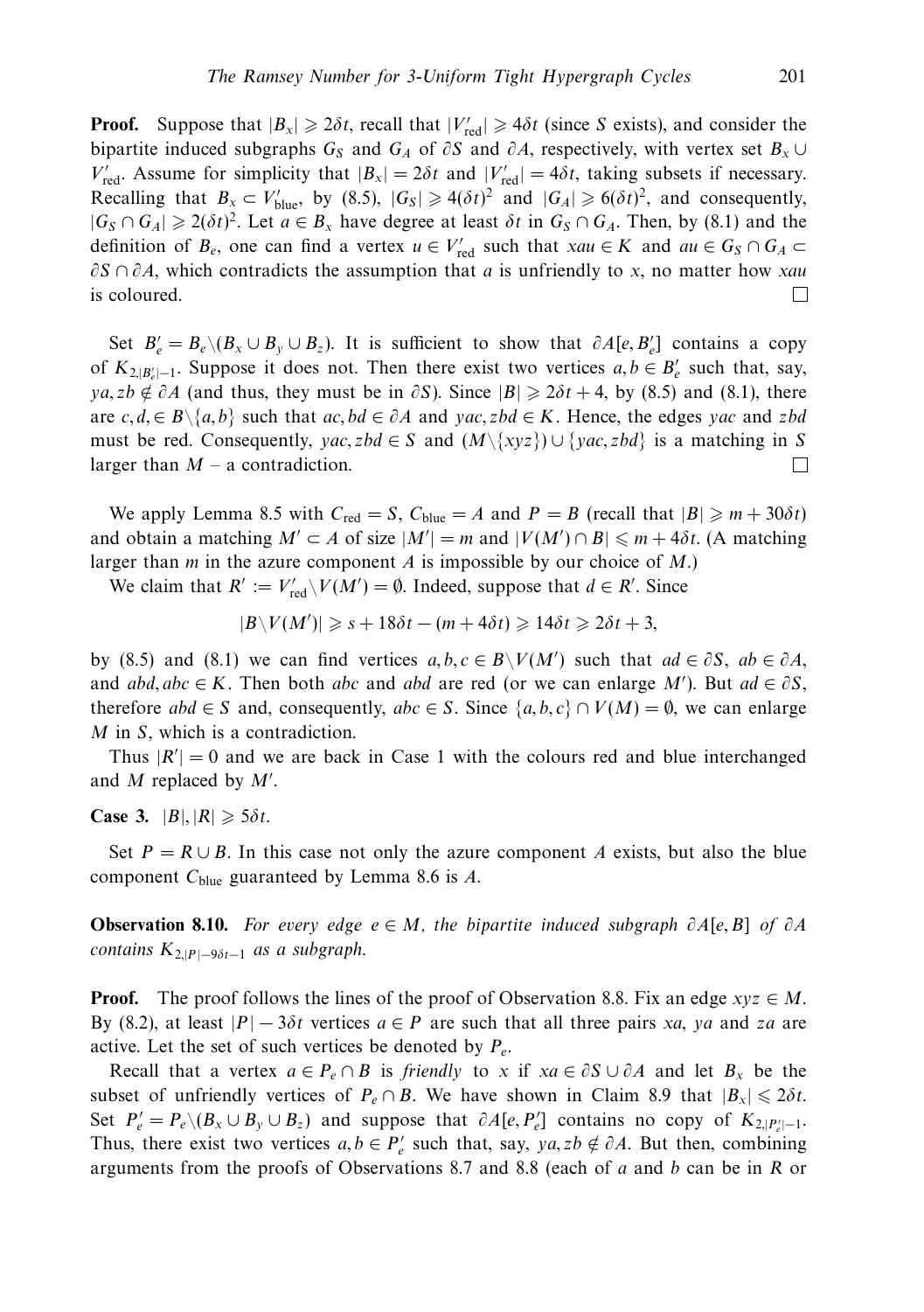**Proof.** Suppose that $|B_x| \geqslant 2\delta t$, recall that $|V'_{\rm red}| \geqslant 4\delta t$ (since $S$ exists), and consider the bipartite induced subgraphs $G_S$ and $G_A$ of $\partial S$ and $\partial A$, respectively, with vertex set $B_x \cup V'_{\rm red}$. Assume for simplicity that $|B_x| = 2\delta t$ and $|V'_{\rm red}| = 4\delta t$, taking subsets if necessary. Recalling that $B_x \subset V'_{\rm blue}$, by (8.5), $|G_S| \geqslant 4(\delta t)^2$ and $|G_A| \geqslant 6(\delta t)^2$, and consequently, $|G_S \cap G_A| \geqslant 2(\delta t)^2$. Let $a \in B_x$ have degree at least $\delta t$ in $G_S \cap G_A$. Then, by (8.1) and the definition of $B_e$, one can find a vertex $u \in V'_{\rm red}$ such that $xau \in K$ and $au \in G_S \cap G_A \subset \partial S \cap \partial A$, which contradicts the assumption that $a$ is unfriendly to $x$, no matter how $xau$ is coloured. □

Set $B'_e = B_e \setminus (B_x \cup B_y \cup B_z)$. It is sufficient to show that $\partial A[e, B'_e]$ contains a copy of $K_{2,|B'_e|-1}$. Suppose it does not. Then there exist two vertices $a, b \in B'_e$ such that, say, $ya, zb \notin \partial A$ (and thus, they must be in $\partial S$). Since $|B| \geqslant 2\delta t + 4$, by (8.5) and (8.1), there are $c, d, \in B \setminus \{a, b\}$ such that $ac, bd \in \partial A$ and $yac, zbd \in K$. Hence, the edges $yac$ and $zbd$ must be red. Consequently, $yac, zbd \in S$ and $(M \setminus \{xyz\}) \cup \{yac, zbd\}$ is a matching in $S$ larger than $M$ – a contradiction. □

We apply Lemma 8.5 with $C_{\rm red} = S$, $C_{\rm blue} = A$ and $P = B$ (recall that $|B| \geqslant m + 30\delta t$) and obtain a matching $M' \subset A$ of size $|M'| = m$ and $|V(M') \cap B| \leqslant m + 4\delta t$. (A matching larger than $m$ in the azure component $A$ is impossible by our choice of $M$.)

We claim that $R' := V'_{\rm red} \setminus V(M') = \emptyset$. Indeed, suppose that $d \in R'$. Since

$$|B \setminus V(M')| \geqslant s + 18\delta t - (m + 4\delta t) \geqslant 14\delta t \geqslant 2\delta t + 3,$$

by (8.5) and (8.1) we can find vertices $a, b, c \in B \setminus V(M')$ such that $ad \in \partial S$, $ab \in \partial A$, and $abd, abc \in K$. Then both $abc$ and $abd$ are red (or we can enlarge $M'$). But $ad \in \partial S$, therefore $abd \in S$ and, consequently, $abc \in S$. Since $\{a, b, c\} \cap V(M) = \emptyset$, we can enlarge $M$ in $S$, which is a contradiction.

Thus $|R'| = 0$ and we are back in Case 1 with the colours red and blue interchanged and $M$ replaced by $M'$.

**Case 3.** $|B|, |R| \geqslant 5\delta t$.

Set $P = R \cup B$. In this case not only the azure component $A$ exists, but also the blue component $C_{\rm blue}$ guaranteed by Lemma 8.6 is $A$.

**Observation 8.10.** *For every edge $e \in M$, the bipartite induced subgraph $\partial A[e, B]$ of $\partial A$ contains $K_{2,|P|-9\delta t-1}$ as a subgraph.*

**Proof.** The proof follows the lines of the proof of Observation 8.8. Fix an edge $xyz \in M$. By (8.2), at least $|P| - 3\delta t$ vertices $a \in P$ are such that all three pairs $xa$, $ya$ and $za$ are active. Let the set of such vertices be denoted by $P_e$.

Recall that a vertex $a \in P_e \cap B$ is *friendly* to $x$ if $xa \in \partial S \cup \partial A$ and let $B_x$ be the subset of unfriendly vertices of $P_e \cap B$. We have shown in Claim 8.9 that $|B_x| \leqslant 2\delta t$. Set $P'_e = P_e \setminus (B_x \cup B_y \cup B_z)$ and suppose that $\partial A[e, P'_e]$ contains no copy of $K_{2,|P'_e|-1}$. Thus, there exist two vertices $a, b \in P'_e$ such that, say, $ya, zb \notin \partial A$. But then, combining arguments from the proofs of Observations 8.7 and 8.8 (each of $a$ and $b$ can be in $R$ or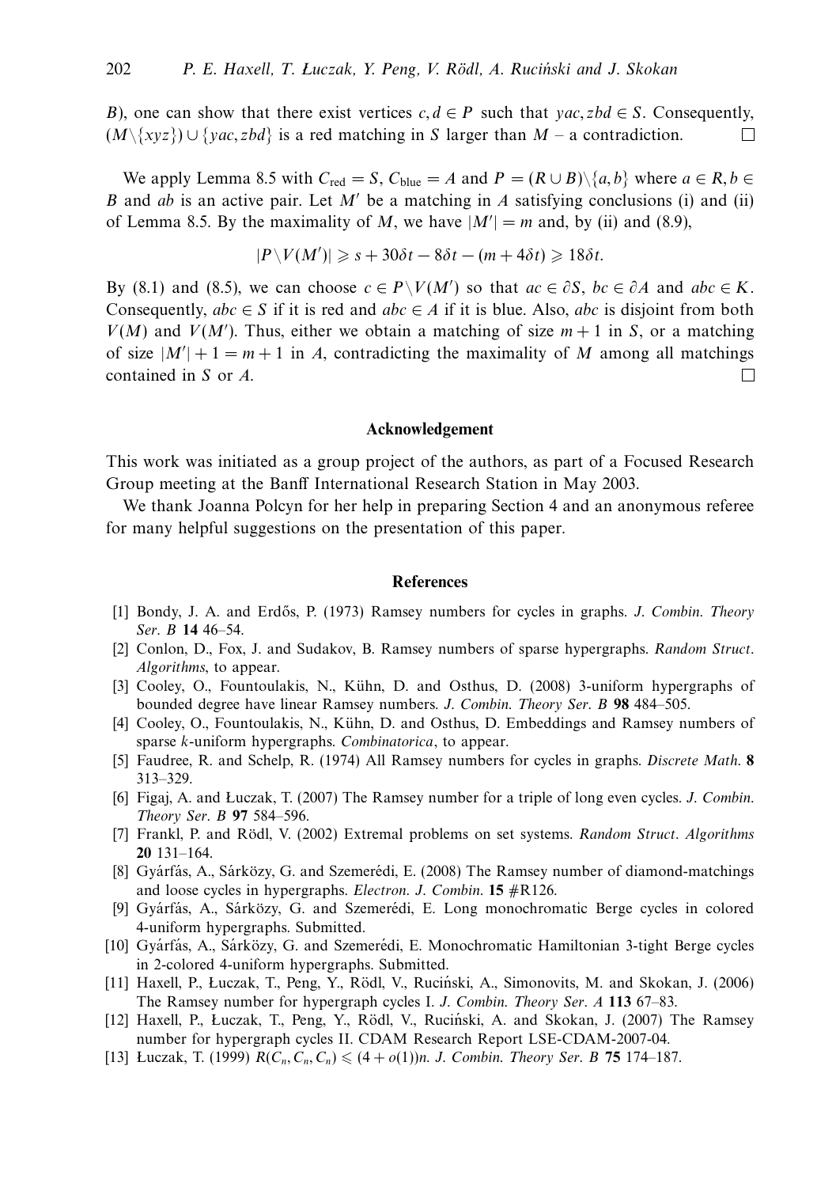$B$), one can show that there exist vertices $c, d \in P$ such that $yac, zbd \in S$. Consequently, $(M \setminus \{xyz\}) \cup \{yac, zbd\}$ is a red matching in $S$ larger than $M$ – a contradiction. $\square$

We apply Lemma 8.5 with $C_{\text{red}} = S$, $C_{\text{blue}} = A$ and $P = (R \cup B) \setminus \{a, b\}$ where $a \in R, b \in B$ and $ab$ is an active pair. Let $M'$ be a matching in $A$ satisfying conclusions (i) and (ii) of Lemma 8.5. By the maximality of $M$, we have $|M'| = m$ and, by (ii) and (8.9),

$$|P \setminus V(M')| \geqslant s + 30\delta t - 8\delta t - (m + 4\delta t) \geqslant 18\delta t.$$

By (8.1) and (8.5), we can choose $c \in P \setminus V(M')$ so that $ac \in \partial S$, $bc \in \partial A$ and $abc \in K$. Consequently, $abc \in S$ if it is red and $abc \in A$ if it is blue. Also, $abc$ is disjoint from both $V(M)$ and $V(M')$. Thus, either we obtain a matching of size $m + 1$ in $S$, or a matching of size $|M'| + 1 = m + 1$ in $A$, contradicting the maximality of $M$ among all matchings contained in $S$ or $A$. $\square$

## Acknowledgement

This work was initiated as a group project of the authors, as part of a Focused Research Group meeting at the Banff International Research Station in May 2003.

We thank Joanna Polcyn for her help in preparing Section 4 and an anonymous referee for many helpful suggestions on the presentation of this paper.

## References

[1] Bondy, J. A. and Erdős, P. (1973) Ramsey numbers for cycles in graphs. *J. Combin. Theory Ser. B* **14** 46–54.

[2] Conlon, D., Fox, J. and Sudakov, B. Ramsey numbers of sparse hypergraphs. *Random Struct. Algorithms*, to appear.

[3] Cooley, O., Fountoulakis, N., Kühn, D. and Osthus, D. (2008) 3-uniform hypergraphs of bounded degree have linear Ramsey numbers. *J. Combin. Theory Ser. B* **98** 484–505.

[4] Cooley, O., Fountoulakis, N., Kühn, D. and Osthus, D. Embeddings and Ramsey numbers of sparse $k$-uniform hypergraphs. *Combinatorica*, to appear.

[5] Faudree, R. and Schelp, R. (1974) All Ramsey numbers for cycles in graphs. *Discrete Math.* **8** 313–329.

[6] Figaj, A. and Łuczak, T. (2007) The Ramsey number for a triple of long even cycles. *J. Combin. Theory Ser. B* **97** 584–596.

[7] Frankl, P. and Rödl, V. (2002) Extremal problems on set systems. *Random Struct. Algorithms* **20** 131–164.

[8] Gyárfás, A., Sárközy, G. and Szemerédi, E. (2008) The Ramsey number of diamond-matchings and loose cycles in hypergraphs. *Electron. J. Combin.* **15** #R126.

[9] Gyárfás, A., Sárközy, G. and Szemerédi, E. Long monochromatic Berge cycles in colored 4-uniform hypergraphs. Submitted.

[10] Gyárfás, A., Sárközy, G. and Szemerédi, E. Monochromatic Hamiltonian 3-tight Berge cycles in 2-colored 4-uniform hypergraphs. Submitted.

[11] Haxell, P., Łuczak, T., Peng, Y., Rödl, V., Ruciński, A., Simonovits, M. and Skokan, J. (2006) The Ramsey number for hypergraph cycles I. *J. Combin. Theory Ser. A* **113** 67–83.

[12] Haxell, P., Łuczak, T., Peng, Y., Rödl, V., Ruciński, A. and Skokan, J. (2007) The Ramsey number for hypergraph cycles II. CDAM Research Report LSE-CDAM-2007-04.

[13] Łuczak, T. (1999) $R(C_n, C_n, C_n) \leqslant (4 + o(1))n$. *J. Combin. Theory Ser. B* **75** 174–187.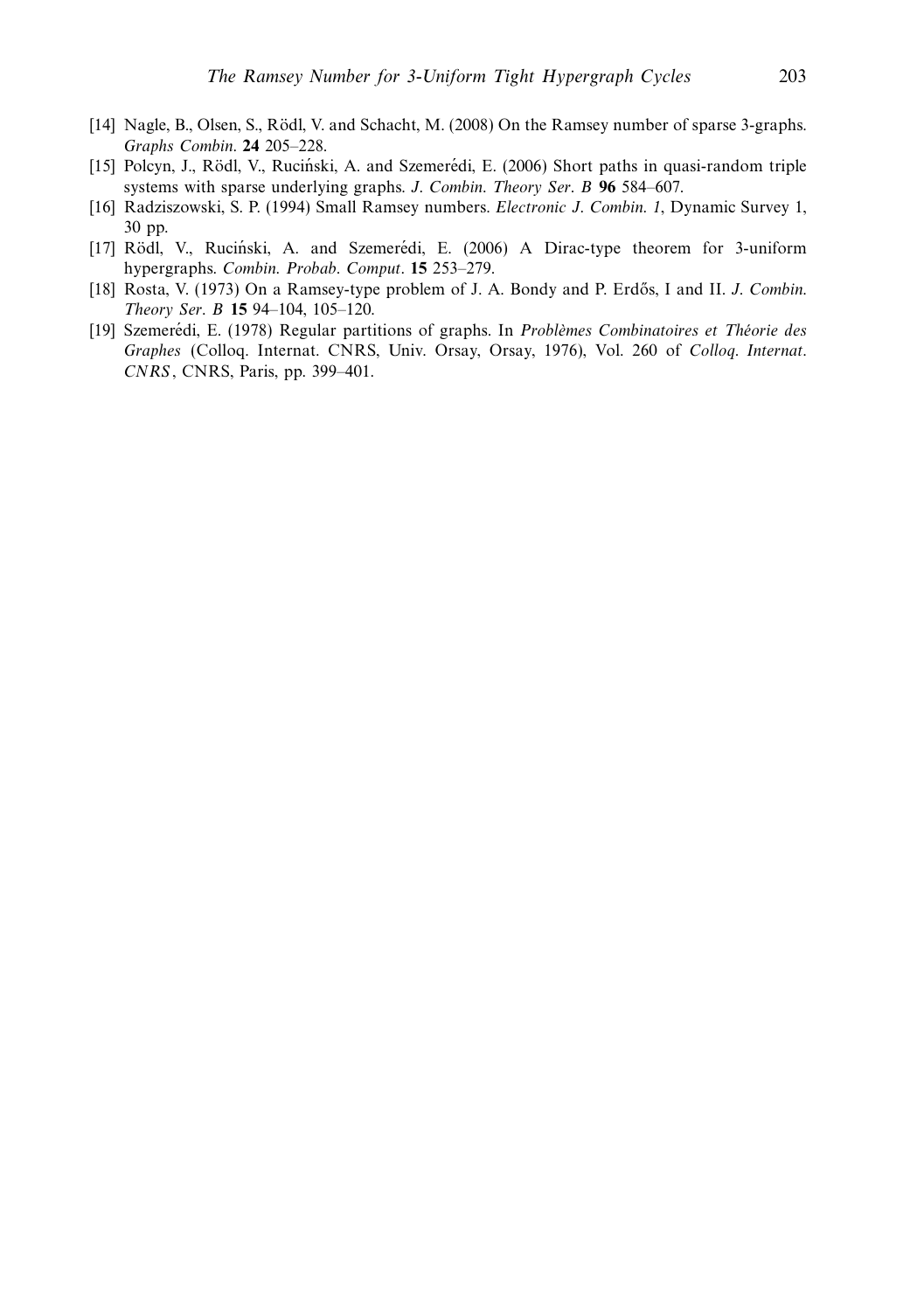[14] Nagle, B., Olsen, S., Rödl, V. and Schacht, M. (2008) On the Ramsey number of sparse 3-graphs. *Graphs Combin.* **24** 205–228.

[15] Polcyn, J., Rödl, V., Ruciński, A. and Szemerédi, E. (2006) Short paths in quasi-random triple systems with sparse underlying graphs. *J. Combin. Theory Ser. B* **96** 584–607.

[16] Radziszowski, S. P. (1994) Small Ramsey numbers. *Electronic J. Combin. 1*, Dynamic Survey 1, 30 pp.

[17] Rödl, V., Ruciński, A. and Szemerédi, E. (2006) A Dirac-type theorem for 3-uniform hypergraphs. *Combin. Probab. Comput.* **15** 253–279.

[18] Rosta, V. (1973) On a Ramsey-type problem of J. A. Bondy and P. Erdős, I and II. *J. Combin. Theory Ser. B* **15** 94–104, 105–120.

[19] Szemerédi, E. (1978) Regular partitions of graphs. In *Problèmes Combinatoires et Théorie des Graphes* (Colloq. Internat. CNRS, Univ. Orsay, Orsay, 1976), Vol. 260 of *Colloq. Internat. CNRS*, CNRS, Paris, pp. 399–401.